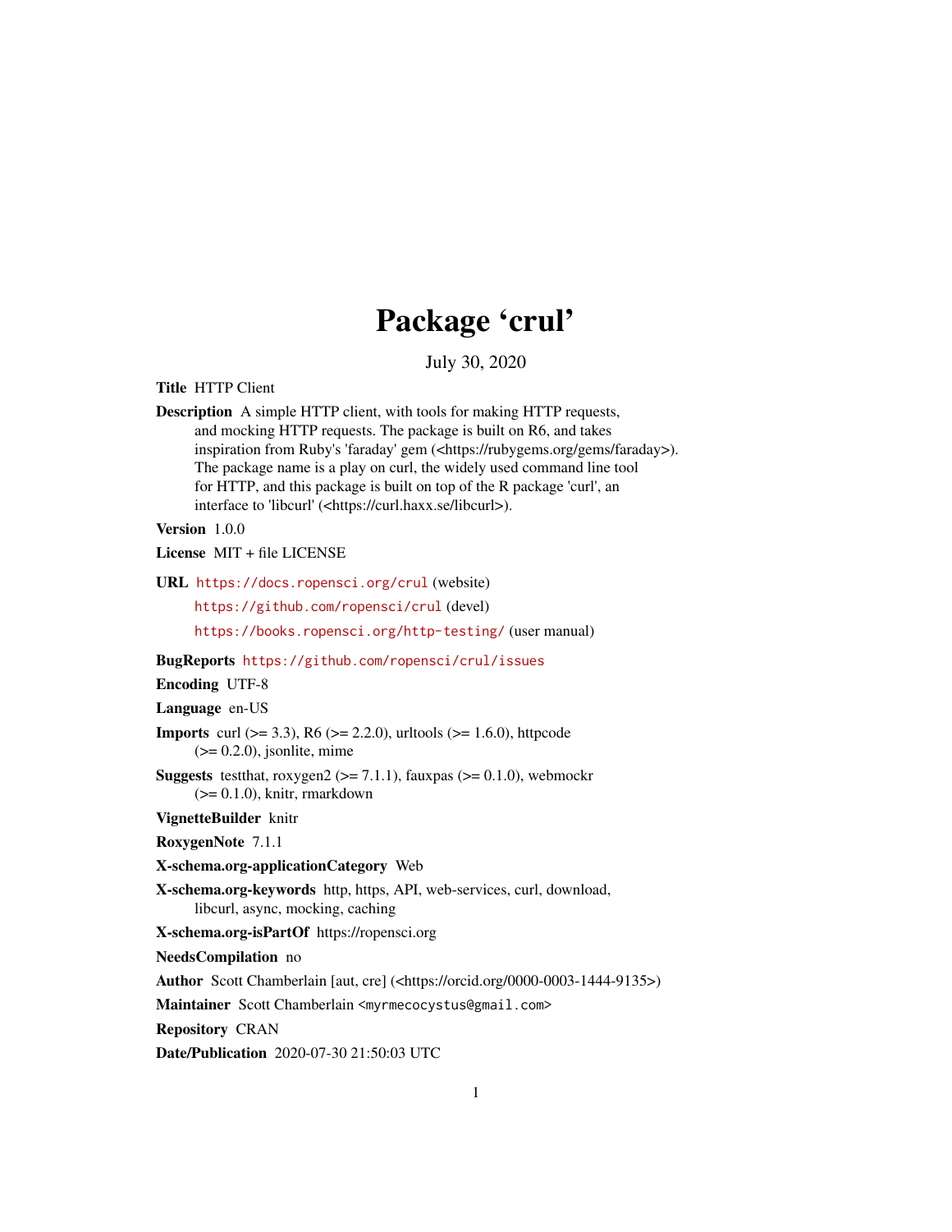# Package 'crul'

July 30, 2020

**Title** HTTP Client

**Description** A simple HTTP client, with tools for making HTTP requests, and mocking HTTP requests. The package is built on R6, and takes inspiration from Ruby's 'faraday' gem (<https://rubygems.org/gems/faraday>). The package name is a play on curl, the widely used command line tool for HTTP, and this package is built on top of the R package 'curl', an interface to 'libcurl' (<https://curl.haxx.se/libcurl>).

**Version** 1.0.0

**License** MIT + file LICENSE

**URL** https://docs.ropensci.org/crul (website)
https://github.com/ropensci/crul (devel)
https://books.ropensci.org/http-testing/ (user manual)

**BugReports** https://github.com/ropensci/crul/issues

**Encoding** UTF-8

**Language** en-US

**Imports** curl (>= 3.3), R6 (>= 2.2.0), urltools (>= 1.6.0), httpcode (>= 0.2.0), jsonlite, mime

**Suggests** testthat, roxygen2 (>= 7.1.1), fauxpas (>= 0.1.0), webmockr (>= 0.1.0), knitr, rmarkdown

**VignetteBuilder** knitr

**RoxygenNote** 7.1.1

**X-schema.org-applicationCategory** Web

**X-schema.org-keywords** http, https, API, web-services, curl, download, libcurl, async, mocking, caching

**X-schema.org-isPartOf** https://ropensci.org

**NeedsCompilation** no

**Author** Scott Chamberlain [aut, cre] (<https://orcid.org/0000-0003-1444-9135>)

**Maintainer** Scott Chamberlain <myrmecocystus@gmail.com>

**Repository** CRAN

**Date/Publication** 2020-07-30 21:50:03 UTC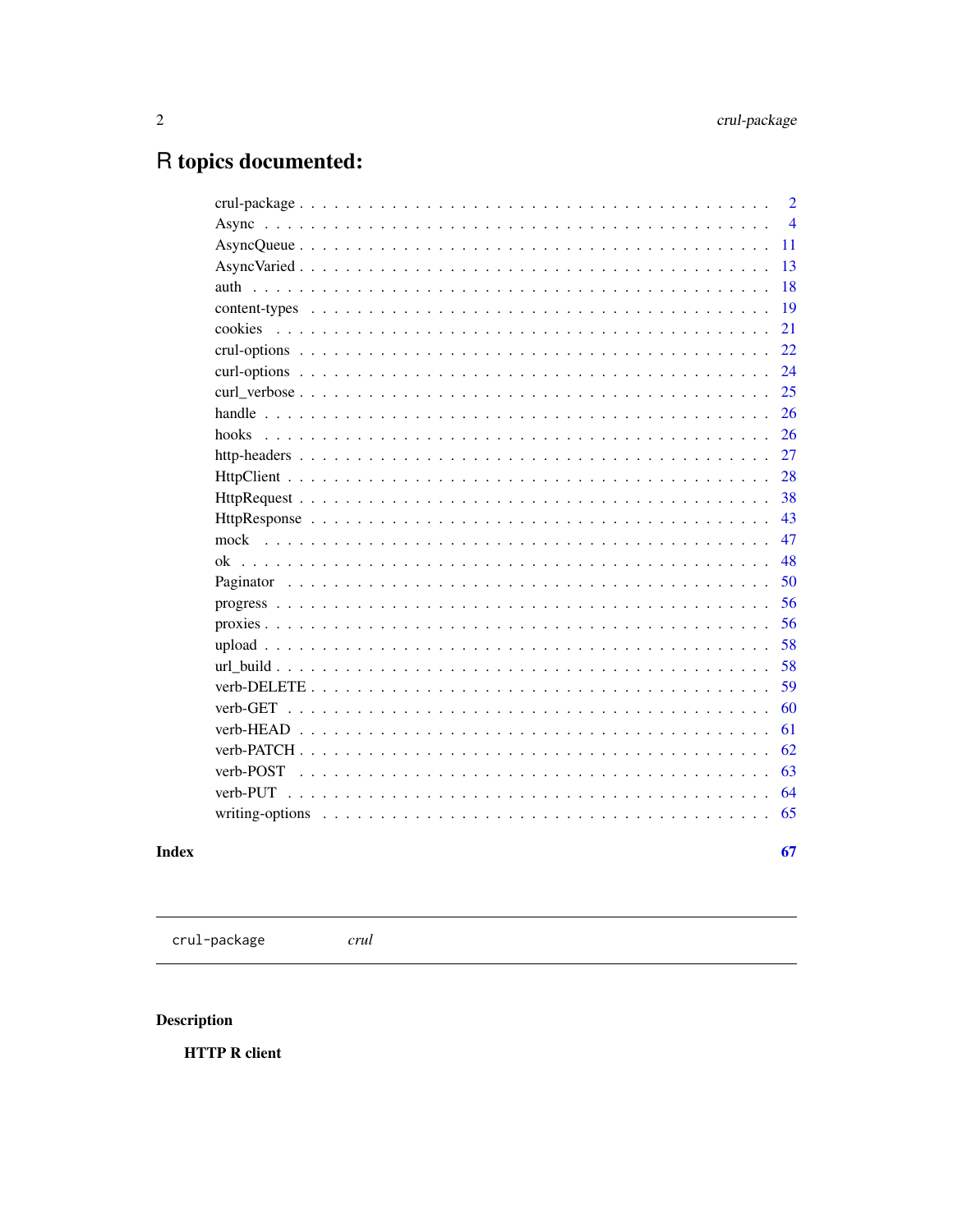# R topics documented:

| | |
|---|---|
| crul-package | 2 |
| Async | 4 |
| AsyncQueue | 11 |
| AsyncVaried | 13 |
| auth | 18 |
| content-types | 19 |
| cookies | 21 |
| crul-options | 22 |
| curl-options | 24 |
| curl_verbose | 25 |
| handle | 26 |
| hooks | 26 |
| http-headers | 27 |
| HttpClient | 28 |
| HttpRequest | 38 |
| HttpResponse | 43 |
| mock | 47 |
| ok | 48 |
| Paginator | 50 |
| progress | 56 |
| proxies | 56 |
| upload | 58 |
| url_build | 58 |
| verb-DELETE | 59 |
| verb-GET | 60 |
| verb-HEAD | 61 |
| verb-PATCH | 62 |
| verb-POST | 63 |
| verb-PUT | 64 |
| writing-options | 65 |

**Index** **67**

---

`crul-package` *crul*

---

## Description

**HTTP R client**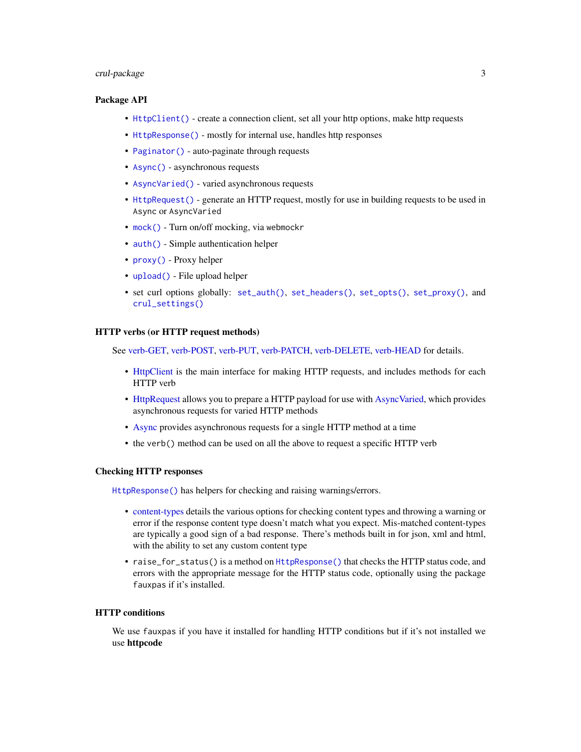## Package API

- `HttpClient()` - create a connection client, set all your http options, make http requests
- `HttpResponse()` - mostly for internal use, handles http responses
- `Paginator()` - auto-paginate through requests
- `Async()` - asynchronous requests
- `AsyncVaried()` - varied asynchronous requests
- `HttpRequest()` - generate an HTTP request, mostly for use in building requests to be used in `Async` or `AsyncVaried`
- `mock()` - Turn on/off mocking, via `webmockr`
- `auth()` - Simple authentication helper
- `proxy()` - Proxy helper
- `upload()` - File upload helper
- set curl options globally: `set_auth()`, `set_headers()`, `set_opts()`, `set_proxy()`, and `crul_settings()`

## HTTP verbs (or HTTP request methods)

See verb-GET, verb-POST, verb-PUT, verb-PATCH, verb-DELETE, verb-HEAD for details.

- HttpClient is the main interface for making HTTP requests, and includes methods for each HTTP verb
- HttpRequest allows you to prepare a HTTP payload for use with AsyncVaried, which provides asynchronous requests for varied HTTP methods
- Async provides asynchronous requests for a single HTTP method at a time
- the `verb()` method can be used on all the above to request a specific HTTP verb

## Checking HTTP responses

`HttpResponse()` has helpers for checking and raising warnings/errors.

- content-types details the various options for checking content types and throwing a warning or error if the response content type doesn't match what you expect. Mis-matched content-types are typically a good sign of a bad response. There's methods built in for json, xml and html, with the ability to set any custom content type
- `raise_for_status()` is a method on `HttpResponse()` that checks the HTTP status code, and errors with the appropriate message for the HTTP status code, optionally using the package `fauxpas` if it's installed.

## HTTP conditions

We use `fauxpas` if you have it installed for handling HTTP conditions but if it's not installed we use **httpcode**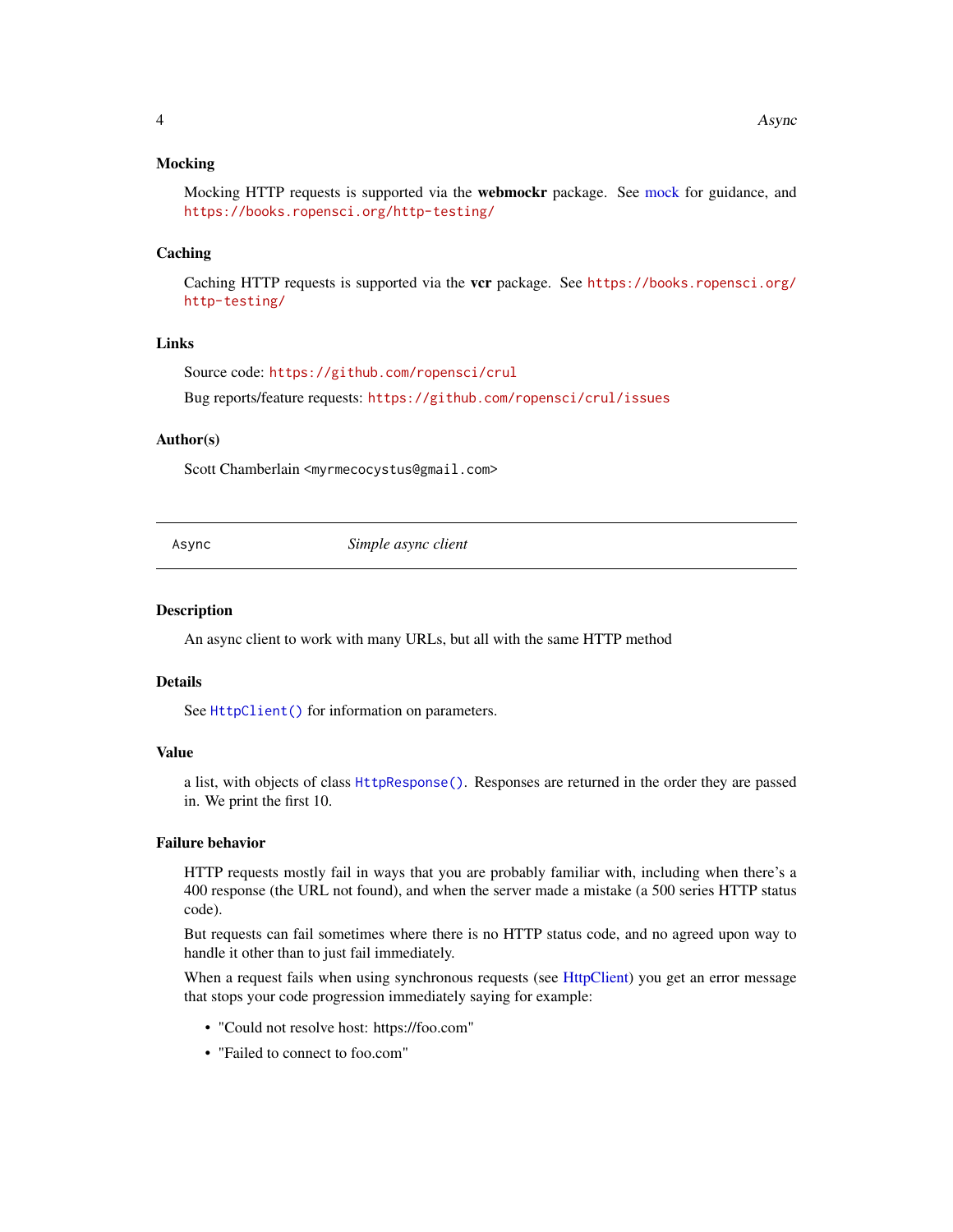### Mocking

Mocking HTTP requests is supported via the **webmockr** package. See mock for guidance, and `https://books.ropensci.org/http-testing/`

### Caching

Caching HTTP requests is supported via the **vcr** package. See `https://books.ropensci.org/http-testing/`

### Links

Source code: `https://github.com/ropensci/crul`

Bug reports/feature requests: `https://github.com/ropensci/crul/issues`

### Author(s)

Scott Chamberlain <myrmecocystus@gmail.com>

---

## Async — *Simple async client*

---

### Description

An async client to work with many URLs, but all with the same HTTP method

### Details

See `HttpClient()` for information on parameters.

### Value

a list, with objects of class `HttpResponse()`. Responses are returned in the order they are passed in. We print the first 10.

### Failure behavior

HTTP requests mostly fail in ways that you are probably familiar with, including when there's a 400 response (the URL not found), and when the server made a mistake (a 500 series HTTP status code).

But requests can fail sometimes where there is no HTTP status code, and no agreed upon way to handle it other than to just fail immediately.

When a request fails when using synchronous requests (see HttpClient) you get an error message that stops your code progression immediately saying for example:

- "Could not resolve host: https://foo.com"
- "Failed to connect to foo.com"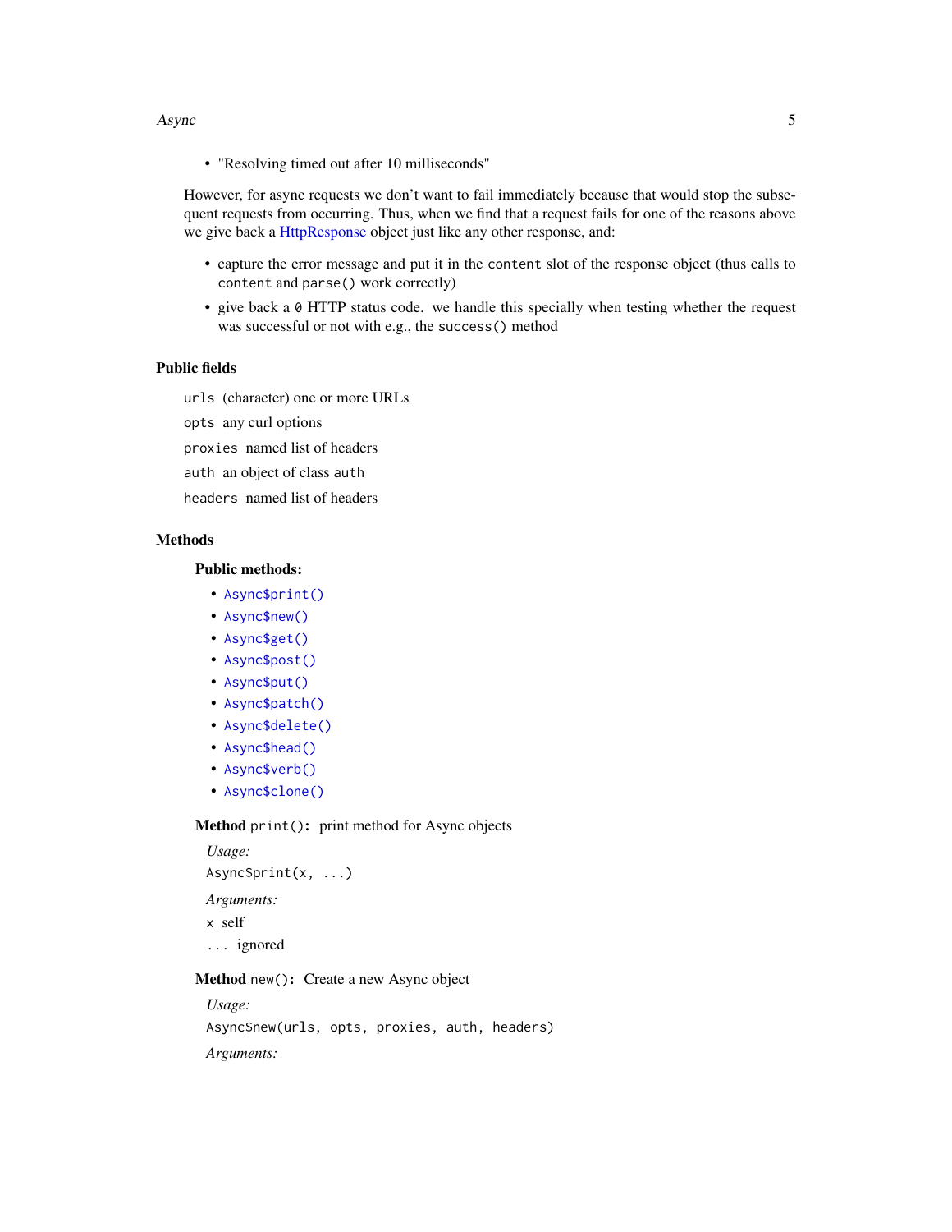- "Resolving timed out after 10 milliseconds"

However, for async requests we don't want to fail immediately because that would stop the subsequent requests from occurring. Thus, when we find that a request fails for one of the reasons above we give back a HttpResponse object just like any other response, and:

- capture the error message and put it in the `content` slot of the response object (thus calls to `content` and `parse()` work correctly)
- give back a `0` HTTP status code. we handle this specially when testing whether the request was successful or not with e.g., the `success()` method

### Public fields

`urls` (character) one or more URLs

`opts` any curl options

`proxies` named list of headers

`auth` an object of class `auth`

`headers` named list of headers

### Methods

#### Public methods:

- `Async$print()`
- `Async$new()`
- `Async$get()`
- `Async$post()`
- `Async$put()`
- `Async$patch()`
- `Async$delete()`
- `Async$head()`
- `Async$verb()`
- `Async$clone()`

**Method** `print()`**:** print method for Async objects

*Usage:*

```
Async$print(x, ...)
```

*Arguments:*

`x` self

`...` ignored

**Method** `new()`**:** Create a new Async object

*Usage:*

```
Async$new(urls, opts, proxies, auth, headers)
```

*Arguments:*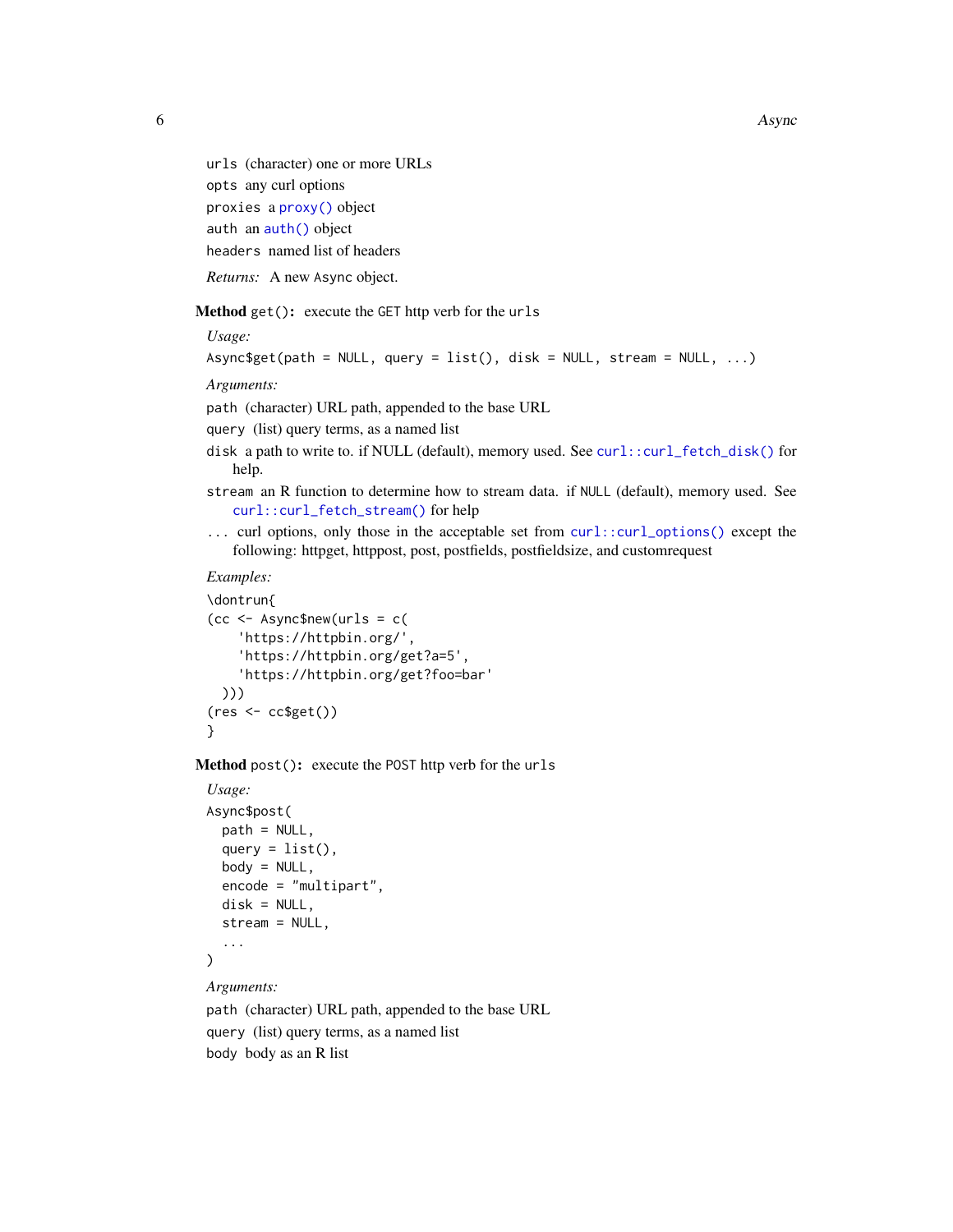`urls` (character) one or more URLs

`opts` any curl options

`proxies` a `proxy()` object

`auth` an `auth()` object

`headers` named list of headers

*Returns:* A new `Async` object.

**Method** `get()`**:** execute the `GET` http verb for the `urls`

*Usage:*

```
Async$get(path = NULL, query = list(), disk = NULL, stream = NULL, ...)
```

*Arguments:*

`path` (character) URL path, appended to the base URL

`query` (list) query terms, as a named list

`disk` a path to write to. if NULL (default), memory used. See `curl::curl_fetch_disk()` for help.

`stream` an R function to determine how to stream data. if `NULL` (default), memory used. See `curl::curl_fetch_stream()` for help

`...` curl options, only those in the acceptable set from `curl::curl_options()` except the following: httpget, httppost, post, postfields, postfieldsize, and customrequest

*Examples:*

```
\dontrun{
(cc <- Async$new(urls = c(
    'https://httpbin.org/',
    'https://httpbin.org/get?a=5',
    'https://httpbin.org/get?foo=bar'
  )))
(res <- cc$get())
}
```

**Method** `post()`**:** execute the `POST` http verb for the `urls`

*Usage:*

```
Async$post(
  path = NULL,
  query = list(),
  body = NULL,
  encode = "multipart",
  disk = NULL,
  stream = NULL,
  ...
)
```

*Arguments:*

`path` (character) URL path, appended to the base URL

`query` (list) query terms, as a named list

`body` body as an R list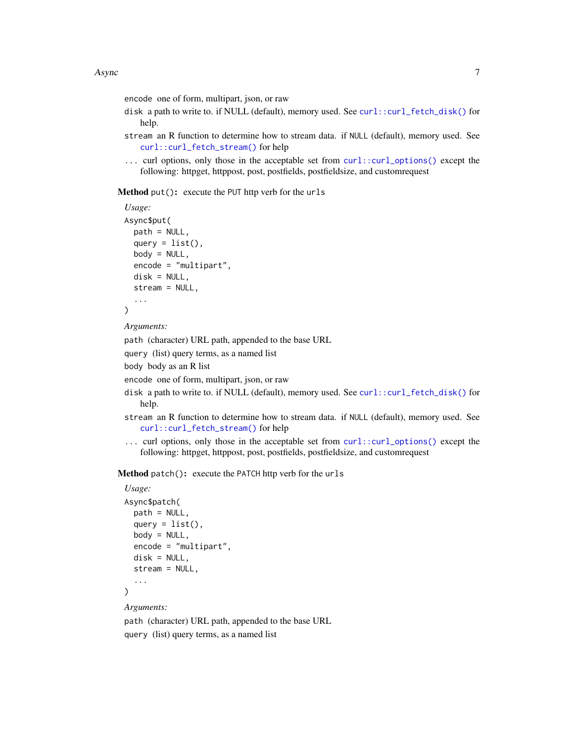`encode` one of form, multipart, json, or raw

`disk` a path to write to. if NULL (default), memory used. See `curl::curl_fetch_disk()` for help.

`stream` an R function to determine how to stream data. if `NULL` (default), memory used. See `curl::curl_fetch_stream()` for help

`...` curl options, only those in the acceptable set from `curl::curl_options()` except the following: httpget, httppost, post, postfields, postfieldsize, and customrequest

**Method** `put()`**:** execute the `PUT` http verb for the `urls`

*Usage:*

```
Async$put(
  path = NULL,
  query = list(),
  body = NULL,
  encode = "multipart",
  disk = NULL,
  stream = NULL,
  ...
)
```

*Arguments:*

`path` (character) URL path, appended to the base URL

`query` (list) query terms, as a named list

`body` body as an R list

`encode` one of form, multipart, json, or raw

`disk` a path to write to. if NULL (default), memory used. See `curl::curl_fetch_disk()` for help.

`stream` an R function to determine how to stream data. if `NULL` (default), memory used. See `curl::curl_fetch_stream()` for help

`...` curl options, only those in the acceptable set from `curl::curl_options()` except the following: httpget, httppost, post, postfields, postfieldsize, and customrequest

**Method** `patch()`**:** execute the `PATCH` http verb for the `urls`

*Usage:*

```
Async$patch(
  path = NULL,
  query = list(),
  body = NULL,
  encode = "multipart",
  disk = NULL,
  stream = NULL,
  ...
)
```

*Arguments:*

`path` (character) URL path, appended to the base URL

`query` (list) query terms, as a named list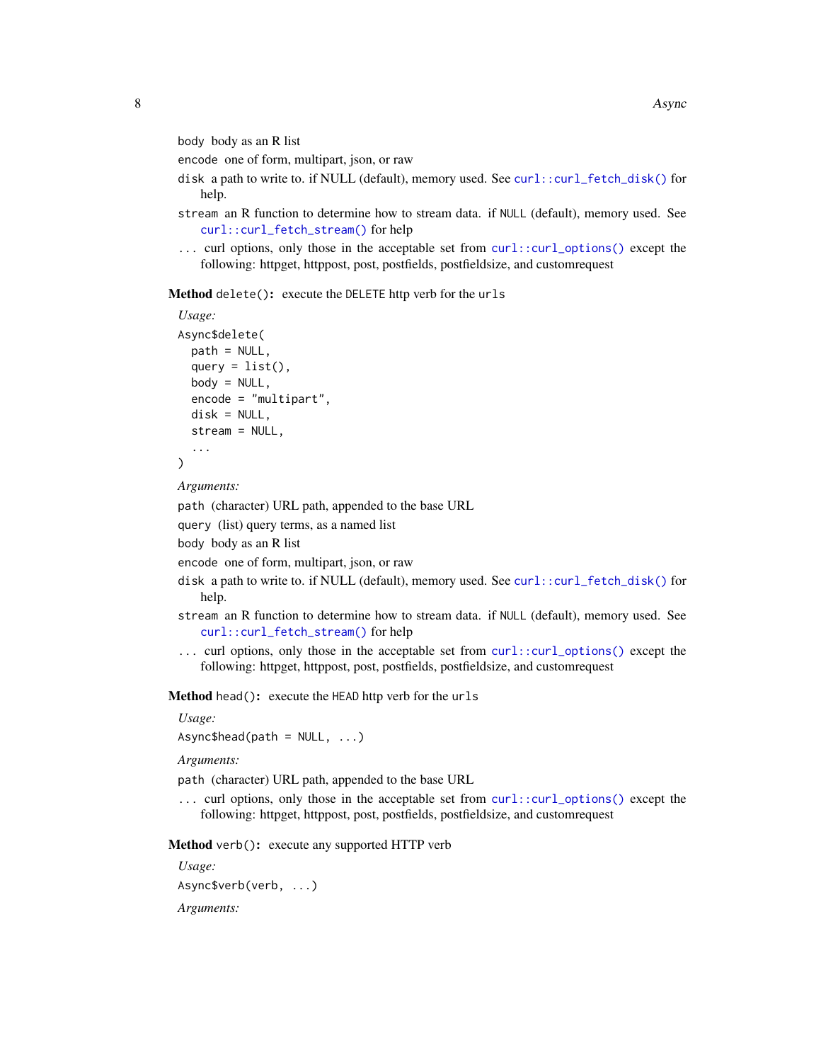`body` body as an R list

`encode` one of form, multipart, json, or raw

`disk` a path to write to. if NULL (default), memory used. See `curl::curl_fetch_disk()` for help.

`stream` an R function to determine how to stream data. if `NULL` (default), memory used. See `curl::curl_fetch_stream()` for help

`...` curl options, only those in the acceptable set from `curl::curl_options()` except the following: httpget, httppost, post, postfields, postfieldsize, and customrequest

**Method** `delete()`**:** execute the `DELETE` http verb for the `urls`

*Usage:*

```
Async$delete(
  path = NULL,
  query = list(),
  body = NULL,
  encode = "multipart",
  disk = NULL,
  stream = NULL,
  ...
)
```

*Arguments:*

`path` (character) URL path, appended to the base URL

`query` (list) query terms, as a named list

`body` body as an R list

`encode` one of form, multipart, json, or raw

`disk` a path to write to. if NULL (default), memory used. See `curl::curl_fetch_disk()` for help.

`stream` an R function to determine how to stream data. if `NULL` (default), memory used. See `curl::curl_fetch_stream()` for help

`...` curl options, only those in the acceptable set from `curl::curl_options()` except the following: httpget, httppost, post, postfields, postfieldsize, and customrequest

**Method** `head()`**:** execute the `HEAD` http verb for the `urls`

*Usage:*

```
Async$head(path = NULL, ...)
```

*Arguments:*

`path` (character) URL path, appended to the base URL

`...` curl options, only those in the acceptable set from `curl::curl_options()` except the following: httpget, httppost, post, postfields, postfieldsize, and customrequest

**Method** `verb()`**:** execute any supported HTTP verb

*Usage:*

```
Async$verb(verb, ...)
```

*Arguments:*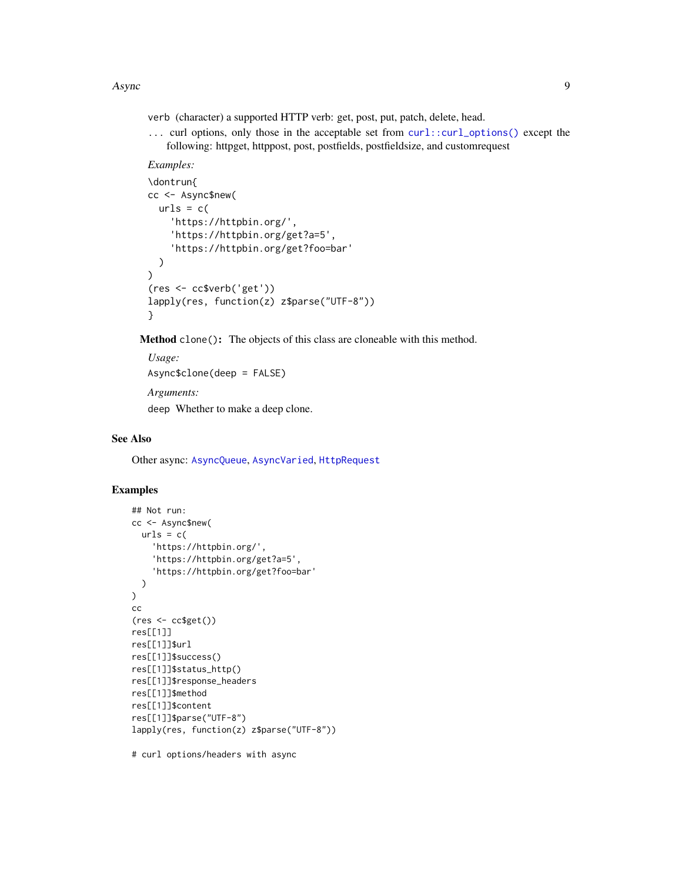`verb` (character) a supported HTTP verb: get, post, put, patch, delete, head.

`...` curl options, only those in the acceptable set from `curl::curl_options()` except the following: httpget, httppost, post, postfields, postfieldsize, and customrequest

*Examples:*

```
\dontrun{
cc <- Async$new(
  urls = c(
    'https://httpbin.org/',
    'https://httpbin.org/get?a=5',
    'https://httpbin.org/get?foo=bar'
  )
)
(res <- cc$verb('get'))
lapply(res, function(z) z$parse("UTF-8"))
}
```

**Method** `clone()`**:** The objects of this class are cloneable with this method.

*Usage:*

```
Async$clone(deep = FALSE)
```

*Arguments:*

`deep` Whether to make a deep clone.

## See Also

Other async: `AsyncQueue`, `AsyncVaried`, `HttpRequest`

## Examples

```
## Not run:
cc <- Async$new(
  urls = c(
    'https://httpbin.org/',
    'https://httpbin.org/get?a=5',
    'https://httpbin.org/get?foo=bar'
  )
)
cc
(res <- cc$get())
res[[1]]
res[[1]]$url
res[[1]]$success()
res[[1]]$status_http()
res[[1]]$response_headers
res[[1]]$method
res[[1]]$content
res[[1]]$parse("UTF-8")
lapply(res, function(z) z$parse("UTF-8"))

# curl options/headers with async
```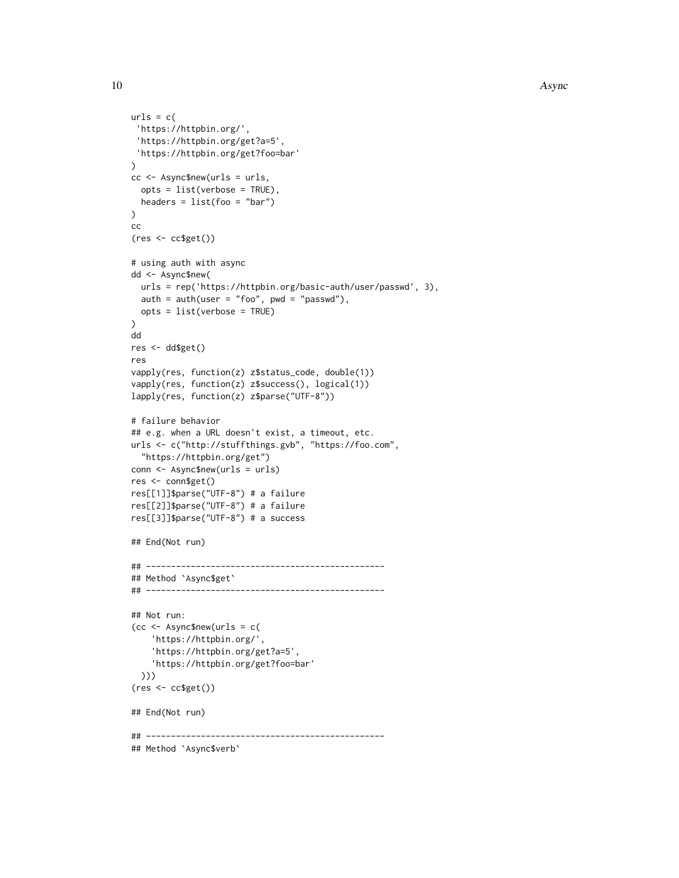```
urls = c(
 'https://httpbin.org/',
 'https://httpbin.org/get?a=5',
 'https://httpbin.org/get?foo=bar'
)
cc <- Async$new(urls = urls,
  opts = list(verbose = TRUE),
  headers = list(foo = "bar")
)
cc
(res <- cc$get())

# using auth with async
dd <- Async$new(
  urls = rep('https://httpbin.org/basic-auth/user/passwd', 3),
  auth = auth(user = "foo", pwd = "passwd"),
  opts = list(verbose = TRUE)
)
dd
res <- dd$get()
res
vapply(res, function(z) z$status_code, double(1))
vapply(res, function(z) z$success(), logical(1))
lapply(res, function(z) z$parse("UTF-8"))

# failure behavior
## e.g. when a URL doesn't exist, a timeout, etc.
urls <- c("http://stuffthings.gvb", "https://foo.com",
  "https://httpbin.org/get")
conn <- Async$new(urls = urls)
res <- conn$get()
res[[1]]$parse("UTF-8") # a failure
res[[2]]$parse("UTF-8") # a failure
res[[3]]$parse("UTF-8") # a success

## End(Not run)

## ------------------------------------------------
## Method `Async$get`
## ------------------------------------------------

## Not run:
(cc <- Async$new(urls = c(
    'https://httpbin.org/',
    'https://httpbin.org/get?a=5',
    'https://httpbin.org/get?foo=bar'
  )))
(res <- cc$get())

## End(Not run)

## ------------------------------------------------
## Method `Async$verb`
```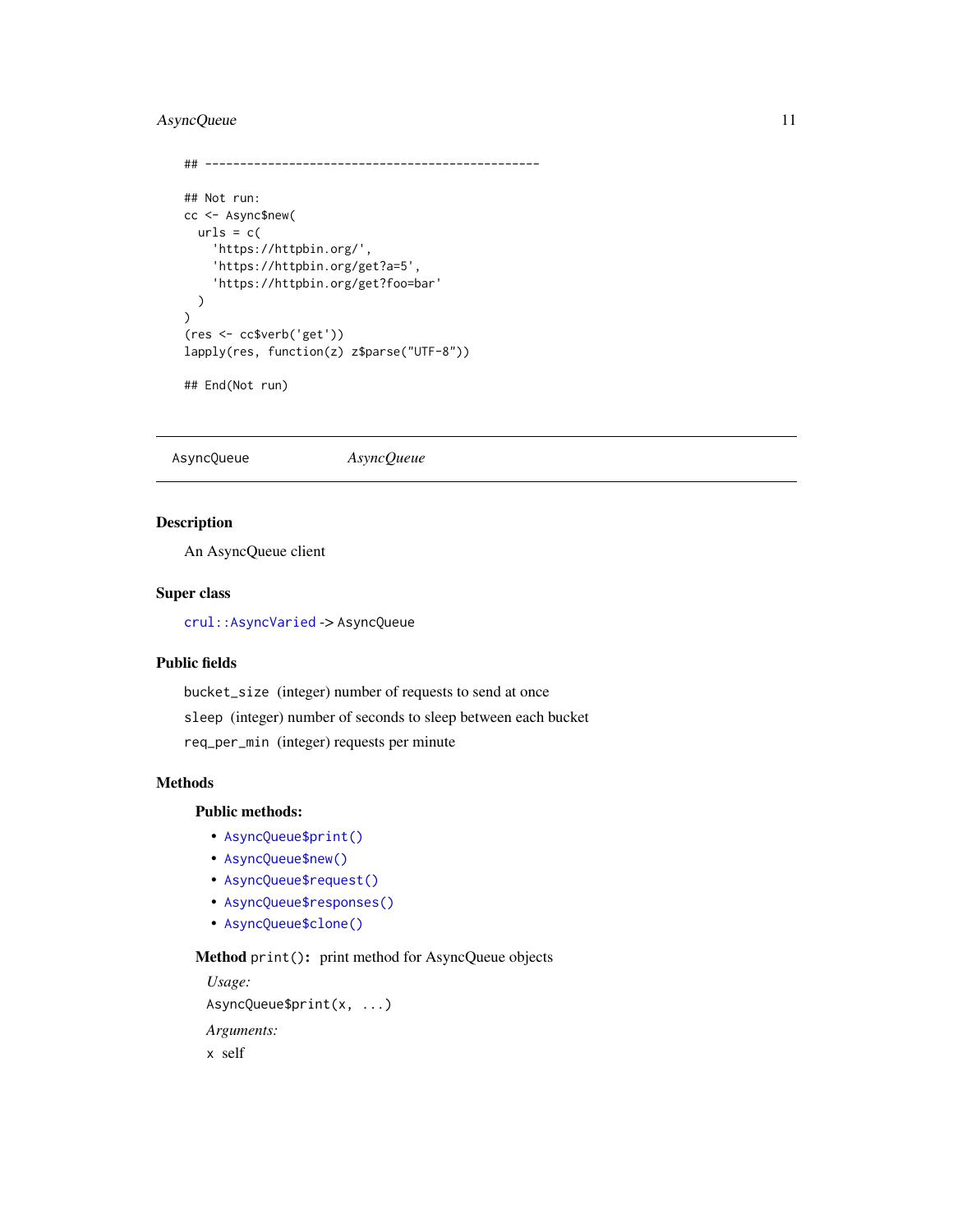```
## ------------------------------------------------

## Not run:
cc <- Async$new(
  urls = c(
    'https://httpbin.org/',
    'https://httpbin.org/get?a=5',
    'https://httpbin.org/get?foo=bar'
  )
)
(res <- cc$verb('get'))
lapply(res, function(z) z$parse("UTF-8"))

## End(Not run)
```

---

`AsyncQueue` *AsyncQueue*

---

## Description

An AsyncQueue client

## Super class

`crul::AsyncVaried` -> AsyncQueue

## Public fields

`bucket_size` (integer) number of requests to send at once

`sleep` (integer) number of seconds to sleep between each bucket

`req_per_min` (integer) requests per minute

## Methods

### Public methods:

- `AsyncQueue$print()`
- `AsyncQueue$new()`
- `AsyncQueue$request()`
- `AsyncQueue$responses()`
- `AsyncQueue$clone()`

**Method** `print()`**:** print method for AsyncQueue objects

*Usage:*

`AsyncQueue$print(x, ...)`

*Arguments:*

`x` self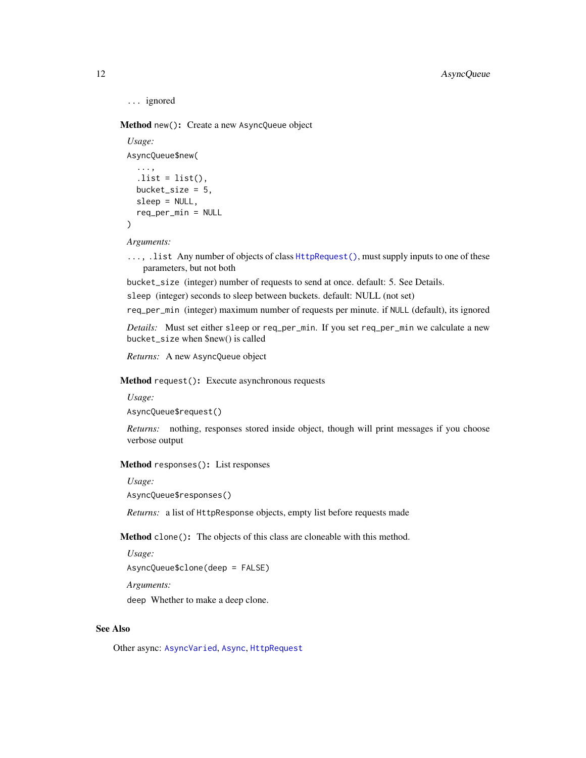`...` ignored

**Method** `new()`**:** Create a new `AsyncQueue` object

*Usage:*

```
AsyncQueue$new(
  ...,
  .list = list(),
  bucket_size = 5,
  sleep = NULL,
  req_per_min = NULL
)
```

*Arguments:*

`..., .list` Any number of objects of class `HttpRequest()`, must supply inputs to one of these parameters, but not both

`bucket_size` (integer) number of requests to send at once. default: 5. See Details.

`sleep` (integer) seconds to sleep between buckets. default: NULL (not set)

`req_per_min` (integer) maximum number of requests per minute. if `NULL` (default), its ignored

*Details:* Must set either `sleep` or `req_per_min`. If you set `req_per_min` we calculate a new `bucket_size` when $new() is called

*Returns:* A new `AsyncQueue` object

**Method** `request()`**:** Execute asynchronous requests

*Usage:*

```
AsyncQueue$request()
```

*Returns:* nothing, responses stored inside object, though will print messages if you choose verbose output

**Method** `responses()`**:** List responses

*Usage:*

```
AsyncQueue$responses()
```

*Returns:* a list of `HttpResponse` objects, empty list before requests made

**Method** `clone()`**:** The objects of this class are cloneable with this method.

*Usage:*

```
AsyncQueue$clone(deep = FALSE)
```

*Arguments:*

`deep` Whether to make a deep clone.

## See Also

Other async: `AsyncVaried`, `Async`, `HttpRequest`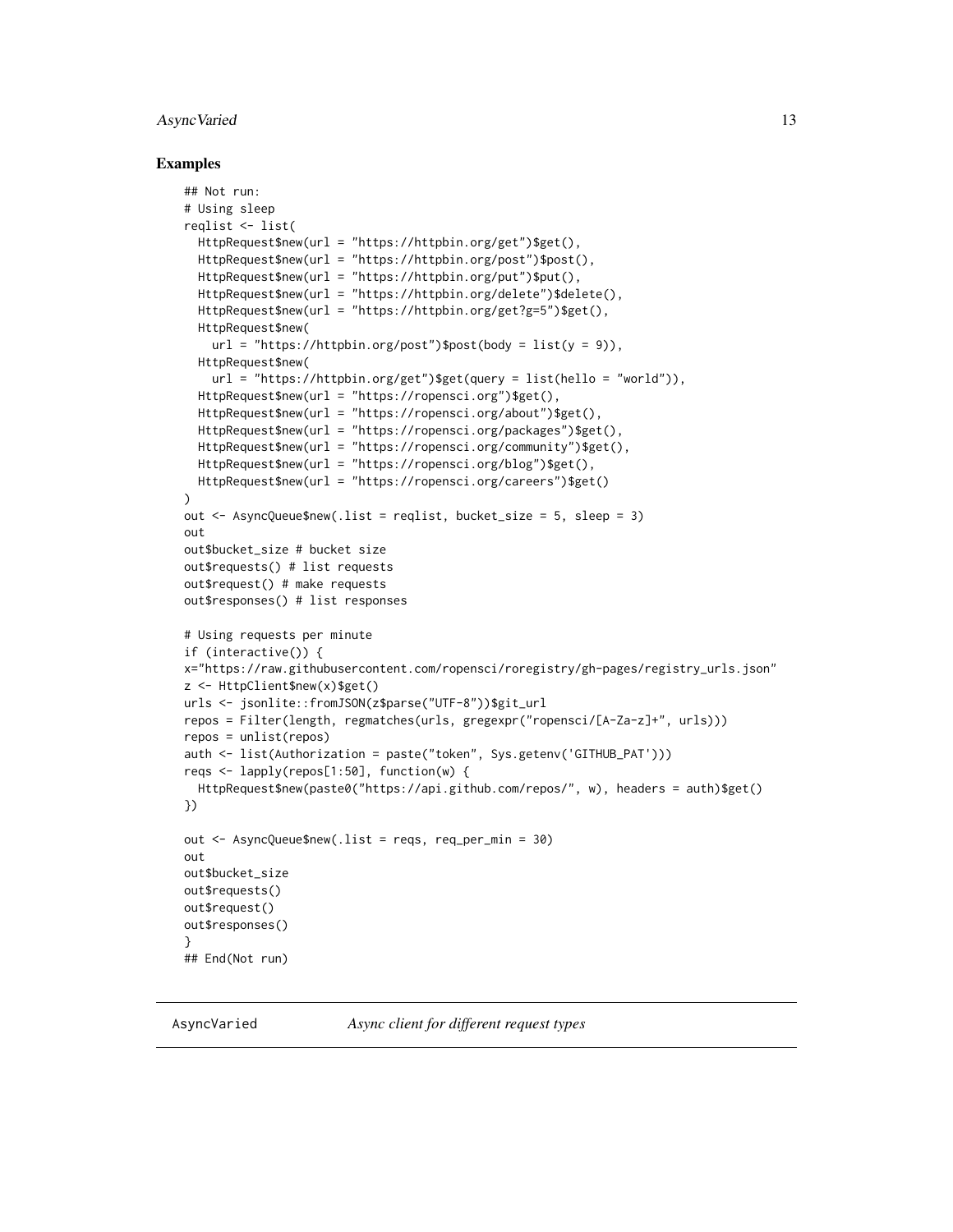### Examples

```
## Not run:
# Using sleep
reqlist <- list(
  HttpRequest$new(url = "https://httpbin.org/get")$get(),
  HttpRequest$new(url = "https://httpbin.org/post")$post(),
  HttpRequest$new(url = "https://httpbin.org/put")$put(),
  HttpRequest$new(url = "https://httpbin.org/delete")$delete(),
  HttpRequest$new(url = "https://httpbin.org/get?g=5")$get(),
  HttpRequest$new(
    url = "https://httpbin.org/post")$post(body = list(y = 9)),
  HttpRequest$new(
    url = "https://httpbin.org/get")$get(query = list(hello = "world")),
  HttpRequest$new(url = "https://ropensci.org")$get(),
  HttpRequest$new(url = "https://ropensci.org/about")$get(),
  HttpRequest$new(url = "https://ropensci.org/packages")$get(),
  HttpRequest$new(url = "https://ropensci.org/community")$get(),
  HttpRequest$new(url = "https://ropensci.org/blog")$get(),
  HttpRequest$new(url = "https://ropensci.org/careers")$get()
)
out <- AsyncQueue$new(.list = reqlist, bucket_size = 5, sleep = 3)
out
out$bucket_size # bucket size
out$requests() # list requests
out$request() # make requests
out$responses() # list responses

# Using requests per minute
if (interactive()) {
x="https://raw.githubusercontent.com/ropensci/roregistry/gh-pages/registry_urls.json"
z <- HttpClient$new(x)$get()
urls <- jsonlite::fromJSON(z$parse("UTF-8"))$git_url
repos = Filter(length, regmatches(urls, gregexpr("ropensci/[A-Za-z]+", urls)))
repos = unlist(repos)
auth <- list(Authorization = paste("token", Sys.getenv('GITHUB_PAT')))
reqs <- lapply(repos[1:50], function(w) {
  HttpRequest$new(paste0("https://api.github.com/repos/", w), headers = auth)$get()
})

out <- AsyncQueue$new(.list = reqs, req_per_min = 30)
out
out$bucket_size
out$requests()
out$request()
out$responses()
}
## End(Not run)
```

---

AsyncVaried *Async client for different request types*

---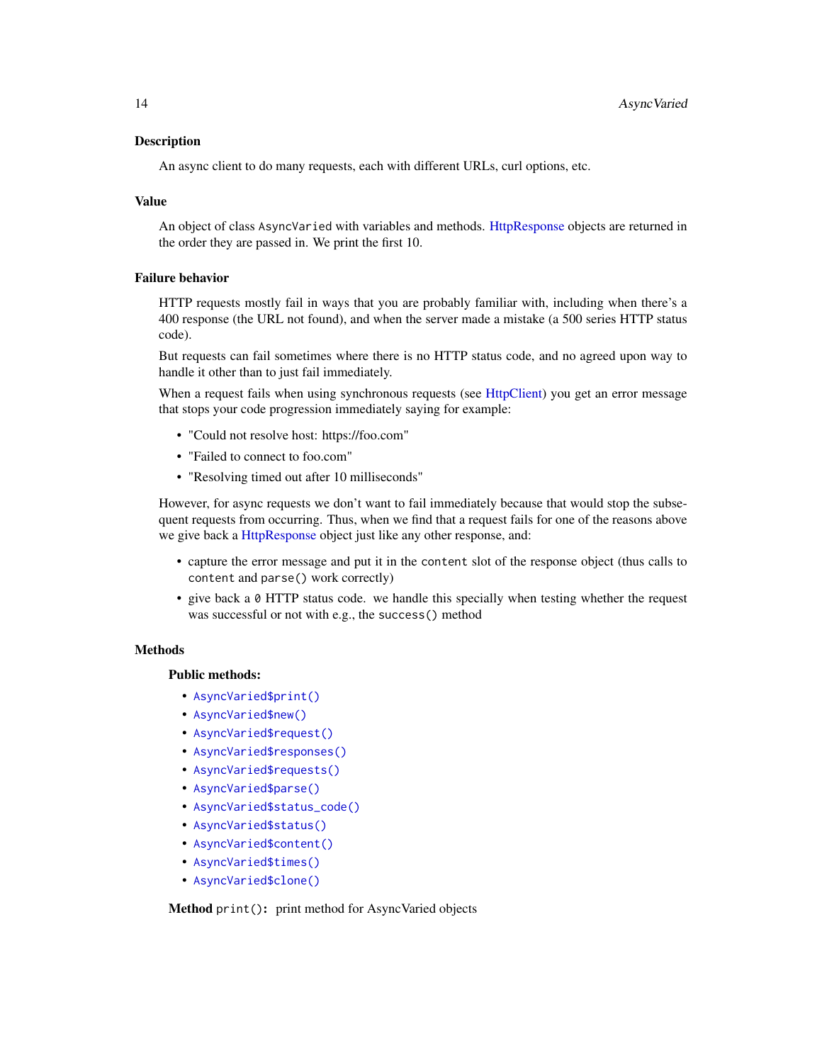### Description

An async client to do many requests, each with different URLs, curl options, etc.

### Value

An object of class `AsyncVaried` with variables and methods. HttpResponse objects are returned in the order they are passed in. We print the first 10.

### Failure behavior

HTTP requests mostly fail in ways that you are probably familiar with, including when there's a 400 response (the URL not found), and when the server made a mistake (a 500 series HTTP status code).

But requests can fail sometimes where there is no HTTP status code, and no agreed upon way to handle it other than to just fail immediately.

When a request fails when using synchronous requests (see HttpClient) you get an error message that stops your code progression immediately saying for example:

- "Could not resolve host: https://foo.com"
- "Failed to connect to foo.com"
- "Resolving timed out after 10 milliseconds"

However, for async requests we don't want to fail immediately because that would stop the subsequent requests from occurring. Thus, when we find that a request fails for one of the reasons above we give back a HttpResponse object just like any other response, and:

- capture the error message and put it in the `content` slot of the response object (thus calls to `content` and `parse()` work correctly)
- give back a `0` HTTP status code. we handle this specially when testing whether the request was successful or not with e.g., the `success()` method

### Methods

#### Public methods:

- `AsyncVaried$print()`
- `AsyncVaried$new()`
- `AsyncVaried$request()`
- `AsyncVaried$responses()`
- `AsyncVaried$requests()`
- `AsyncVaried$parse()`
- `AsyncVaried$status_code()`
- `AsyncVaried$status()`
- `AsyncVaried$content()`
- `AsyncVaried$times()`
- `AsyncVaried$clone()`

**Method** `print()`: print method for AsyncVaried objects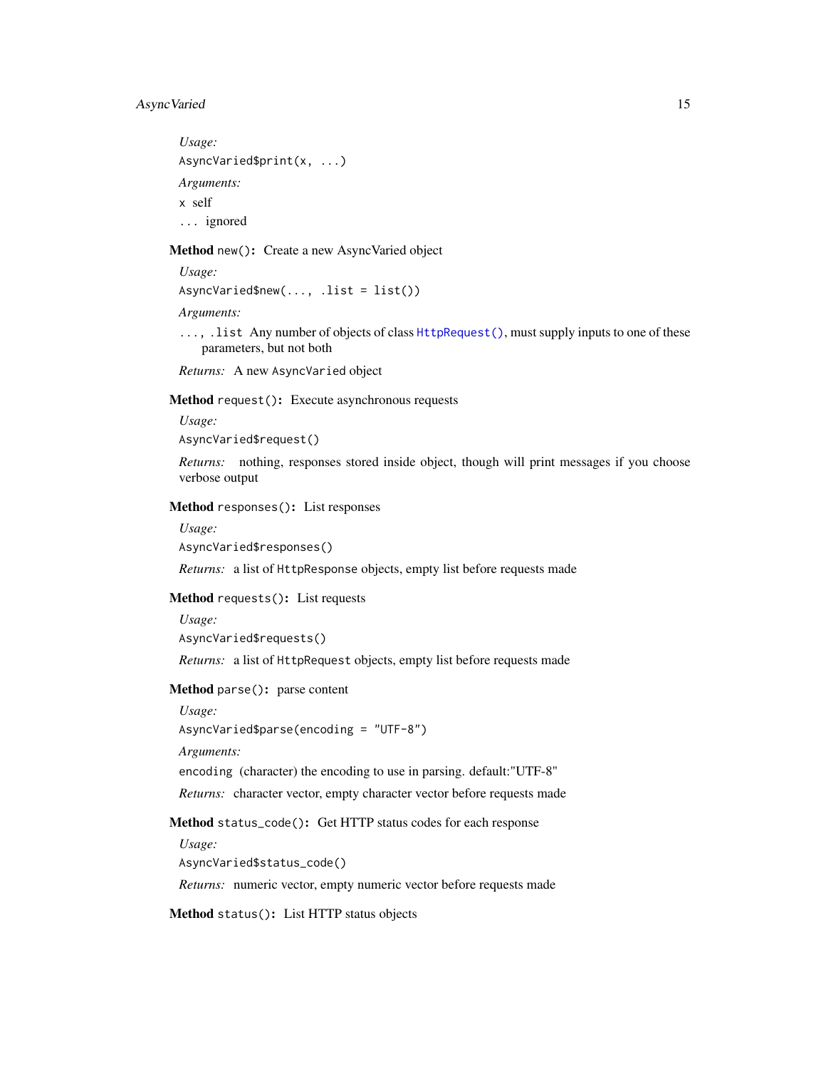*Usage:*

```
AsyncVaried$print(x, ...)
```

*Arguments:*

`x` self

`...` ignored

**Method** `new()`**:** Create a new AsyncVaried object

*Usage:*

```
AsyncVaried$new(..., .list = list())
```

*Arguments:*

`..., .list` Any number of objects of class `HttpRequest()`, must supply inputs to one of these parameters, but not both

*Returns:* A new `AsyncVaried` object

**Method** `request()`**:** Execute asynchronous requests

*Usage:*

```
AsyncVaried$request()
```

*Returns:* nothing, responses stored inside object, though will print messages if you choose verbose output

**Method** `responses()`**:** List responses

*Usage:*

```
AsyncVaried$responses()
```

*Returns:* a list of `HttpResponse` objects, empty list before requests made

**Method** `requests()`**:** List requests

*Usage:*

```
AsyncVaried$requests()
```

*Returns:* a list of `HttpRequest` objects, empty list before requests made

**Method** `parse()`**:** parse content

*Usage:*

```
AsyncVaried$parse(encoding = "UTF-8")
```

*Arguments:*

`encoding` (character) the encoding to use in parsing. default:"UTF-8"

*Returns:* character vector, empty character vector before requests made

**Method** `status_code()`**:** Get HTTP status codes for each response

*Usage:*

```
AsyncVaried$status_code()
```

*Returns:* numeric vector, empty numeric vector before requests made

**Method** `status()`**:** List HTTP status objects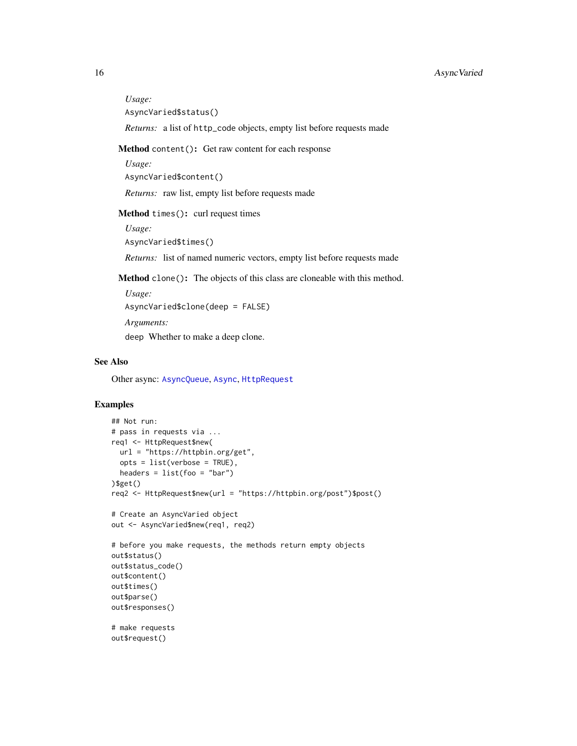*Usage:*

```
AsyncVaried$status()
```

*Returns:* a list of `http_code` objects, empty list before requests made

**Method** `content()`**:** Get raw content for each response

*Usage:*

```
AsyncVaried$content()
```

*Returns:* raw list, empty list before requests made

**Method** `times()`**:** curl request times

*Usage:*

```
AsyncVaried$times()
```

*Returns:* list of named numeric vectors, empty list before requests made

**Method** `clone()`**:** The objects of this class are cloneable with this method.

*Usage:*

```
AsyncVaried$clone(deep = FALSE)
```

*Arguments:*

`deep` Whether to make a deep clone.

## See Also

Other async: `AsyncQueue`, `Async`, `HttpRequest`

## Examples

```
## Not run:
# pass in requests via ...
req1 <- HttpRequest$new(
  url = "https://httpbin.org/get",
  opts = list(verbose = TRUE),
  headers = list(foo = "bar")
)$get()
req2 <- HttpRequest$new(url = "https://httpbin.org/post")$post()

# Create an AsyncVaried object
out <- AsyncVaried$new(req1, req2)

# before you make requests, the methods return empty objects
out$status()
out$status_code()
out$content()
out$times()
out$parse()
out$responses()

# make requests
out$request()
```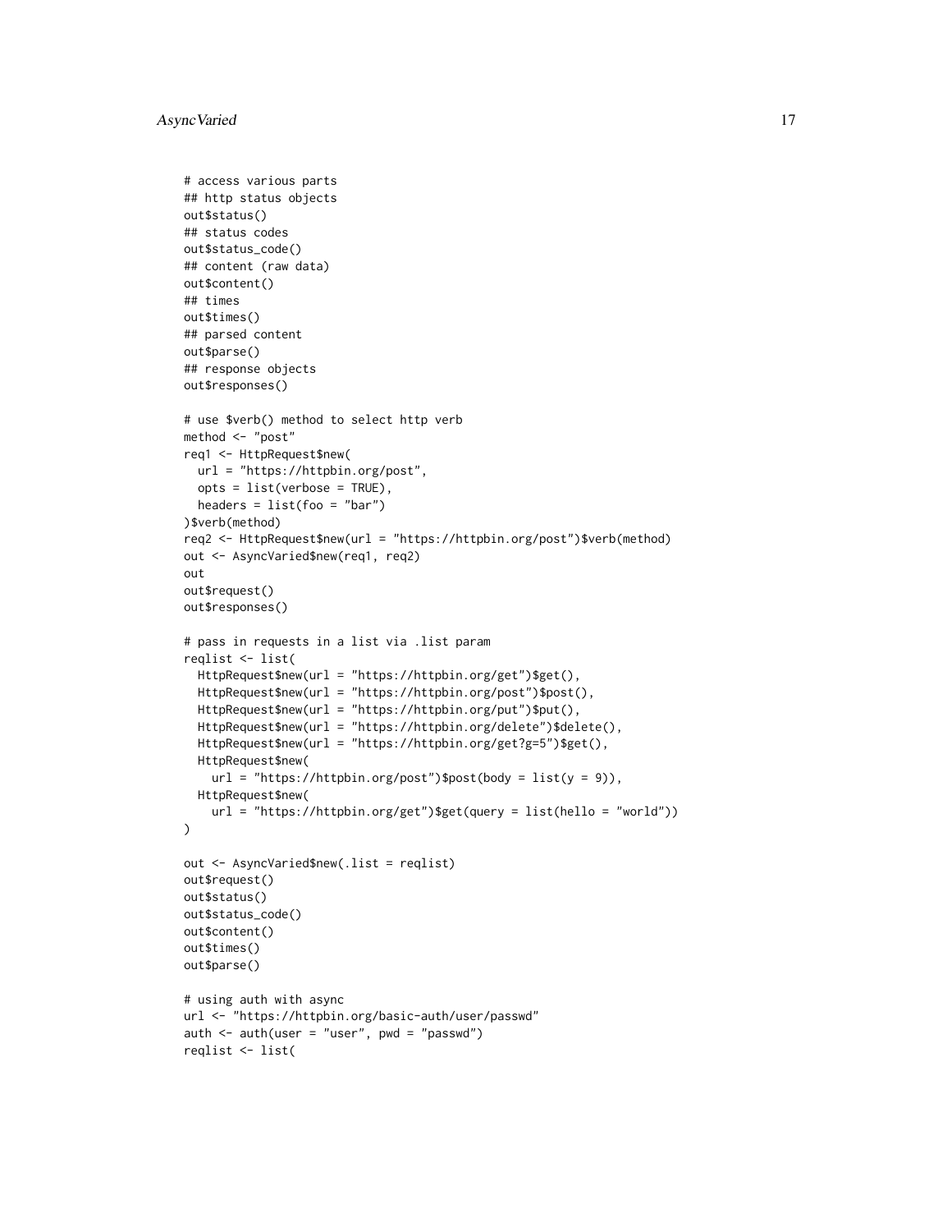```
# access various parts
## http status objects
out$status()
## status codes
out$status_code()
## content (raw data)
out$content()
## times
out$times()
## parsed content
out$parse()
## response objects
out$responses()

# use $verb() method to select http verb
method <- "post"
req1 <- HttpRequest$new(
  url = "https://httpbin.org/post",
  opts = list(verbose = TRUE),
  headers = list(foo = "bar")
)$verb(method)
req2 <- HttpRequest$new(url = "https://httpbin.org/post")$verb(method)
out <- AsyncVaried$new(req1, req2)
out
out$request()
out$responses()

# pass in requests in a list via .list param
reqlist <- list(
  HttpRequest$new(url = "https://httpbin.org/get")$get(),
  HttpRequest$new(url = "https://httpbin.org/post")$post(),
  HttpRequest$new(url = "https://httpbin.org/put")$put(),
  HttpRequest$new(url = "https://httpbin.org/delete")$delete(),
  HttpRequest$new(url = "https://httpbin.org/get?g=5")$get(),
  HttpRequest$new(
    url = "https://httpbin.org/post")$post(body = list(y = 9)),
  HttpRequest$new(
    url = "https://httpbin.org/get")$get(query = list(hello = "world"))
)

out <- AsyncVaried$new(.list = reqlist)
out$request()
out$status()
out$status_code()
out$content()
out$times()
out$parse()

# using auth with async
url <- "https://httpbin.org/basic-auth/user/passwd"
auth <- auth(user = "user", pwd = "passwd")
reqlist <- list(
```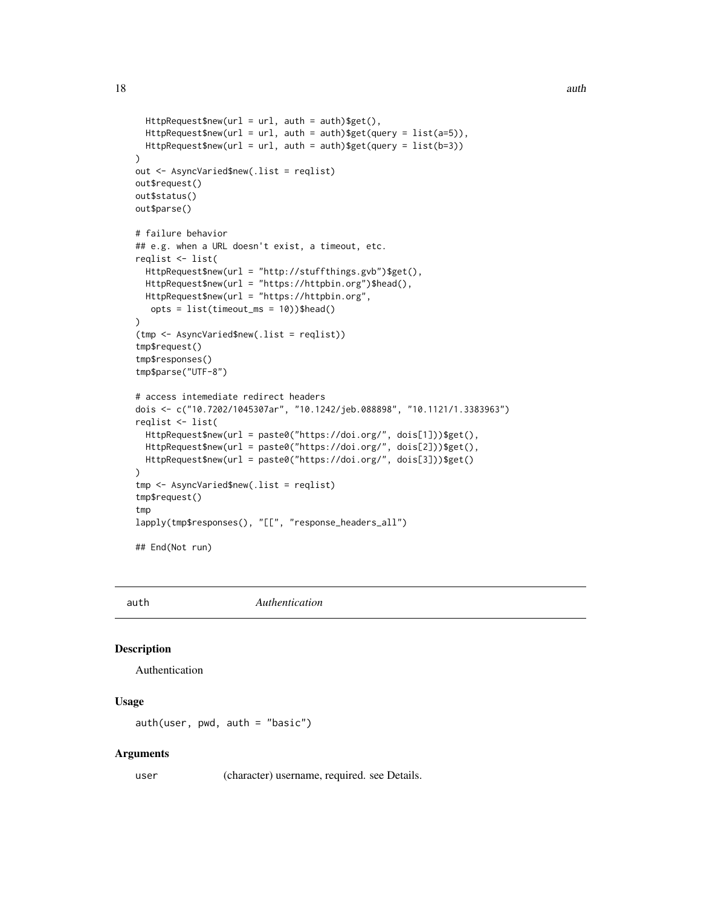```
  HttpRequest$new(url = url, auth = auth)$get(),
  HttpRequest$new(url = url, auth = auth)$get(query = list(a=5)),
  HttpRequest$new(url = url, auth = auth)$get(query = list(b=3))
)
out <- AsyncVaried$new(.list = reqlist)
out$request()
out$status()
out$parse()

# failure behavior
## e.g. when a URL doesn't exist, a timeout, etc.
reqlist <- list(
  HttpRequest$new(url = "http://stuffthings.gvb")$get(),
  HttpRequest$new(url = "https://httpbin.org")$head(),
  HttpRequest$new(url = "https://httpbin.org",
   opts = list(timeout_ms = 10))$head()
)
(tmp <- AsyncVaried$new(.list = reqlist))
tmp$request()
tmp$responses()
tmp$parse("UTF-8")

# access intemediate redirect headers
dois <- c("10.7202/1045307ar", "10.1242/jeb.088898", "10.1121/1.3383963")
reqlist <- list(
  HttpRequest$new(url = paste0("https://doi.org/", dois[1]))$get(),
  HttpRequest$new(url = paste0("https://doi.org/", dois[2]))$get(),
  HttpRequest$new(url = paste0("https://doi.org/", dois[3]))$get()
)
tmp <- AsyncVaried$new(.list = reqlist)
tmp$request()
tmp
lapply(tmp$responses(), "[[", "response_headers_all")

## End(Not run)
```

---

## auth *Authentication*

### Description

Authentication

### Usage

```
auth(user, pwd, auth = "basic")
```

### Arguments

| | |
|---|---|
| user | (character) username, required. see Details. |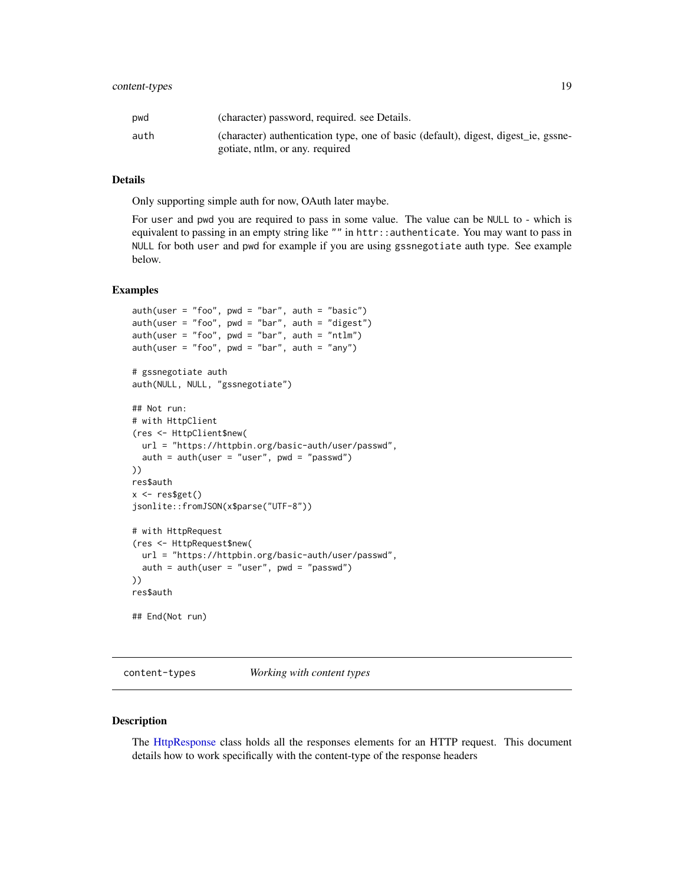| | |
|---|---|
| pwd | (character) password, required. see Details. |
| auth | (character) authentication type, one of basic (default), digest, digest_ie, gssnegotiate, ntlm, or any. required |

### Details

Only supporting simple auth for now, OAuth later maybe.

For `user` and `pwd` you are required to pass in some value. The value can be `NULL` to - which is equivalent to passing in an empty string like `""` in `httr::authenticate`. You may want to pass in `NULL` for both `user` and `pwd` for example if you are using `gssnegotiate` auth type. See example below.

### Examples

```
auth(user = "foo", pwd = "bar", auth = "basic")
auth(user = "foo", pwd = "bar", auth = "digest")
auth(user = "foo", pwd = "bar", auth = "ntlm")
auth(user = "foo", pwd = "bar", auth = "any")

# gssnegotiate auth
auth(NULL, NULL, "gssnegotiate")

## Not run:
# with HttpClient
(res <- HttpClient$new(
  url = "https://httpbin.org/basic-auth/user/passwd",
  auth = auth(user = "user", pwd = "passwd")
))
res$auth
x <- res$get()
jsonlite::fromJSON(x$parse("UTF-8"))

# with HttpRequest
(res <- HttpRequest$new(
  url = "https://httpbin.org/basic-auth/user/passwd",
  auth = auth(user = "user", pwd = "passwd")
))
res$auth

## End(Not run)
```

## content-types    *Working with content types*

### Description

The HttpResponse class holds all the responses elements for an HTTP request. This document details how to work specifically with the content-type of the response headers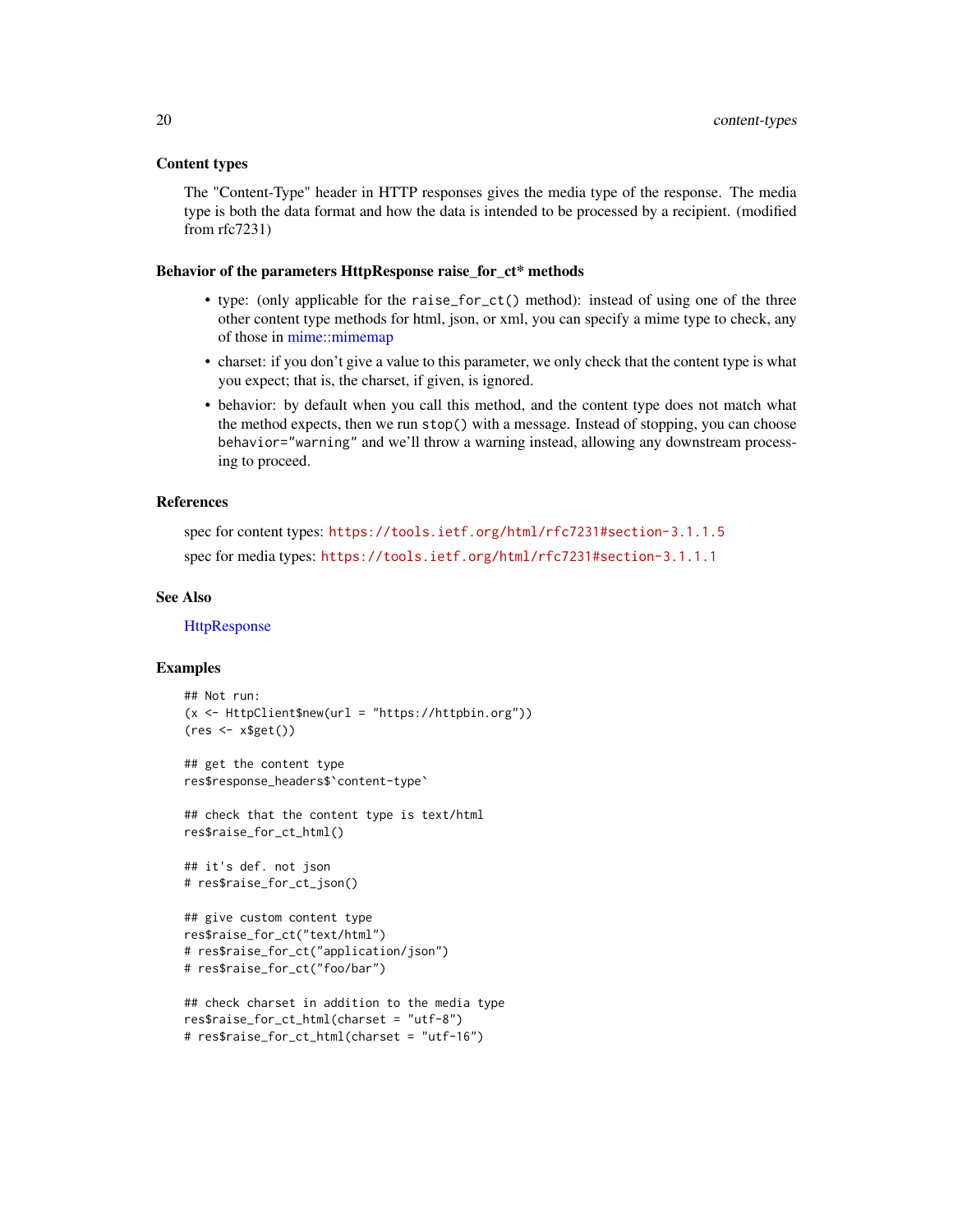## Content types

The "Content-Type" header in HTTP responses gives the media type of the response. The media type is both the data format and how the data is intended to be processed by a recipient. (modified from rfc7231)

## Behavior of the parameters HttpResponse raise_for_ct* methods

- type: (only applicable for the `raise_for_ct()` method): instead of using one of the three other content type methods for html, json, or xml, you can specify a mime type to check, any of those in mime::mimemap
- charset: if you don't give a value to this parameter, we only check that the content type is what you expect; that is, the charset, if given, is ignored.
- behavior: by default when you call this method, and the content type does not match what the method expects, then we run `stop()` with a message. Instead of stopping, you can choose `behavior="warning"` and we'll throw a warning instead, allowing any downstream processing to proceed.

## References

spec for content types: https://tools.ietf.org/html/rfc7231#section-3.1.1.5

spec for media types: https://tools.ietf.org/html/rfc7231#section-3.1.1.1

## See Also

HttpResponse

## Examples

```
## Not run:
(x <- HttpClient$new(url = "https://httpbin.org"))
(res <- x$get())

## get the content type
res$response_headers$`content-type`

## check that the content type is text/html
res$raise_for_ct_html()

## it's def. not json
# res$raise_for_ct_json()

## give custom content type
res$raise_for_ct("text/html")
# res$raise_for_ct("application/json")
# res$raise_for_ct("foo/bar")

## check charset in addition to the media type
res$raise_for_ct_html(charset = "utf-8")
# res$raise_for_ct_html(charset = "utf-16")
```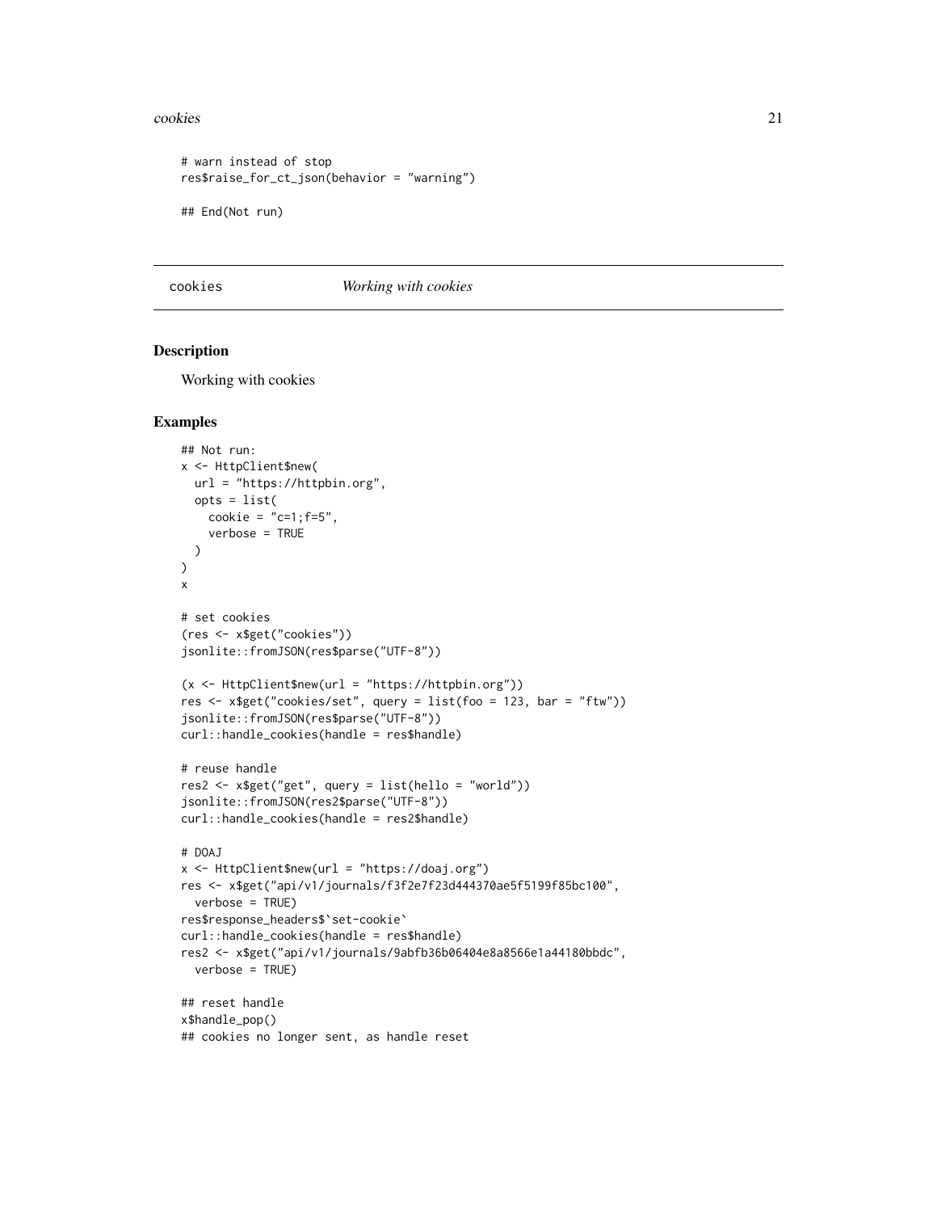```
# warn instead of stop
res$raise_for_ct_json(behavior = "warning")

## End(Not run)
```

## cookies *Working with cookies*

### Description

Working with cookies

### Examples

```
## Not run:
x <- HttpClient$new(
  url = "https://httpbin.org",
  opts = list(
    cookie = "c=1;f=5",
    verbose = TRUE
  )
)
x

# set cookies
(res <- x$get("cookies"))
jsonlite::fromJSON(res$parse("UTF-8"))

(x <- HttpClient$new(url = "https://httpbin.org"))
res <- x$get("cookies/set", query = list(foo = 123, bar = "ftw"))
jsonlite::fromJSON(res$parse("UTF-8"))
curl::handle_cookies(handle = res$handle)

# reuse handle
res2 <- x$get("get", query = list(hello = "world"))
jsonlite::fromJSON(res2$parse("UTF-8"))
curl::handle_cookies(handle = res2$handle)

# DOAJ
x <- HttpClient$new(url = "https://doaj.org")
res <- x$get("api/v1/journals/f3f2e7f23d444370ae5f5199f85bc100",
  verbose = TRUE)
res$response_headers$`set-cookie`
curl::handle_cookies(handle = res$handle)
res2 <- x$get("api/v1/journals/9abfb36b06404e8a8566e1a44180bbdc",
  verbose = TRUE)

## reset handle
x$handle_pop()
## cookies no longer sent, as handle reset
```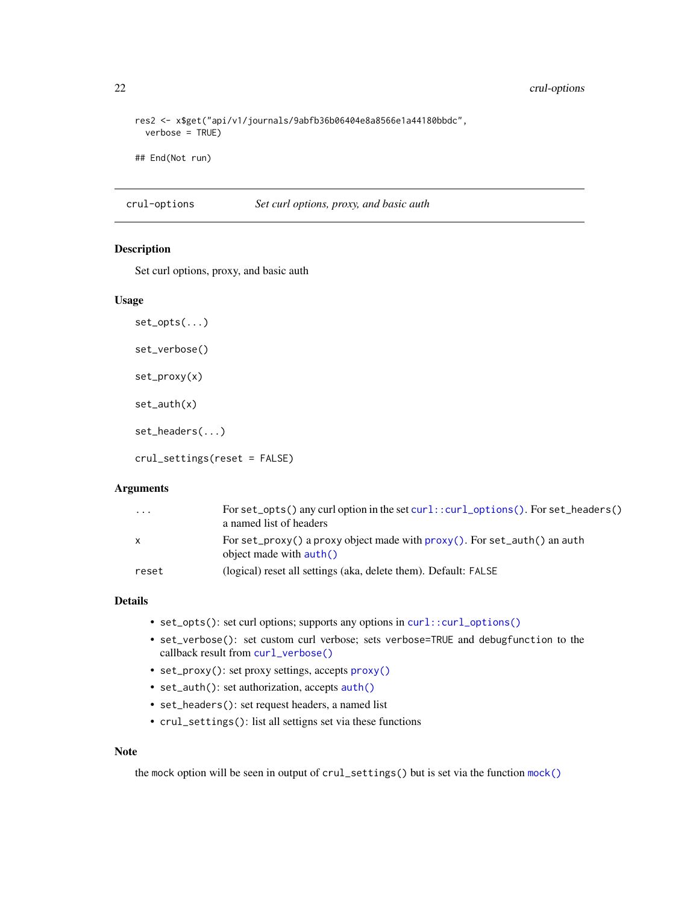```
res2 <- x$get("api/v1/journals/9abfb36b06404e8a8566e1a44180bbdc",
  verbose = TRUE)

## End(Not run)
```

## crul-options *Set curl options, proxy, and basic auth*

### Description

Set curl options, proxy, and basic auth

### Usage

```
set_opts(...)

set_verbose()

set_proxy(x)

set_auth(x)

set_headers(...)

crul_settings(reset = FALSE)
```

### Arguments

| | |
|---|---|
| ... | For `set_opts()` any curl option in the set `curl::curl_options()`. For `set_headers()` a named list of headers |
| x | For `set_proxy()` a proxy object made with `proxy()`. For `set_auth()` an auth object made with `auth()` |
| reset | (logical) reset all settings (aka, delete them). Default: `FALSE` |

### Details

- `set_opts()`: set curl options; supports any options in `curl::curl_options()`
- `set_verbose()`: set custom curl verbose; sets `verbose=TRUE` and `debugfunction` to the callback result from `curl_verbose()`
- `set_proxy()`: set proxy settings, accepts `proxy()`
- `set_auth()`: set authorization, accepts `auth()`
- `set_headers()`: set request headers, a named list
- `crul_settings()`: list all settigns set via these functions

### Note

the `mock` option will be seen in output of `crul_settings()` but is set via the function `mock()`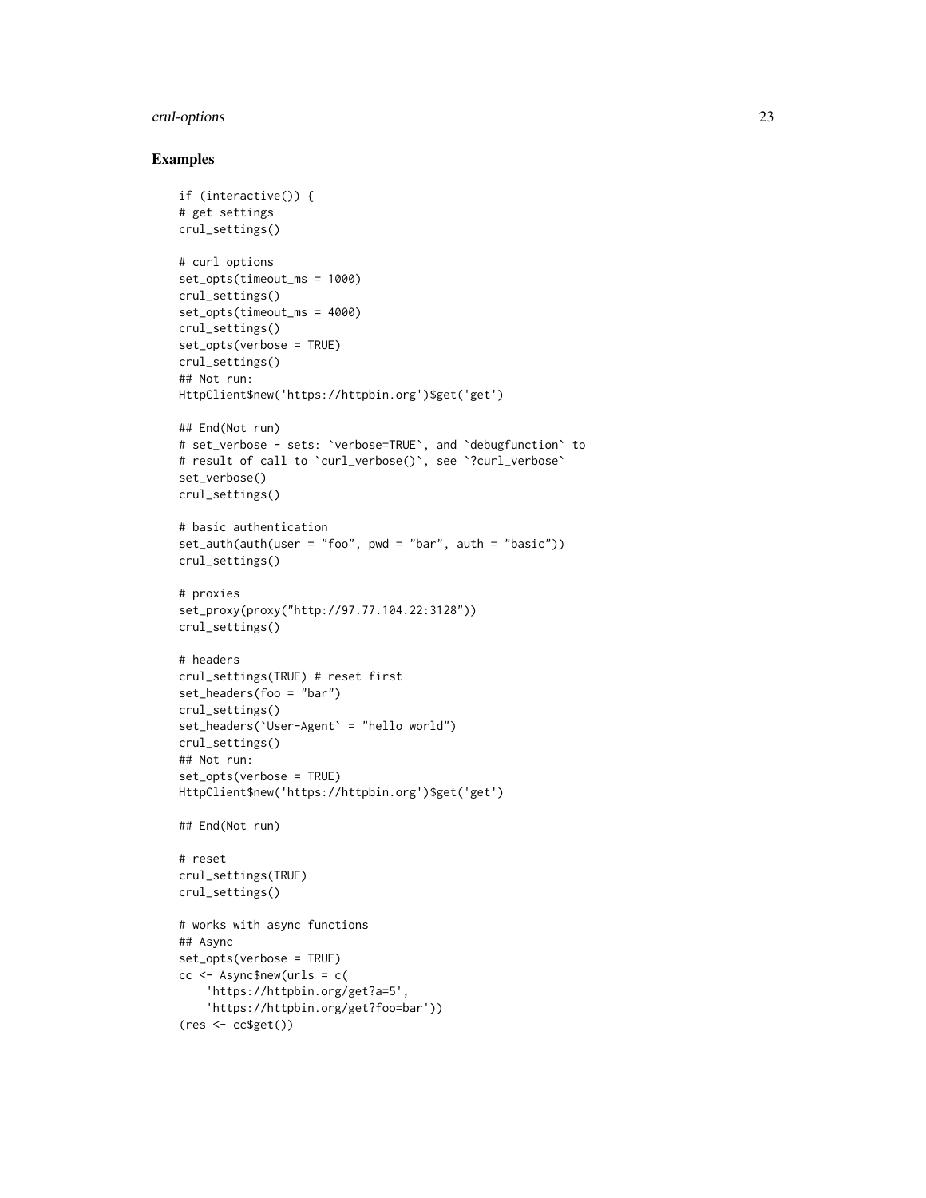## Examples

```
if (interactive()) {
# get settings
crul_settings()

# curl options
set_opts(timeout_ms = 1000)
crul_settings()
set_opts(timeout_ms = 4000)
crul_settings()
set_opts(verbose = TRUE)
crul_settings()
## Not run:
HttpClient$new('https://httpbin.org')$get('get')

## End(Not run)
# set_verbose - sets: `verbose=TRUE`, and `debugfunction` to
# result of call to `curl_verbose()`, see `?curl_verbose`
set_verbose()
crul_settings()

# basic authentication
set_auth(auth(user = "foo", pwd = "bar", auth = "basic"))
crul_settings()

# proxies
set_proxy(proxy("http://97.77.104.22:3128"))
crul_settings()

# headers
crul_settings(TRUE) # reset first
set_headers(foo = "bar")
crul_settings()
set_headers(`User-Agent` = "hello world")
crul_settings()
## Not run:
set_opts(verbose = TRUE)
HttpClient$new('https://httpbin.org')$get('get')

## End(Not run)

# reset
crul_settings(TRUE)
crul_settings()

# works with async functions
## Async
set_opts(verbose = TRUE)
cc <- Async$new(urls = c(
    'https://httpbin.org/get?a=5',
    'https://httpbin.org/get?foo=bar'))
(res <- cc$get())
```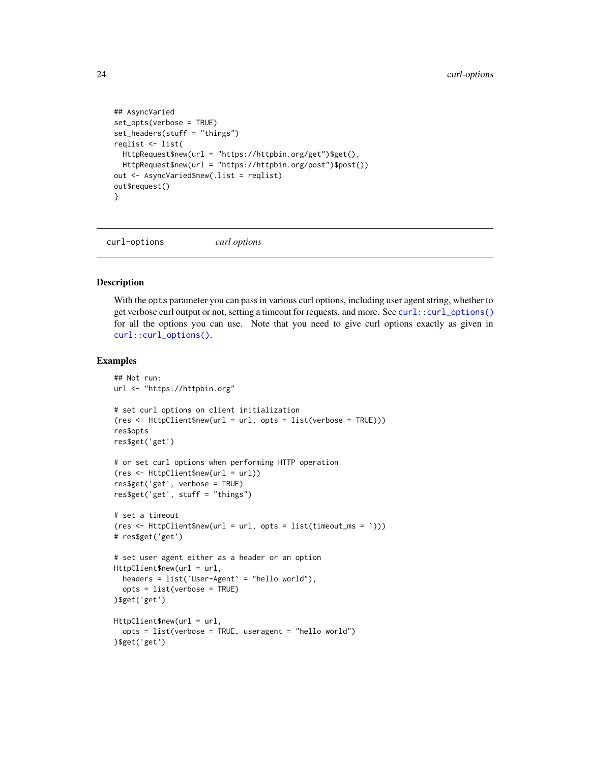```
## AsyncVaried
set_opts(verbose = TRUE)
set_headers(stuff = "things")
reqlist <- list(
  HttpRequest$new(url = "https://httpbin.org/get")$get(),
  HttpRequest$new(url = "https://httpbin.org/post")$post())
out <- AsyncVaried$new(.list = reqlist)
out$request()
}
```

## curl-options    *curl options*

### Description

With the `opts` parameter you can pass in various curl options, including user agent string, whether to get verbose curl output or not, setting a timeout for requests, and more. See `curl::curl_options()` for all the options you can use. Note that you need to give curl options exactly as given in `curl::curl_options()`.

### Examples

```
## Not run:
url <- "https://httpbin.org"

# set curl options on client initialization
(res <- HttpClient$new(url = url, opts = list(verbose = TRUE)))
res$opts
res$get('get')

# or set curl options when performing HTTP operation
(res <- HttpClient$new(url = url))
res$get('get', verbose = TRUE)
res$get('get', stuff = "things")

# set a timeout
(res <- HttpClient$new(url = url, opts = list(timeout_ms = 1)))
# res$get('get')

# set user agent either as a header or an option
HttpClient$new(url = url,
  headers = list(`User-Agent` = "hello world"),
  opts = list(verbose = TRUE)
)$get('get')

HttpClient$new(url = url,
  opts = list(verbose = TRUE, useragent = "hello world")
)$get('get')
```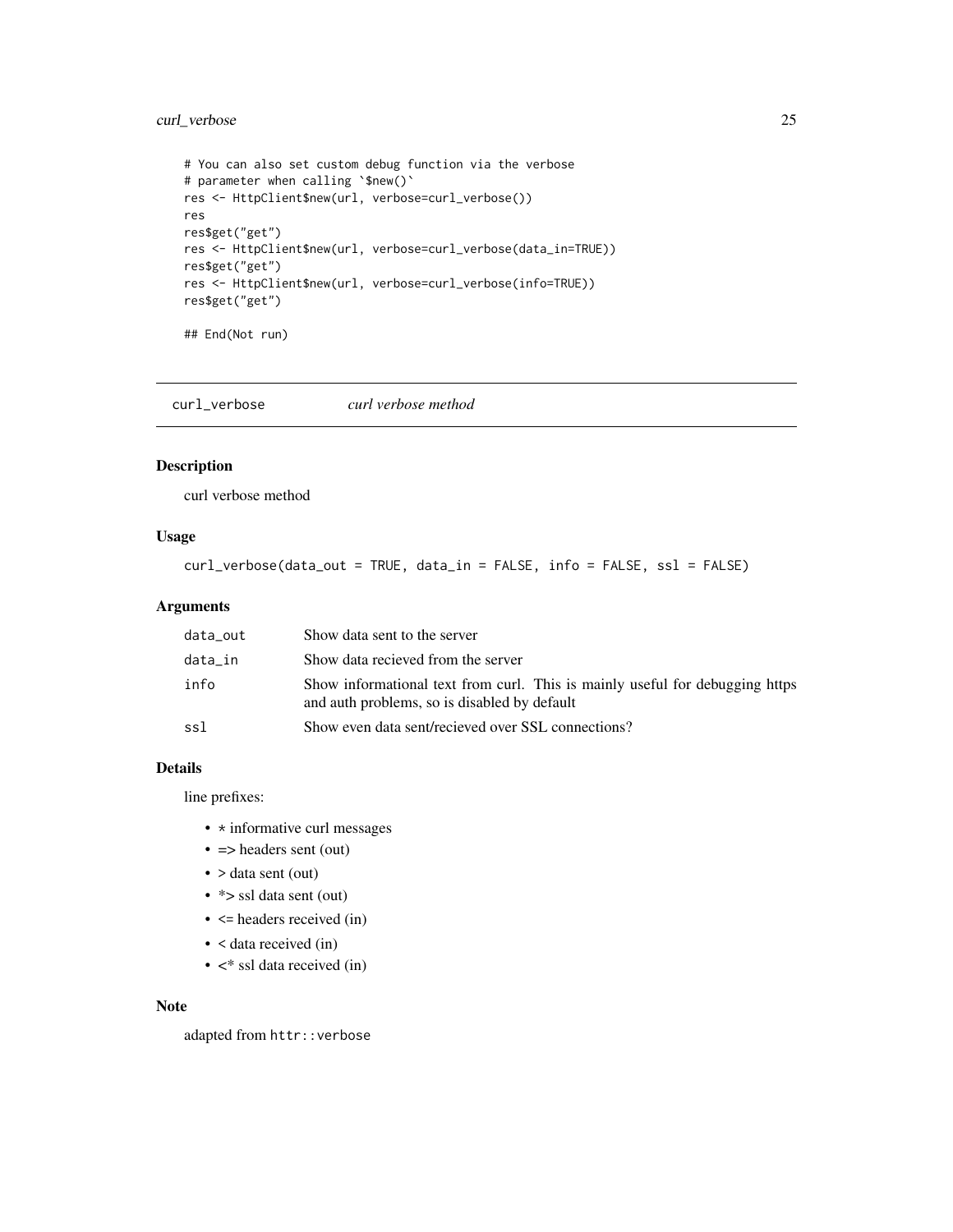```
# You can also set custom debug function via the verbose
# parameter when calling `$new()`
res <- HttpClient$new(url, verbose=curl_verbose())
res
res$get("get")
res <- HttpClient$new(url, verbose=curl_verbose(data_in=TRUE))
res$get("get")
res <- HttpClient$new(url, verbose=curl_verbose(info=TRUE))
res$get("get")

## End(Not run)
```

---

## curl_verbose    *curl verbose method*

### Description

curl verbose method

### Usage

```
curl_verbose(data_out = TRUE, data_in = FALSE, info = FALSE, ssl = FALSE)
```

### Arguments

| | |
|---|---|
| data_out | Show data sent to the server |
| data_in | Show data recieved from the server |
| info | Show informational text from curl. This is mainly useful for debugging https and auth problems, so is disabled by default |
| ssl | Show even data sent/recieved over SSL connections? |

### Details

line prefixes:

- * informative curl messages
- => headers sent (out)
- > data sent (out)
- *> ssl data sent (out)
- <= headers received (in)
- < data received (in)
- <* ssl data received (in)

### Note

adapted from `httr::verbose`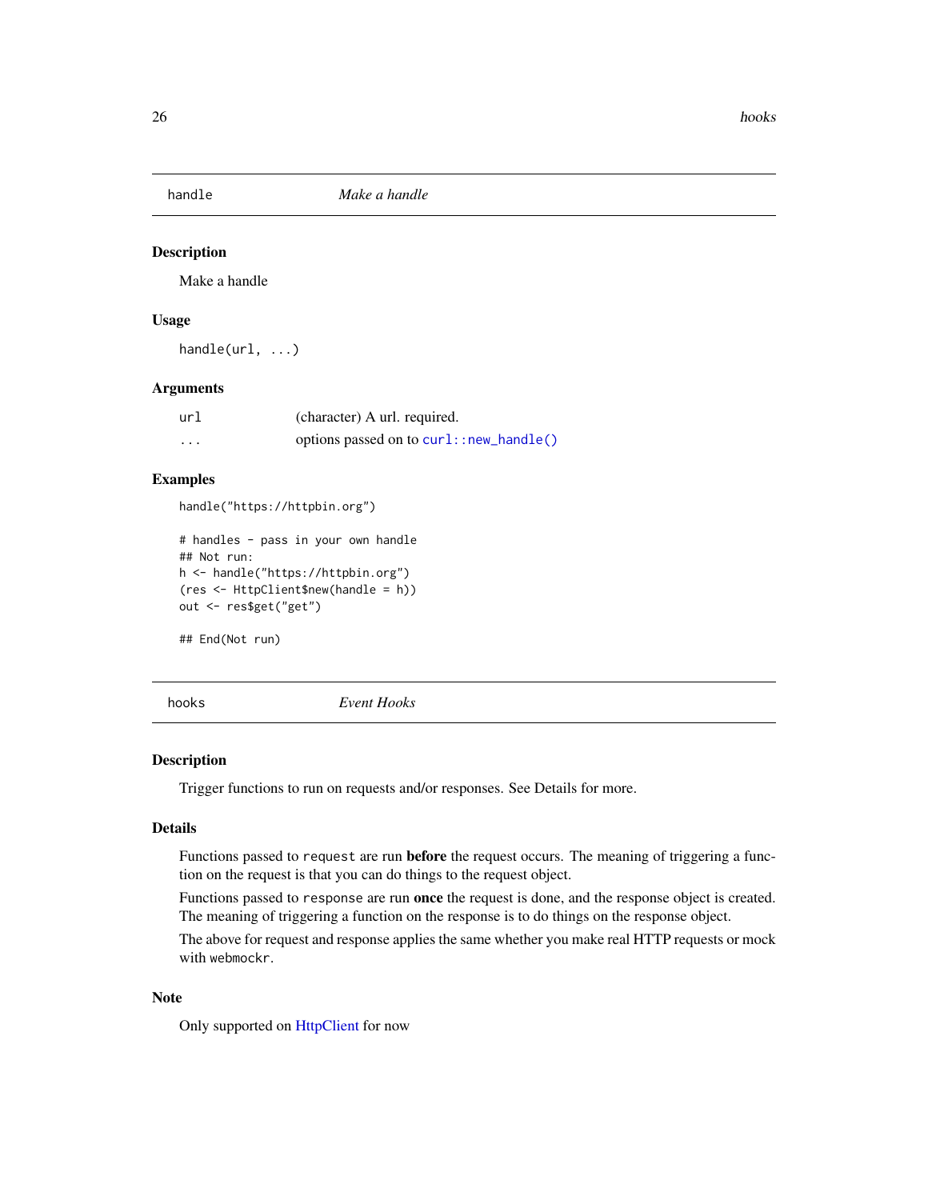## handle — *Make a handle*

### Description

Make a handle

### Usage

```
handle(url, ...)
```

### Arguments

| | |
|---|---|
| `url` | (character) A url. required. |
| `...` | options passed on to `curl::new_handle()` |

### Examples

```
handle("https://httpbin.org")

# handles - pass in your own handle
## Not run:
h <- handle("https://httpbin.org")
(res <- HttpClient$new(handle = h))
out <- res$get("get")

## End(Not run)
```

## hooks — *Event Hooks*

### Description

Trigger functions to run on requests and/or responses. See Details for more.

### Details

Functions passed to `request` are run **before** the request occurs. The meaning of triggering a function on the request is that you can do things to the request object.

Functions passed to `response` are run **once** the request is done, and the response object is created. The meaning of triggering a function on the response is to do things on the response object.

The above for request and response applies the same whether you make real HTTP requests or mock with `webmockr`.

### Note

Only supported on HttpClient for now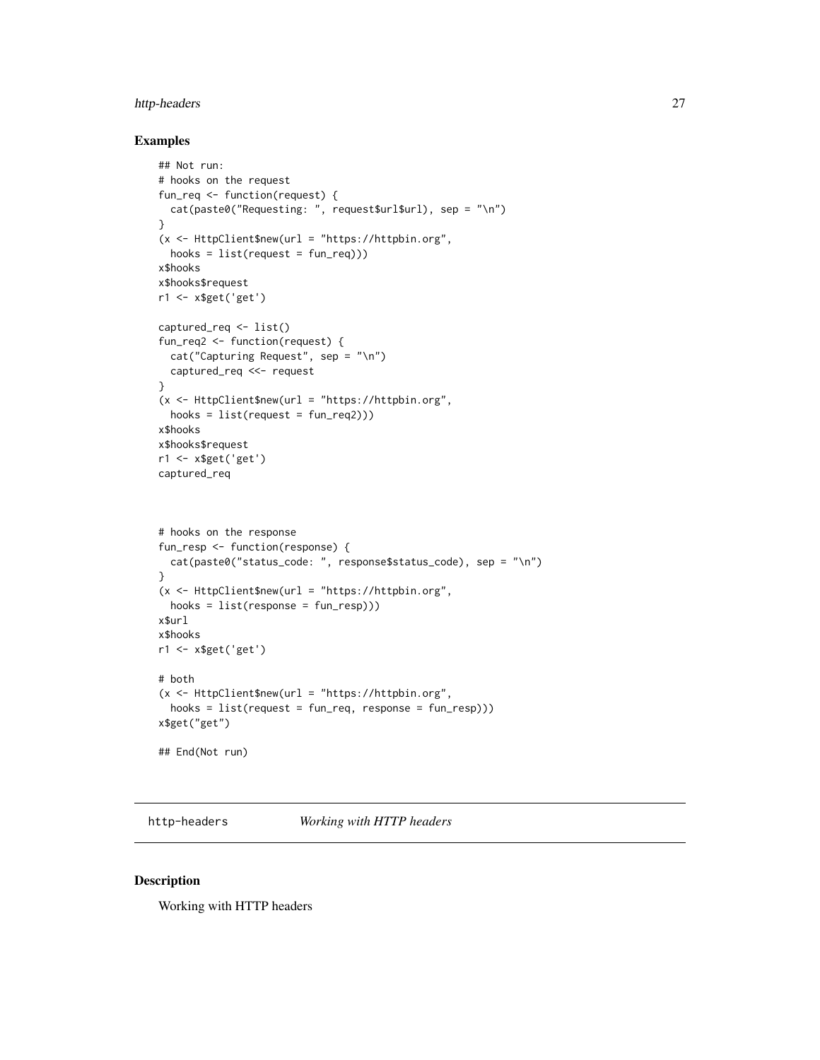## Examples

```
## Not run:
# hooks on the request
fun_req <- function(request) {
  cat(paste0("Requesting: ", request$url$url), sep = "\n")
}
(x <- HttpClient$new(url = "https://httpbin.org",
  hooks = list(request = fun_req)))
x$hooks
x$hooks$request
r1 <- x$get('get')

captured_req <- list()
fun_req2 <- function(request) {
  cat("Capturing Request", sep = "\n")
  captured_req <<- request
}
(x <- HttpClient$new(url = "https://httpbin.org",
  hooks = list(request = fun_req2)))
x$hooks
x$hooks$request
r1 <- x$get('get')
captured_req



# hooks on the response
fun_resp <- function(response) {
  cat(paste0("status_code: ", response$status_code), sep = "\n")
}
(x <- HttpClient$new(url = "https://httpbin.org",
  hooks = list(response = fun_resp)))
x$url
x$hooks
r1 <- x$get('get')

# both
(x <- HttpClient$new(url = "https://httpbin.org",
  hooks = list(request = fun_req, response = fun_resp)))
x$get("get")

## End(Not run)
```

# http-headers *Working with HTTP headers*

## Description

Working with HTTP headers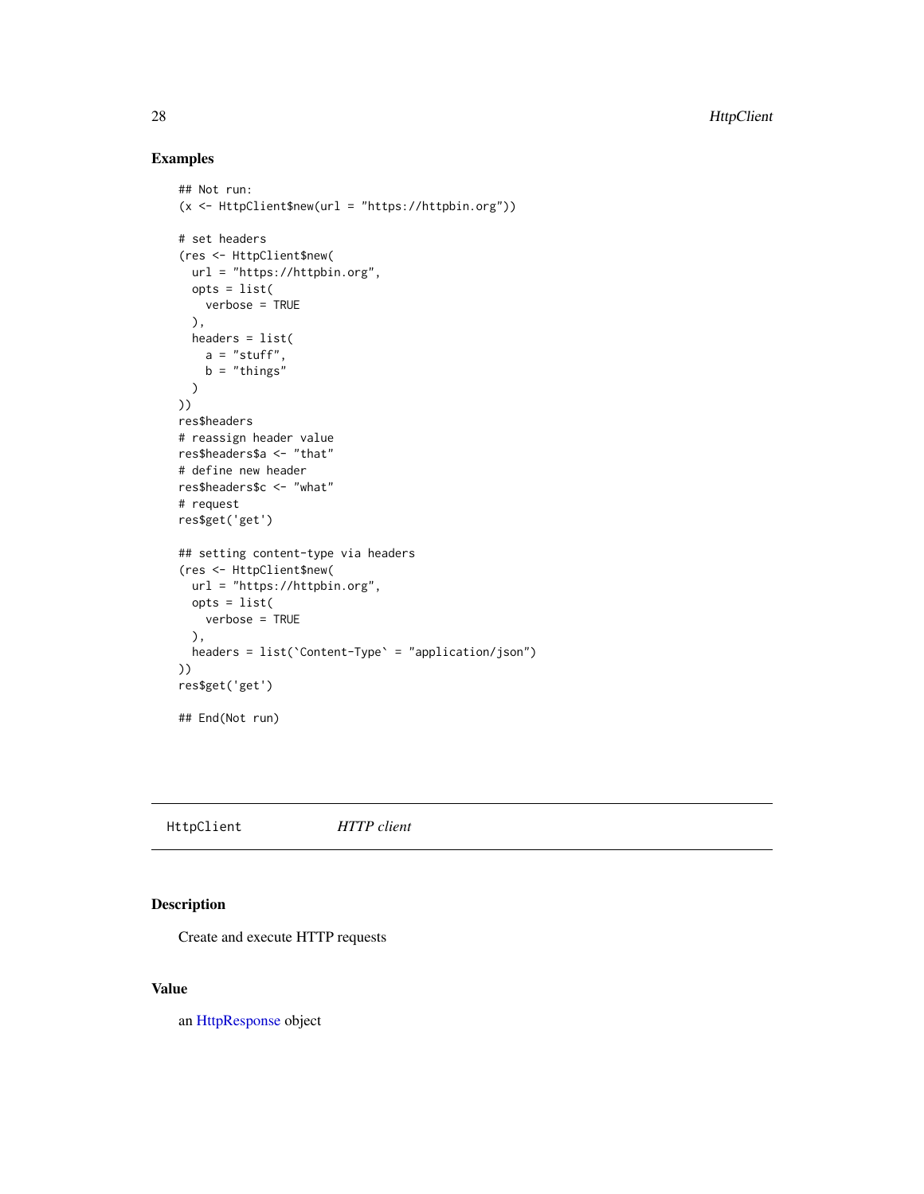## Examples

```
## Not run:
(x <- HttpClient$new(url = "https://httpbin.org"))

# set headers
(res <- HttpClient$new(
  url = "https://httpbin.org",
  opts = list(
    verbose = TRUE
  ),
  headers = list(
    a = "stuff",
    b = "things"
  )
))
res$headers
# reassign header value
res$headers$a <- "that"
# define new header
res$headers$c <- "what"
# request
res$get('get')

## setting content-type via headers
(res <- HttpClient$new(
  url = "https://httpbin.org",
  opts = list(
    verbose = TRUE
  ),
  headers = list(`Content-Type` = "application/json")
))
res$get('get')

## End(Not run)
```

---

`HttpClient` &nbsp;&nbsp;&nbsp;&nbsp; *HTTP client*

---

## Description

Create and execute HTTP requests

## Value

an HttpResponse object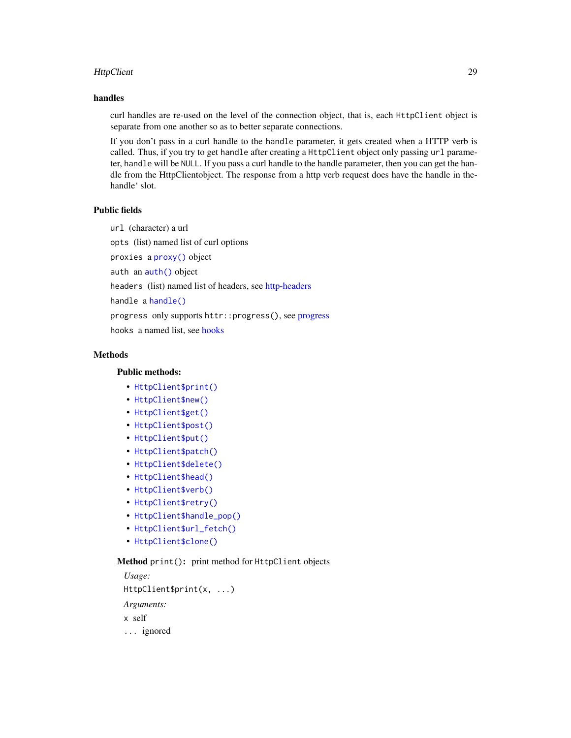### handles

curl handles are re-used on the level of the connection object, that is, each `HttpClient` object is separate from one another so as to better separate connections.

If you don't pass in a curl handle to the `handle` parameter, it gets created when a HTTP verb is called. Thus, if you try to get `handle` after creating a `HttpClient` object only passing `url` parameter, `handle` will be `NULL`. If you pass a curl handle to the handle parameter, then you can get the handle from the HttpClientobject. The response from a http verb request does have the handle in the-handle' slot.

### Public fields

`url` (character) a url

`opts` (list) named list of curl options

`proxies` a `proxy()` object

`auth` an `auth()` object

`headers` (list) named list of headers, see http-headers

`handle` a `handle()`

`progress` only supports `httr::progress()`, see progress

`hooks` a named list, see hooks

### Methods

#### Public methods:

- `HttpClient$print()`
- `HttpClient$new()`
- `HttpClient$get()`
- `HttpClient$post()`
- `HttpClient$put()`
- `HttpClient$patch()`
- `HttpClient$delete()`
- `HttpClient$head()`
- `HttpClient$verb()`
- `HttpClient$retry()`
- `HttpClient$handle_pop()`
- `HttpClient$url_fetch()`
- `HttpClient$clone()`

**Method** `print()`: print method for `HttpClient` objects

*Usage:*

```
HttpClient$print(x, ...)
```

*Arguments:*

`x` self

`...` ignored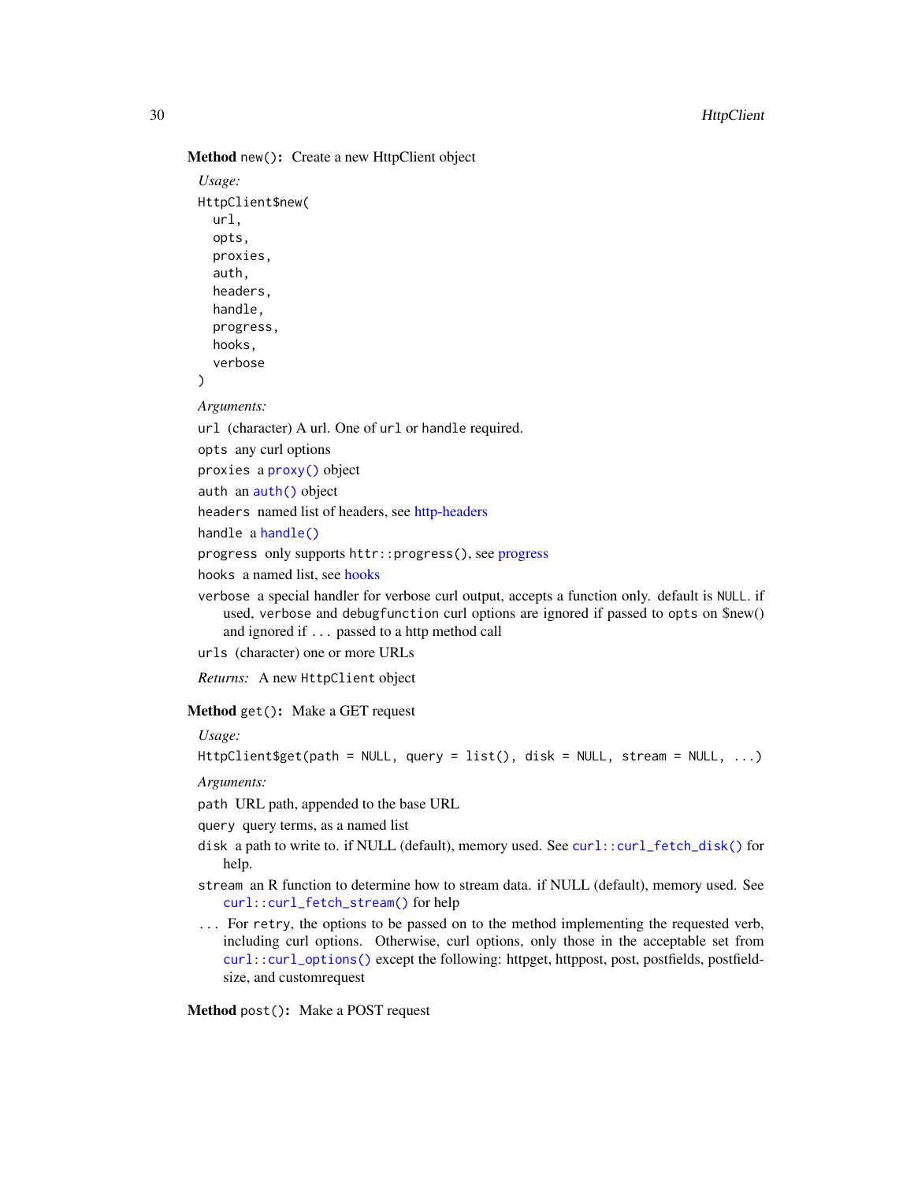**Method** `new()`: Create a new HttpClient object

*Usage:*

```
HttpClient$new(
  url,
  opts,
  proxies,
  auth,
  headers,
  handle,
  progress,
  hooks,
  verbose
)
```

*Arguments:*

`url` (character) A url. One of `url` or `handle` required.

`opts` any curl options

`proxies` a `proxy()` object

`auth` an `auth()` object

`headers` named list of headers, see http-headers

`handle` a `handle()`

`progress` only supports `httr::progress()`, see progress

`hooks` a named list, see hooks

`verbose` a special handler for verbose curl output, accepts a function only. default is `NULL`. if used, `verbose` and `debugfunction` curl options are ignored if passed to `opts` on $new() and ignored if `...` passed to a http method call

`urls` (character) one or more URLs

*Returns:* A new `HttpClient` object

**Method** `get()`: Make a GET request

*Usage:*

```
HttpClient$get(path = NULL, query = list(), disk = NULL, stream = NULL, ...)
```

*Arguments:*

`path` URL path, appended to the base URL

`query` query terms, as a named list

`disk` a path to write to. if NULL (default), memory used. See `curl::curl_fetch_disk()` for help.

`stream` an R function to determine how to stream data. if NULL (default), memory used. See `curl::curl_fetch_stream()` for help

`...` For `retry`, the options to be passed on to the method implementing the requested verb, including curl options. Otherwise, curl options, only those in the acceptable set from `curl::curl_options()` except the following: httpget, httppost, post, postfields, postfieldsize, and customrequest

**Method** `post()`: Make a POST request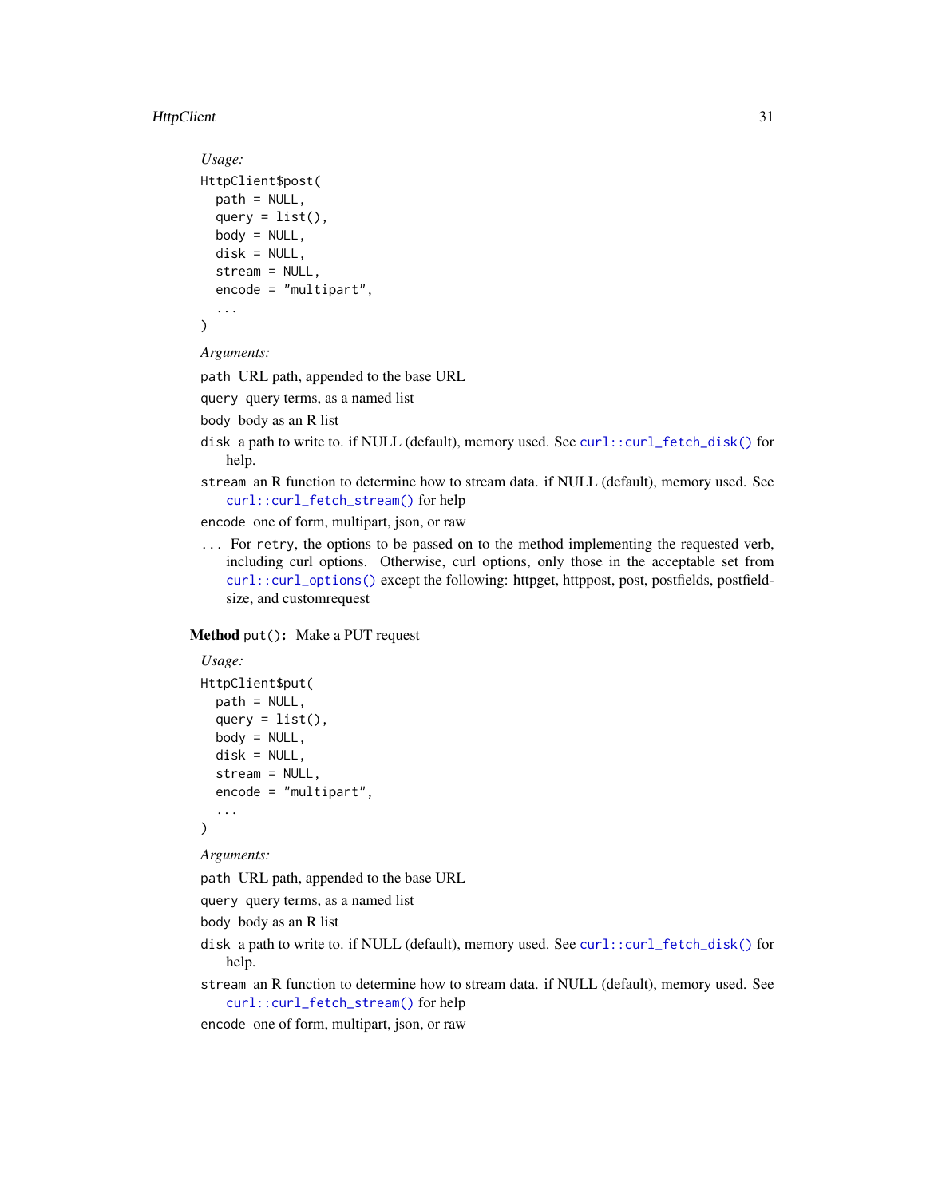*Usage:*

```
HttpClient$post(
  path = NULL,
  query = list(),
  body = NULL,
  disk = NULL,
  stream = NULL,
  encode = "multipart",
  ...
)
```

*Arguments:*

`path` URL path, appended to the base URL

`query` query terms, as a named list

`body` body as an R list

`disk` a path to write to. if NULL (default), memory used. See `curl::curl_fetch_disk()` for help.

`stream` an R function to determine how to stream data. if NULL (default), memory used. See `curl::curl_fetch_stream()` for help

`encode` one of form, multipart, json, or raw

`...` For `retry`, the options to be passed on to the method implementing the requested verb, including curl options. Otherwise, curl options, only those in the acceptable set from `curl::curl_options()` except the following: httpget, httppost, post, postfields, postfieldsize, and customrequest

**Method** `put()`**:** Make a PUT request

*Usage:*

```
HttpClient$put(
  path = NULL,
  query = list(),
  body = NULL,
  disk = NULL,
  stream = NULL,
  encode = "multipart",
  ...
)
```

*Arguments:*

`path` URL path, appended to the base URL

`query` query terms, as a named list

`body` body as an R list

`disk` a path to write to. if NULL (default), memory used. See `curl::curl_fetch_disk()` for help.

`stream` an R function to determine how to stream data. if NULL (default), memory used. See `curl::curl_fetch_stream()` for help

`encode` one of form, multipart, json, or raw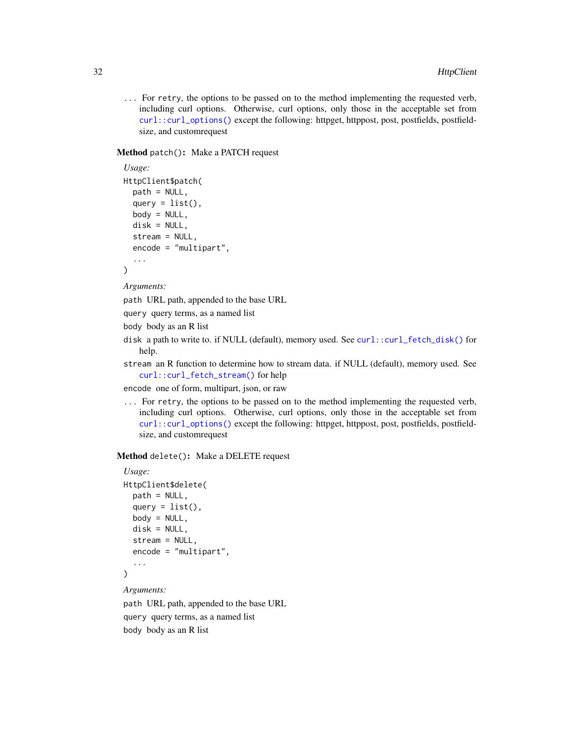... For `retry`, the options to be passed on to the method implementing the requested verb, including curl options. Otherwise, curl options, only those in the acceptable set from `curl::curl_options()` except the following: httpget, httppost, post, postfields, postfieldsize, and customrequest

**Method** `patch()`: Make a PATCH request

*Usage:*

```
HttpClient$patch(
  path = NULL,
  query = list(),
  body = NULL,
  disk = NULL,
  stream = NULL,
  encode = "multipart",
  ...
)
```

*Arguments:*

`path` URL path, appended to the base URL

`query` query terms, as a named list

`body` body as an R list

`disk` a path to write to. if NULL (default), memory used. See `curl::curl_fetch_disk()` for help.

`stream` an R function to determine how to stream data. if NULL (default), memory used. See `curl::curl_fetch_stream()` for help

`encode` one of form, multipart, json, or raw

... For `retry`, the options to be passed on to the method implementing the requested verb, including curl options. Otherwise, curl options, only those in the acceptable set from `curl::curl_options()` except the following: httpget, httppost, post, postfields, postfieldsize, and customrequest

**Method** `delete()`: Make a DELETE request

*Usage:*

```
HttpClient$delete(
  path = NULL,
  query = list(),
  body = NULL,
  disk = NULL,
  stream = NULL,
  encode = "multipart",
  ...
)
```

*Arguments:*

`path` URL path, appended to the base URL

`query` query terms, as a named list

`body` body as an R list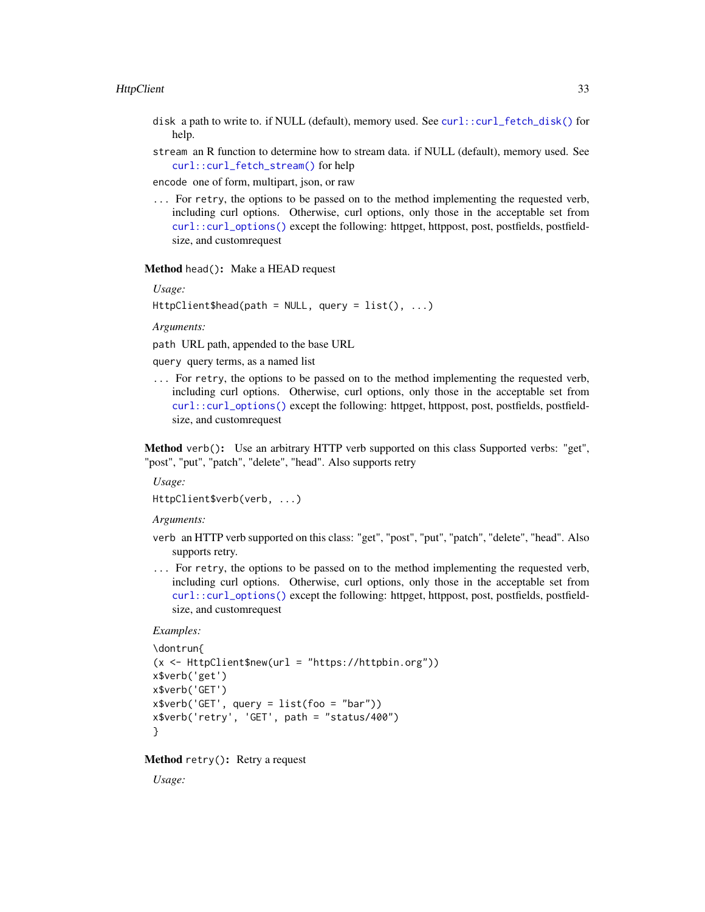`disk` a path to write to. if NULL (default), memory used. See `curl::curl_fetch_disk()` for help.

`stream` an R function to determine how to stream data. if NULL (default), memory used. See `curl::curl_fetch_stream()` for help

`encode` one of form, multipart, json, or raw

`...` For `retry`, the options to be passed on to the method implementing the requested verb, including curl options. Otherwise, curl options, only those in the acceptable set from `curl::curl_options()` except the following: httpget, httppost, post, postfields, postfieldsize, and customrequest

**Method** `head()`**:** Make a HEAD request

*Usage:*

```
HttpClient$head(path = NULL, query = list(), ...)
```

*Arguments:*

`path` URL path, appended to the base URL

`query` query terms, as a named list

`...` For `retry`, the options to be passed on to the method implementing the requested verb, including curl options. Otherwise, curl options, only those in the acceptable set from `curl::curl_options()` except the following: httpget, httppost, post, postfields, postfieldsize, and customrequest

**Method** `verb()`**:** Use an arbitrary HTTP verb supported on this class Supported verbs: "get", "post", "put", "patch", "delete", "head". Also supports retry

*Usage:*

```
HttpClient$verb(verb, ...)
```

*Arguments:*

`verb` an HTTP verb supported on this class: "get", "post", "put", "patch", "delete", "head". Also supports retry.

`...` For `retry`, the options to be passed on to the method implementing the requested verb, including curl options. Otherwise, curl options, only those in the acceptable set from `curl::curl_options()` except the following: httpget, httppost, post, postfields, postfieldsize, and customrequest

*Examples:*

```
\dontrun{
(x <- HttpClient$new(url = "https://httpbin.org"))
x$verb('get')
x$verb('GET')
x$verb('GET', query = list(foo = "bar"))
x$verb('retry', 'GET', path = "status/400")
}
```

**Method** `retry()`**:** Retry a request

*Usage:*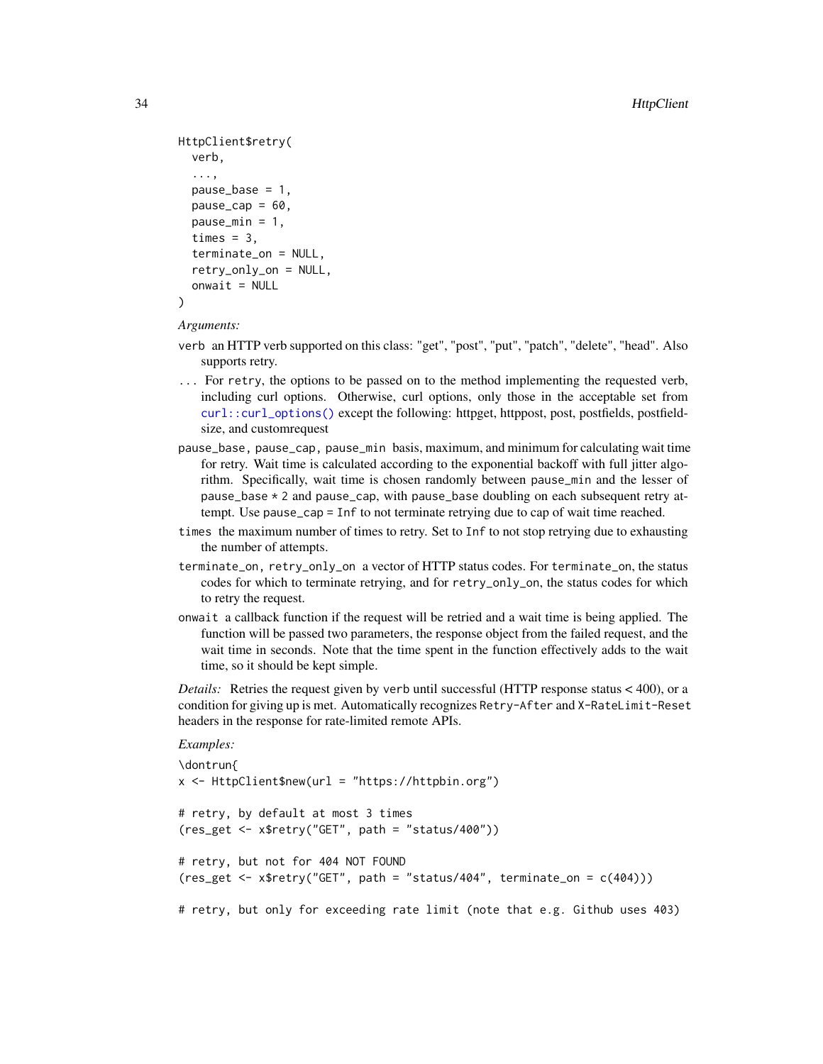```
HttpClient$retry(
  verb,
  ...,
  pause_base = 1,
  pause_cap = 60,
  pause_min = 1,
  times = 3,
  terminate_on = NULL,
  retry_only_on = NULL,
  onwait = NULL
)
```

*Arguments:*

`verb` an HTTP verb supported on this class: "get", "post", "put", "patch", "delete", "head". Also supports retry.

`...` For `retry`, the options to be passed on to the method implementing the requested verb, including curl options. Otherwise, curl options, only those in the acceptable set from `curl::curl_options()` except the following: httpget, httppost, post, postfields, postfieldsize, and customrequest

`pause_base`, `pause_cap`, `pause_min` basis, maximum, and minimum for calculating wait time for retry. Wait time is calculated according to the exponential backoff with full jitter algorithm. Specifically, wait time is chosen randomly between `pause_min` and the lesser of `pause_base * 2` and `pause_cap`, with `pause_base` doubling on each subsequent retry attempt. Use `pause_cap = Inf` to not terminate retrying due to cap of wait time reached.

`times` the maximum number of times to retry. Set to `Inf` to not stop retrying due to exhausting the number of attempts.

`terminate_on`, `retry_only_on` a vector of HTTP status codes. For `terminate_on`, the status codes for which to terminate retrying, and for `retry_only_on`, the status codes for which to retry the request.

`onwait` a callback function if the request will be retried and a wait time is being applied. The function will be passed two parameters, the response object from the failed request, and the wait time in seconds. Note that the time spent in the function effectively adds to the wait time, so it should be kept simple.

*Details:* Retries the request given by `verb` until successful (HTTP response status < 400), or a condition for giving up is met. Automatically recognizes `Retry-After` and `X-RateLimit-Reset` headers in the response for rate-limited remote APIs.

*Examples:*

```
\dontrun{
x <- HttpClient$new(url = "https://httpbin.org")

# retry, by default at most 3 times
(res_get <- x$retry("GET", path = "status/400"))

# retry, but not for 404 NOT FOUND
(res_get <- x$retry("GET", path = "status/404", terminate_on = c(404)))

# retry, but only for exceeding rate limit (note that e.g. Github uses 403)
```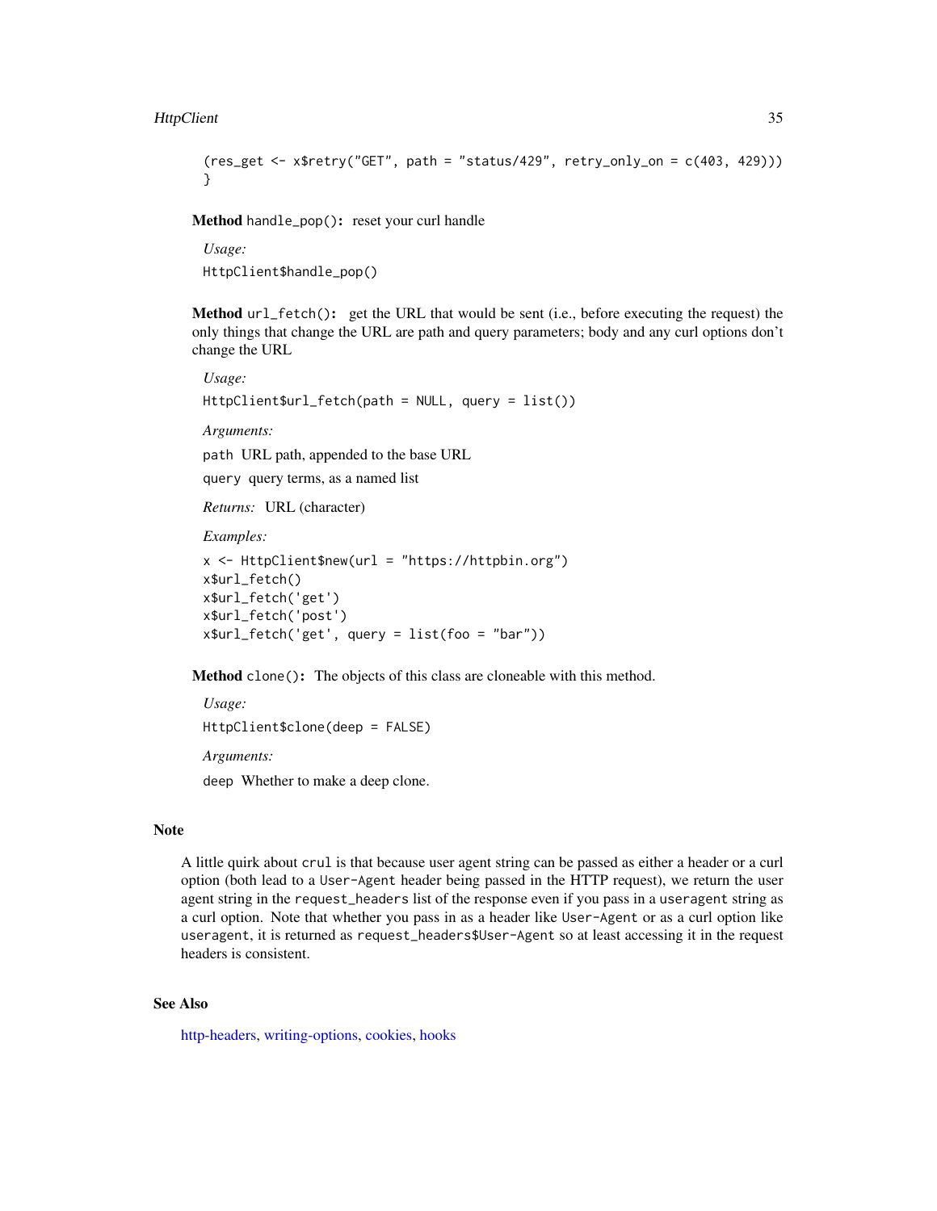```
(res_get <- x$retry("GET", path = "status/429", retry_only_on = c(403, 429)))
}
```

**Method** `handle_pop()`**:** reset your curl handle

*Usage:*

```
HttpClient$handle_pop()
```

**Method** `url_fetch()`**:** get the URL that would be sent (i.e., before executing the request) the only things that change the URL are path and query parameters; body and any curl options don't change the URL

*Usage:*

```
HttpClient$url_fetch(path = NULL, query = list())
```

*Arguments:*

`path` URL path, appended to the base URL

`query` query terms, as a named list

*Returns:* URL (character)

*Examples:*

```
x <- HttpClient$new(url = "https://httpbin.org")
x$url_fetch()
x$url_fetch('get')
x$url_fetch('post')
x$url_fetch('get', query = list(foo = "bar"))
```

**Method** `clone()`**:** The objects of this class are cloneable with this method.

*Usage:*

```
HttpClient$clone(deep = FALSE)
```

*Arguments:*

`deep` Whether to make a deep clone.

## Note

A little quirk about `crul` is that because user agent string can be passed as either a header or a curl option (both lead to a `User-Agent` header being passed in the HTTP request), we return the user agent string in the `request_headers` list of the response even if you pass in a `useragent` string as a curl option. Note that whether you pass in as a header like `User-Agent` or as a curl option like `useragent`, it is returned as `request_headers$User-Agent` so at least accessing it in the request headers is consistent.

## See Also

http-headers, writing-options, cookies, hooks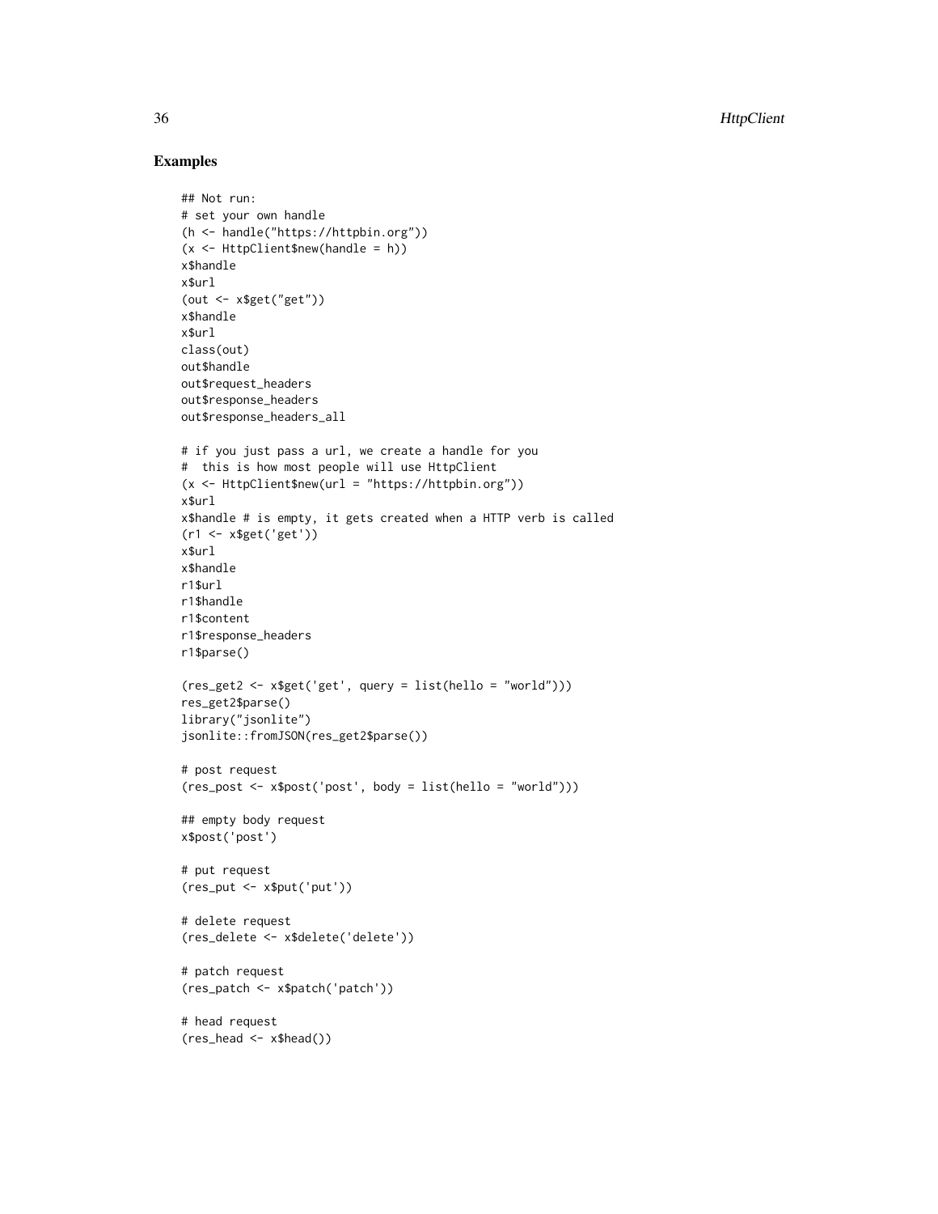## Examples

```
## Not run:
# set your own handle
(h <- handle("https://httpbin.org"))
(x <- HttpClient$new(handle = h))
x$handle
x$url
(out <- x$get("get"))
x$handle
x$url
class(out)
out$handle
out$request_headers
out$response_headers
out$response_headers_all

# if you just pass a url, we create a handle for you
#  this is how most people will use HttpClient
(x <- HttpClient$new(url = "https://httpbin.org"))
x$url
x$handle # is empty, it gets created when a HTTP verb is called
(r1 <- x$get('get'))
x$url
x$handle
r1$url
r1$handle
r1$content
r1$response_headers
r1$parse()

(res_get2 <- x$get('get', query = list(hello = "world")))
res_get2$parse()
library("jsonlite")
jsonlite::fromJSON(res_get2$parse())

# post request
(res_post <- x$post('post', body = list(hello = "world")))

## empty body request
x$post('post')

# put request
(res_put <- x$put('put'))

# delete request
(res_delete <- x$delete('delete'))

# patch request
(res_patch <- x$patch('patch'))

# head request
(res_head <- x$head())
```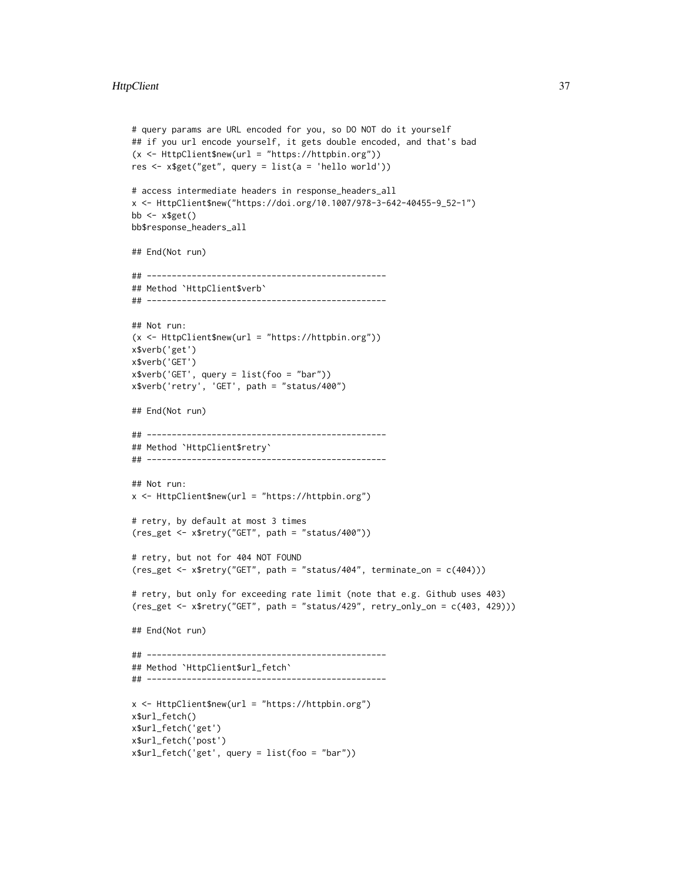```
# query params are URL encoded for you, so DO NOT do it yourself
## if you url encode yourself, it gets double encoded, and that's bad
(x <- HttpClient$new(url = "https://httpbin.org"))
res <- x$get("get", query = list(a = 'hello world'))

# access intermediate headers in response_headers_all
x <- HttpClient$new("https://doi.org/10.1007/978-3-642-40455-9_52-1")
bb <- x$get()
bb$response_headers_all

## End(Not run)

## ------------------------------------------------
## Method `HttpClient$verb`
## ------------------------------------------------

## Not run:
(x <- HttpClient$new(url = "https://httpbin.org"))
x$verb('get')
x$verb('GET')
x$verb('GET', query = list(foo = "bar"))
x$verb('retry', 'GET', path = "status/400")

## End(Not run)

## ------------------------------------------------
## Method `HttpClient$retry`
## ------------------------------------------------

## Not run:
x <- HttpClient$new(url = "https://httpbin.org")

# retry, by default at most 3 times
(res_get <- x$retry("GET", path = "status/400"))

# retry, but not for 404 NOT FOUND
(res_get <- x$retry("GET", path = "status/404", terminate_on = c(404)))

# retry, but only for exceeding rate limit (note that e.g. Github uses 403)
(res_get <- x$retry("GET", path = "status/429", retry_only_on = c(403, 429)))

## End(Not run)

## ------------------------------------------------
## Method `HttpClient$url_fetch`
## ------------------------------------------------

x <- HttpClient$new(url = "https://httpbin.org")
x$url_fetch()
x$url_fetch('get')
x$url_fetch('post')
x$url_fetch('get', query = list(foo = "bar"))
```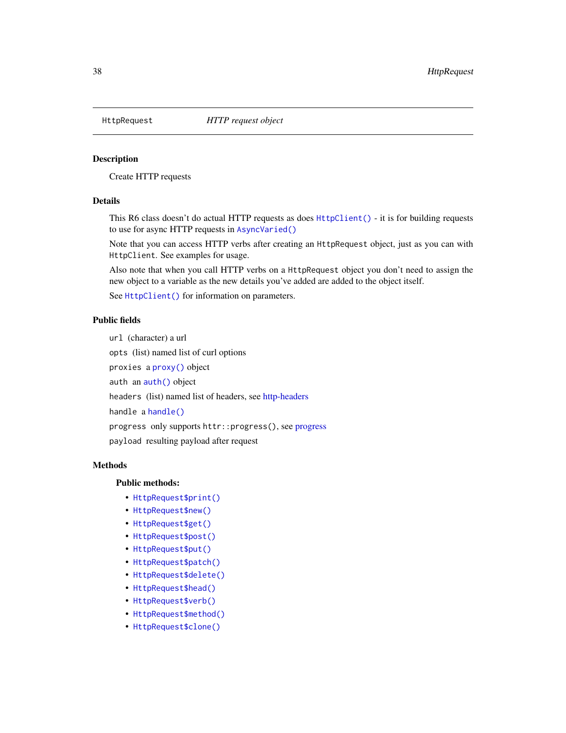## HttpRequest *HTTP request object*

### Description

Create HTTP requests

### Details

This R6 class doesn't do actual HTTP requests as does `HttpClient()` - it is for building requests to use for async HTTP requests in `AsyncVaried()`

Note that you can access HTTP verbs after creating an `HttpRequest` object, just as you can with `HttpClient`. See examples for usage.

Also note that when you call HTTP verbs on a `HttpRequest` object you don't need to assign the new object to a variable as the new details you've added are added to the object itself.

See `HttpClient()` for information on parameters.

### Public fields

`url` (character) a url

`opts` (list) named list of curl options

`proxies` a `proxy()` object

`auth` an `auth()` object

`headers` (list) named list of headers, see http-headers

`handle` a `handle()`

`progress` only supports `httr::progress()`, see progress

`payload` resulting payload after request

### Methods

**Public methods:**

- `HttpRequest$print()`
- `HttpRequest$new()`
- `HttpRequest$get()`
- `HttpRequest$post()`
- `HttpRequest$put()`
- `HttpRequest$patch()`
- `HttpRequest$delete()`
- `HttpRequest$head()`
- `HttpRequest$verb()`
- `HttpRequest$method()`
- `HttpRequest$clone()`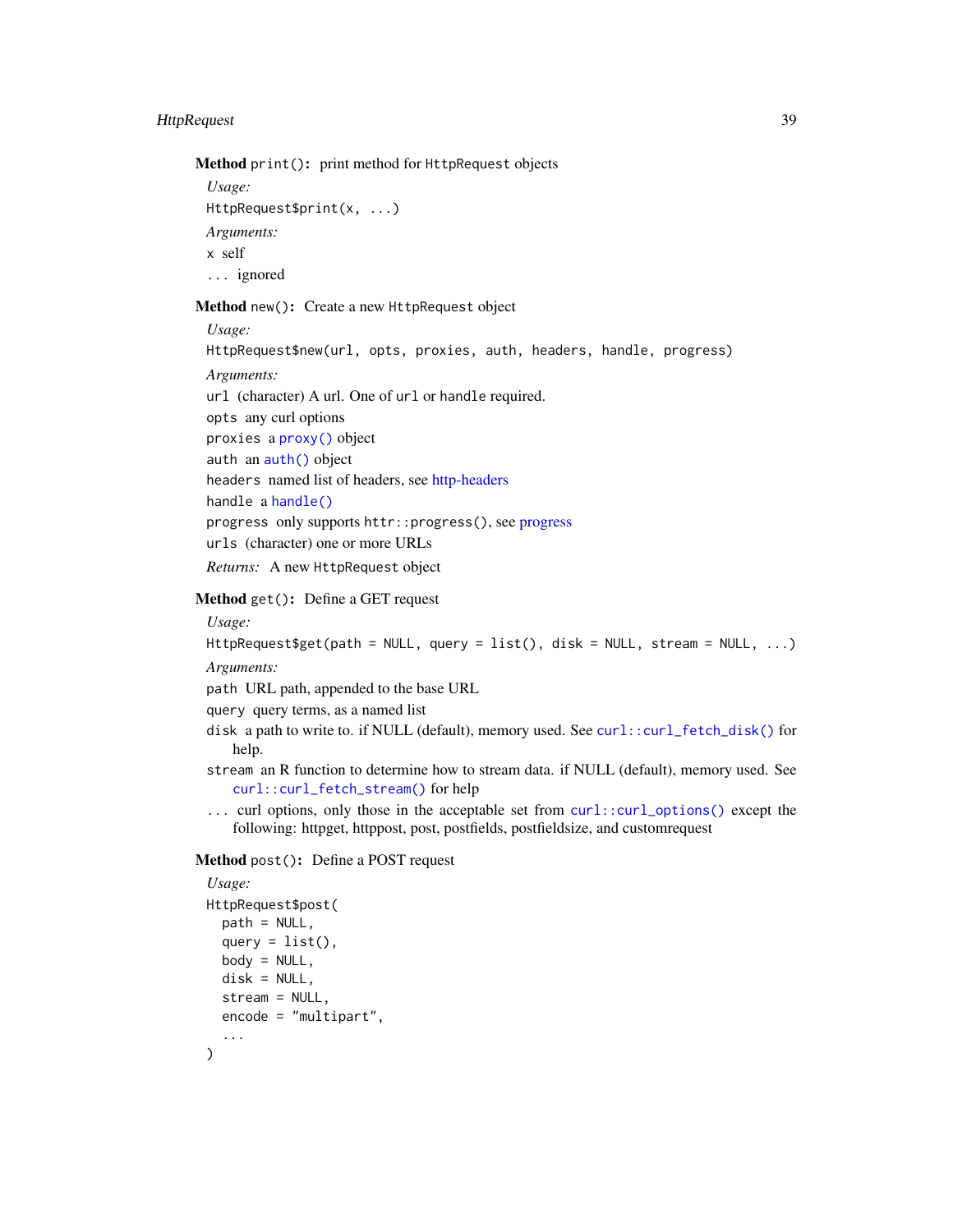**Method** `print()`: print method for `HttpRequest` objects

*Usage:*

```
HttpRequest$print(x, ...)
```

*Arguments:*

`x` self

`...` ignored

**Method** `new()`: Create a new `HttpRequest` object

*Usage:*

```
HttpRequest$new(url, opts, proxies, auth, headers, handle, progress)
```

*Arguments:*

`url` (character) A url. One of `url` or `handle` required.

`opts` any curl options

`proxies` a `proxy()` object

`auth` an `auth()` object

`headers` named list of headers, see http-headers

`handle` a `handle()`

`progress` only supports `httr::progress()`, see progress

`urls` (character) one or more URLs

*Returns:* A new `HttpRequest` object

**Method** `get()`: Define a GET request

*Usage:*

```
HttpRequest$get(path = NULL, query = list(), disk = NULL, stream = NULL, ...)
```

*Arguments:*

`path` URL path, appended to the base URL

`query` query terms, as a named list

`disk` a path to write to. if NULL (default), memory used. See `curl::curl_fetch_disk()` for help.

`stream` an R function to determine how to stream data. if NULL (default), memory used. See `curl::curl_fetch_stream()` for help

`...` curl options, only those in the acceptable set from `curl::curl_options()` except the following: httpget, httppost, post, postfields, postfieldsize, and customrequest

**Method** `post()`: Define a POST request

*Usage:*

```
HttpRequest$post(
  path = NULL,
  query = list(),
  body = NULL,
  disk = NULL,
  stream = NULL,
  encode = "multipart",
  ...
)
```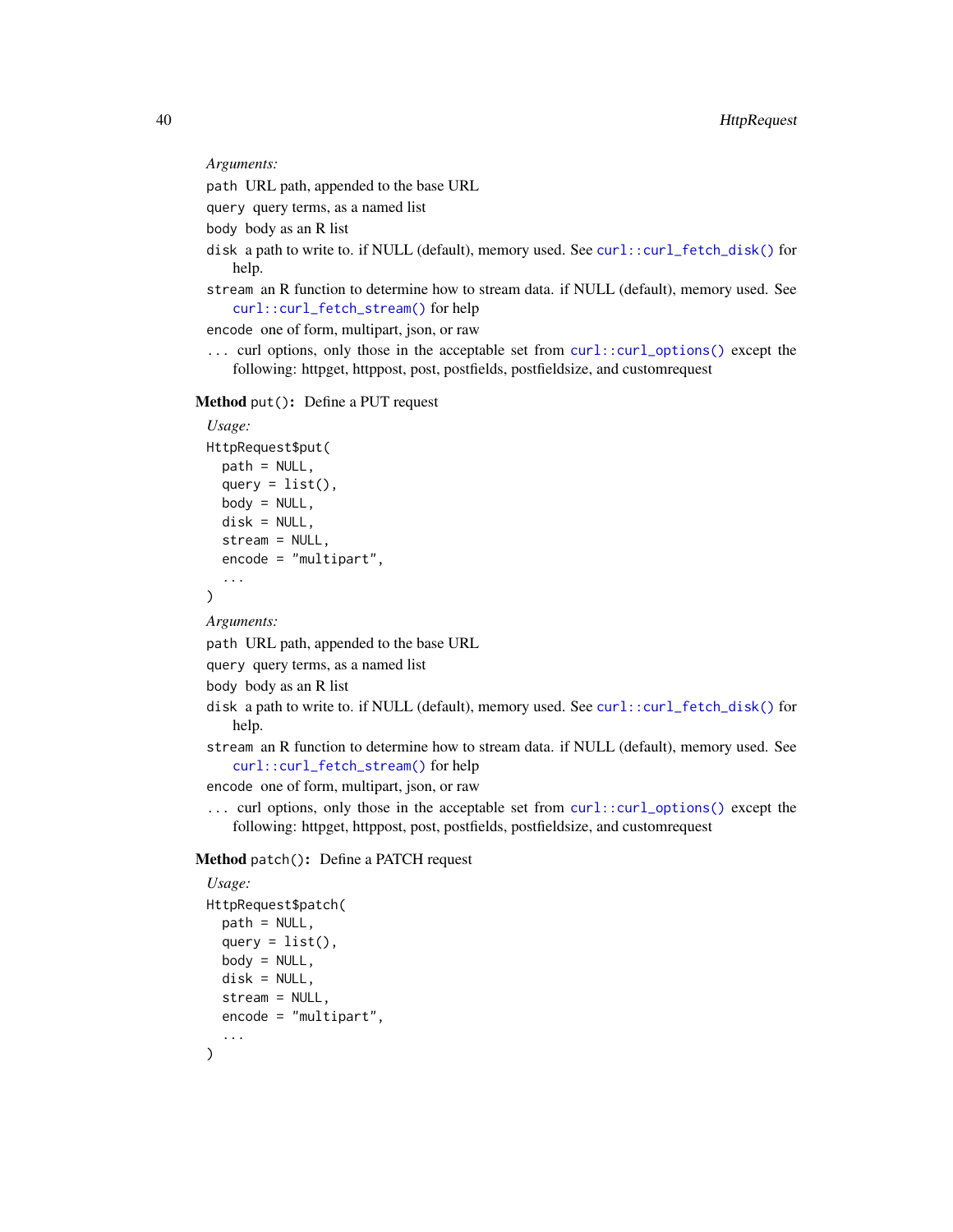*Arguments:*

- `path` URL path, appended to the base URL
- `query` query terms, as a named list
- `body` body as an R list
- `disk` a path to write to. if NULL (default), memory used. See `curl::curl_fetch_disk()` for help.
- `stream` an R function to determine how to stream data. if NULL (default), memory used. See `curl::curl_fetch_stream()` for help
- `encode` one of form, multipart, json, or raw
- `...` curl options, only those in the acceptable set from `curl::curl_options()` except the following: httpget, httppost, post, postfields, postfieldsize, and customrequest

**Method** `put()`**:** Define a PUT request

*Usage:*

```
HttpRequest$put(
  path = NULL,
  query = list(),
  body = NULL,
  disk = NULL,
  stream = NULL,
  encode = "multipart",
  ...
)
```

*Arguments:*

- `path` URL path, appended to the base URL
- `query` query terms, as a named list
- `body` body as an R list
- `disk` a path to write to. if NULL (default), memory used. See `curl::curl_fetch_disk()` for help.
- `stream` an R function to determine how to stream data. if NULL (default), memory used. See `curl::curl_fetch_stream()` for help
- `encode` one of form, multipart, json, or raw
- `...` curl options, only those in the acceptable set from `curl::curl_options()` except the following: httpget, httppost, post, postfields, postfieldsize, and customrequest

**Method** `patch()`**:** Define a PATCH request

*Usage:*

```
HttpRequest$patch(
  path = NULL,
  query = list(),
  body = NULL,
  disk = NULL,
  stream = NULL,
  encode = "multipart",
  ...
)
```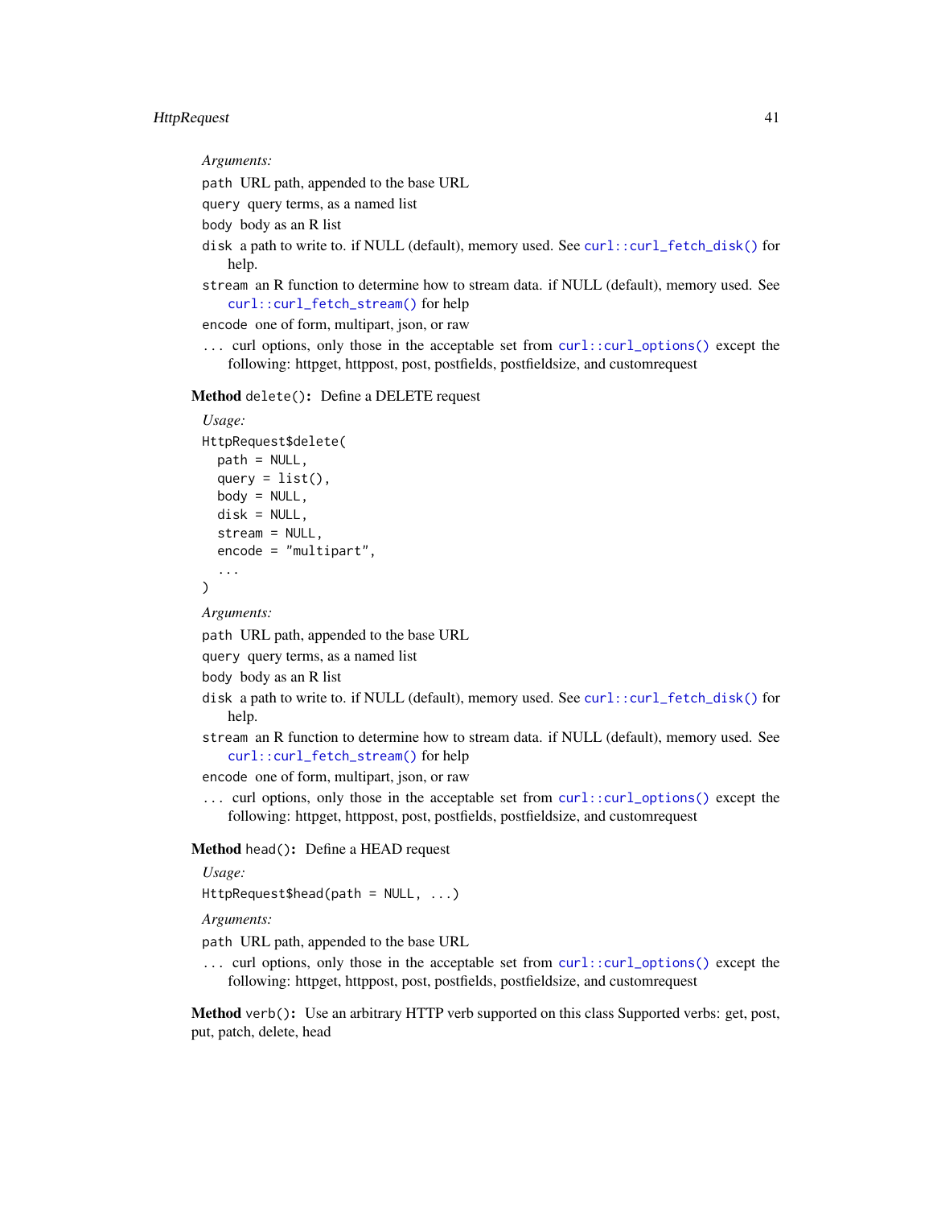*Arguments:*

`path` URL path, appended to the base URL

`query` query terms, as a named list

`body` body as an R list

`disk` a path to write to. if NULL (default), memory used. See `curl::curl_fetch_disk()` for help.

`stream` an R function to determine how to stream data. if NULL (default), memory used. See `curl::curl_fetch_stream()` for help

`encode` one of form, multipart, json, or raw

`...` curl options, only those in the acceptable set from `curl::curl_options()` except the following: httpget, httppost, post, postfields, postfieldsize, and customrequest

**Method** `delete()`**:** Define a DELETE request

*Usage:*

```
HttpRequest$delete(
  path = NULL,
  query = list(),
  body = NULL,
  disk = NULL,
  stream = NULL,
  encode = "multipart",
  ...
)
```

*Arguments:*

`path` URL path, appended to the base URL

`query` query terms, as a named list

`body` body as an R list

`disk` a path to write to. if NULL (default), memory used. See `curl::curl_fetch_disk()` for help.

`stream` an R function to determine how to stream data. if NULL (default), memory used. See `curl::curl_fetch_stream()` for help

`encode` one of form, multipart, json, or raw

`...` curl options, only those in the acceptable set from `curl::curl_options()` except the following: httpget, httppost, post, postfields, postfieldsize, and customrequest

**Method** `head()`**:** Define a HEAD request

*Usage:*

```
HttpRequest$head(path = NULL, ...)
```

*Arguments:*

`path` URL path, appended to the base URL

`...` curl options, only those in the acceptable set from `curl::curl_options()` except the following: httpget, httppost, post, postfields, postfieldsize, and customrequest

**Method** `verb()`**:** Use an arbitrary HTTP verb supported on this class Supported verbs: get, post, put, patch, delete, head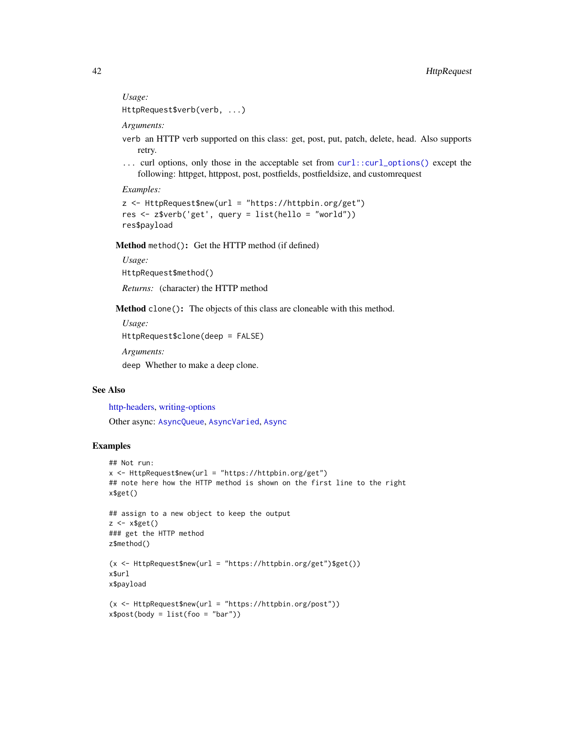*Usage:*

```
HttpRequest$verb(verb, ...)
```

*Arguments:*

`verb` an HTTP verb supported on this class: get, post, put, patch, delete, head. Also supports retry.

`...` curl options, only those in the acceptable set from `curl::curl_options()` except the following: httpget, httppost, post, postfields, postfieldsize, and customrequest

*Examples:*

```
z <- HttpRequest$new(url = "https://httpbin.org/get")
res <- z$verb('get', query = list(hello = "world"))
res$payload
```

**Method** `method()`**:** Get the HTTP method (if defined)

*Usage:*

```
HttpRequest$method()
```

*Returns:* (character) the HTTP method

**Method** `clone()`**:** The objects of this class are cloneable with this method.

*Usage:*

```
HttpRequest$clone(deep = FALSE)
```

*Arguments:*

`deep` Whether to make a deep clone.

## See Also

http-headers, writing-options

Other async: `AsyncQueue`, `AsyncVaried`, `Async`

## Examples

```
## Not run:
x <- HttpRequest$new(url = "https://httpbin.org/get")
## note here how the HTTP method is shown on the first line to the right
x$get()

## assign to a new object to keep the output
z <- x$get()
### get the HTTP method
z$method()

(x <- HttpRequest$new(url = "https://httpbin.org/get")$get())
x$url
x$payload

(x <- HttpRequest$new(url = "https://httpbin.org/post"))
x$post(body = list(foo = "bar"))
```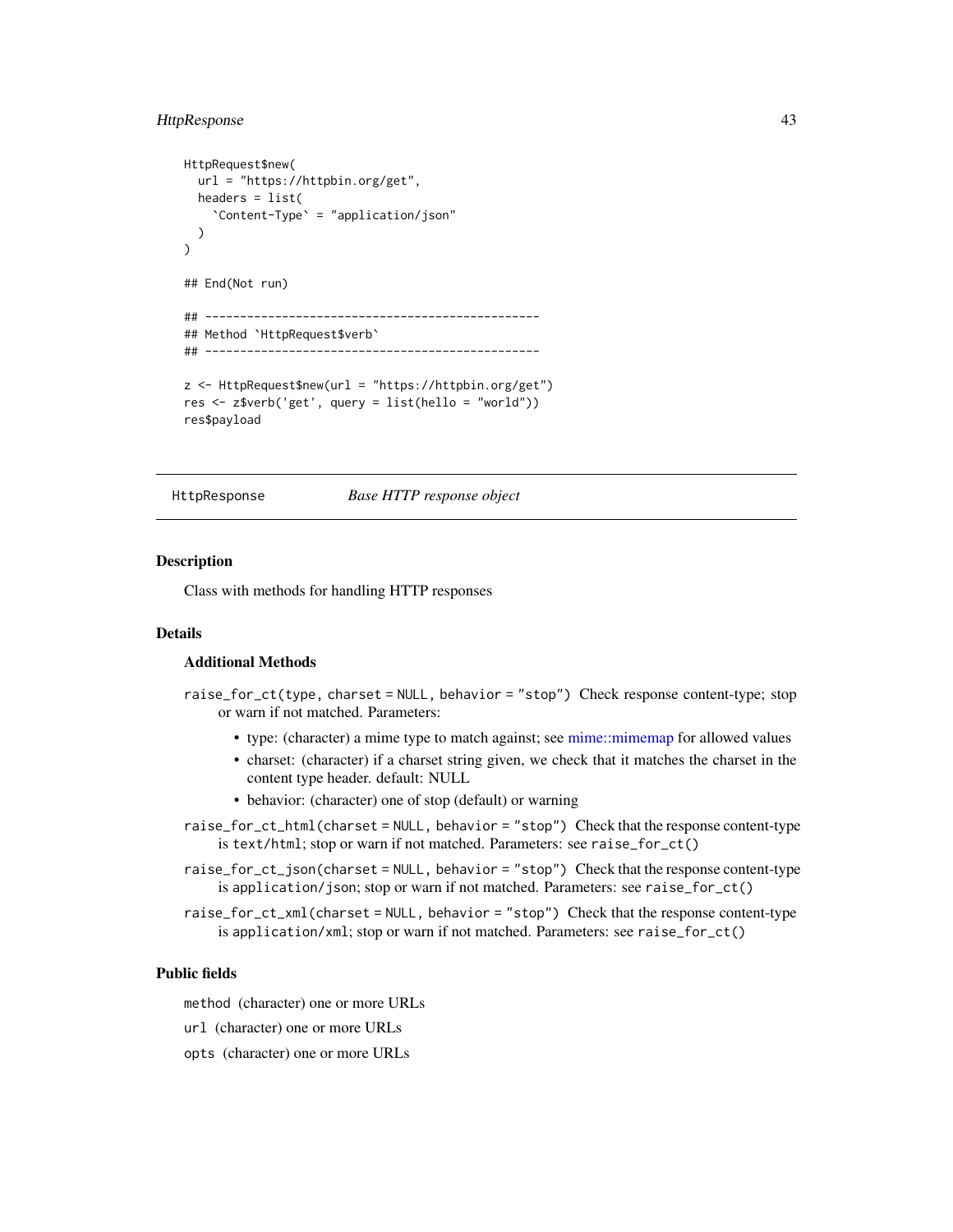```
HttpRequest$new(
  url = "https://httpbin.org/get",
  headers = list(
    `Content-Type` = "application/json"
  )
)

## End(Not run)

## ------------------------------------------------
## Method `HttpRequest$verb`
## ------------------------------------------------

z <- HttpRequest$new(url = "https://httpbin.org/get")
res <- z$verb('get', query = list(hello = "world"))
res$payload
```

---

## HttpResponse — *Base HTTP response object*

---

### Description

Class with methods for handling HTTP responses

### Details

#### Additional Methods

`raise_for_ct(type, charset = NULL, behavior = "stop")` Check response content-type; stop or warn if not matched. Parameters:

- type: (character) a mime type to match against; see mime::mimemap for allowed values
- charset: (character) if a charset string given, we check that it matches the charset in the content type header. default: NULL
- behavior: (character) one of stop (default) or warning

`raise_for_ct_html(charset = NULL, behavior = "stop")` Check that the response content-type is `text/html`; stop or warn if not matched. Parameters: see `raise_for_ct()`

`raise_for_ct_json(charset = NULL, behavior = "stop")` Check that the response content-type is `application/json`; stop or warn if not matched. Parameters: see `raise_for_ct()`

`raise_for_ct_xml(charset = NULL, behavior = "stop")` Check that the response content-type is `application/xml`; stop or warn if not matched. Parameters: see `raise_for_ct()`

### Public fields

`method` (character) one or more URLs

`url` (character) one or more URLs

`opts` (character) one or more URLs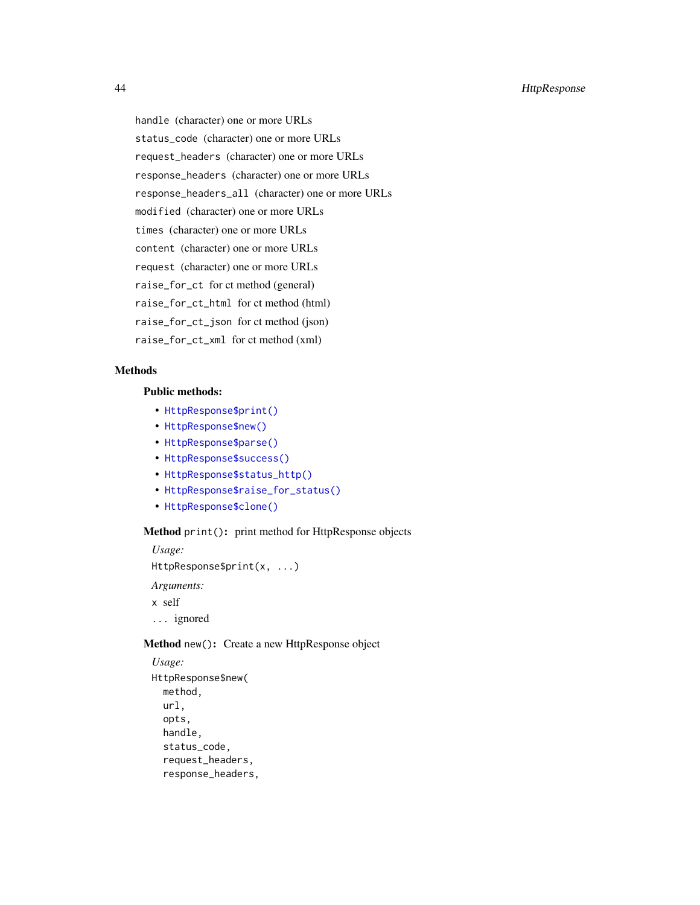handle (character) one or more URLs

status_code (character) one or more URLs

request_headers (character) one or more URLs

response_headers (character) one or more URLs

response_headers_all (character) one or more URLs

modified (character) one or more URLs

times (character) one or more URLs

content (character) one or more URLs

request (character) one or more URLs

raise_for_ct for ct method (general)

raise_for_ct_html for ct method (html)

raise_for_ct_json for ct method (json)

raise_for_ct_xml for ct method (xml)

## Methods

### Public methods:

- HttpResponse$print()
- HttpResponse$new()
- HttpResponse$parse()
- HttpResponse$success()
- HttpResponse$status_http()
- HttpResponse$raise_for_status()
- HttpResponse$clone()

**Method** print()**:** print method for HttpResponse objects

*Usage:*

```
HttpResponse$print(x, ...)
```

*Arguments:*

x self

... ignored

**Method** new()**:** Create a new HttpResponse object

*Usage:*

```
HttpResponse$new(
  method,
  url,
  opts,
  handle,
  status_code,
  request_headers,
  response_headers,
```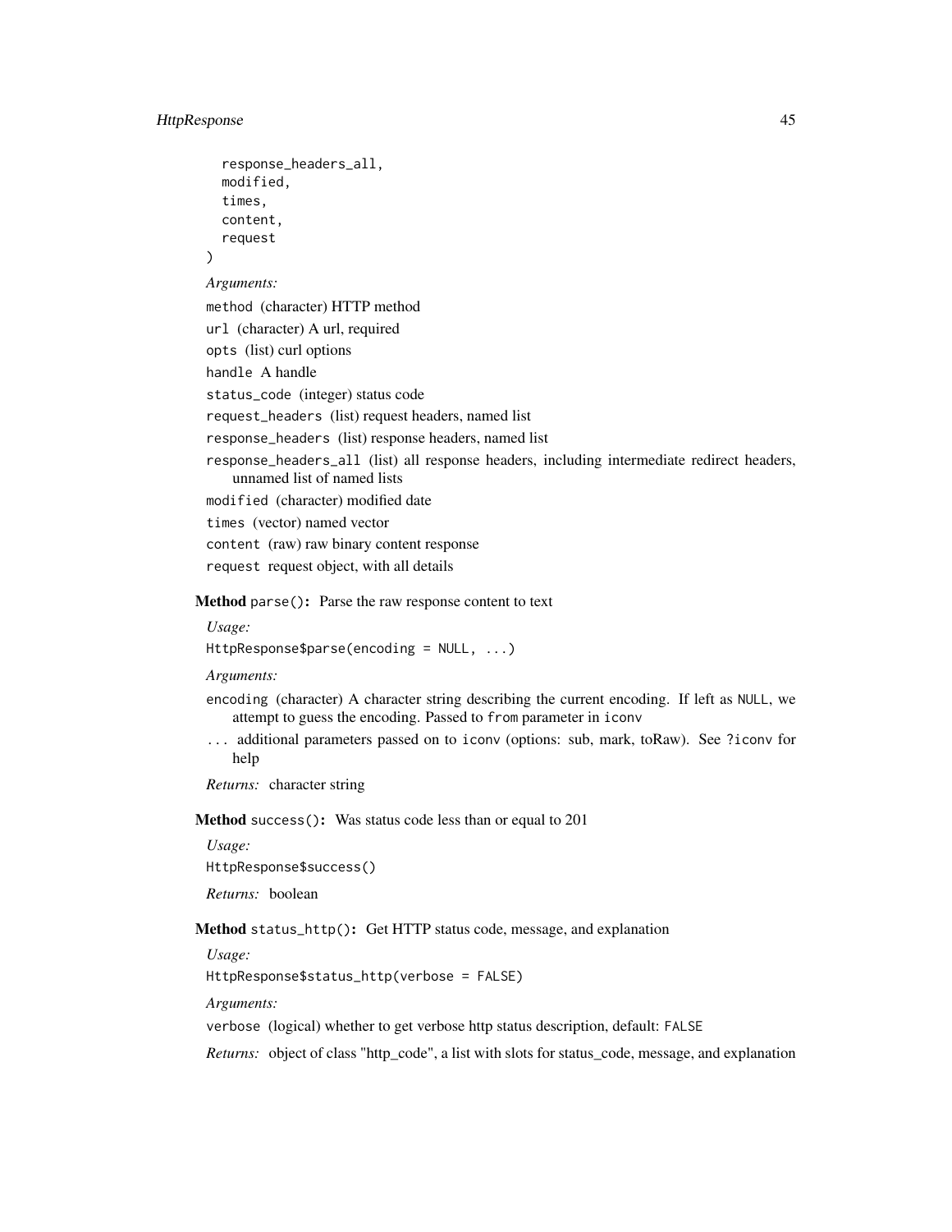```
  response_headers_all,
  modified,
  times,
  content,
  request
)
```

*Arguments:*

`method` (character) HTTP method

`url` (character) A url, required

`opts` (list) curl options

`handle` A handle

`status_code` (integer) status code

`request_headers` (list) request headers, named list

`response_headers` (list) response headers, named list

`response_headers_all` (list) all response headers, including intermediate redirect headers, unnamed list of named lists

`modified` (character) modified date

`times` (vector) named vector

`content` (raw) raw binary content response

`request` request object, with all details

**Method** `parse()`**:** Parse the raw response content to text

*Usage:*

```
HttpResponse$parse(encoding = NULL, ...)
```

*Arguments:*

`encoding` (character) A character string describing the current encoding. If left as `NULL`, we attempt to guess the encoding. Passed to `from` parameter in `iconv`

`...` additional parameters passed on to `iconv` (options: sub, mark, toRaw). See `?iconv` for help

*Returns:* character string

**Method** `success()`**:** Was status code less than or equal to 201

*Usage:*

```
HttpResponse$success()
```

*Returns:* boolean

**Method** `status_http()`**:** Get HTTP status code, message, and explanation

*Usage:*

```
HttpResponse$status_http(verbose = FALSE)
```

*Arguments:*

`verbose` (logical) whether to get verbose http status description, default: `FALSE`

*Returns:* object of class "http_code", a list with slots for status_code, message, and explanation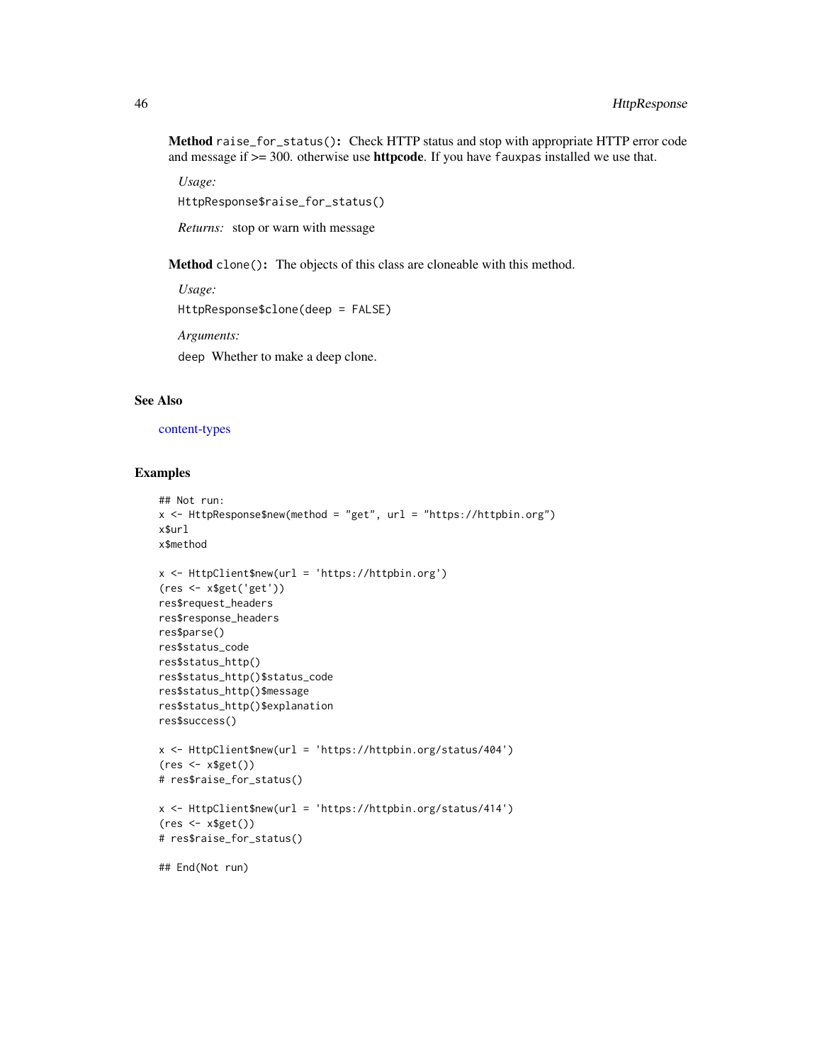**Method** `raise_for_status()`**:** Check HTTP status and stop with appropriate HTTP error code and message if >= 300. otherwise use **httpcode**. If you have `fauxpas` installed we use that.

*Usage:*

```
HttpResponse$raise_for_status()
```

*Returns:* stop or warn with message

**Method** `clone()`**:** The objects of this class are cloneable with this method.

*Usage:*

```
HttpResponse$clone(deep = FALSE)
```

*Arguments:*

`deep` Whether to make a deep clone.

## See Also

content-types

## Examples

```
## Not run:
x <- HttpResponse$new(method = "get", url = "https://httpbin.org")
x$url
x$method

x <- HttpClient$new(url = 'https://httpbin.org')
(res <- x$get('get'))
res$request_headers
res$response_headers
res$parse()
res$status_code
res$status_http()
res$status_http()$status_code
res$status_http()$message
res$status_http()$explanation
res$success()

x <- HttpClient$new(url = 'https://httpbin.org/status/404')
(res <- x$get())
# res$raise_for_status()

x <- HttpClient$new(url = 'https://httpbin.org/status/414')
(res <- x$get())
# res$raise_for_status()

## End(Not run)
```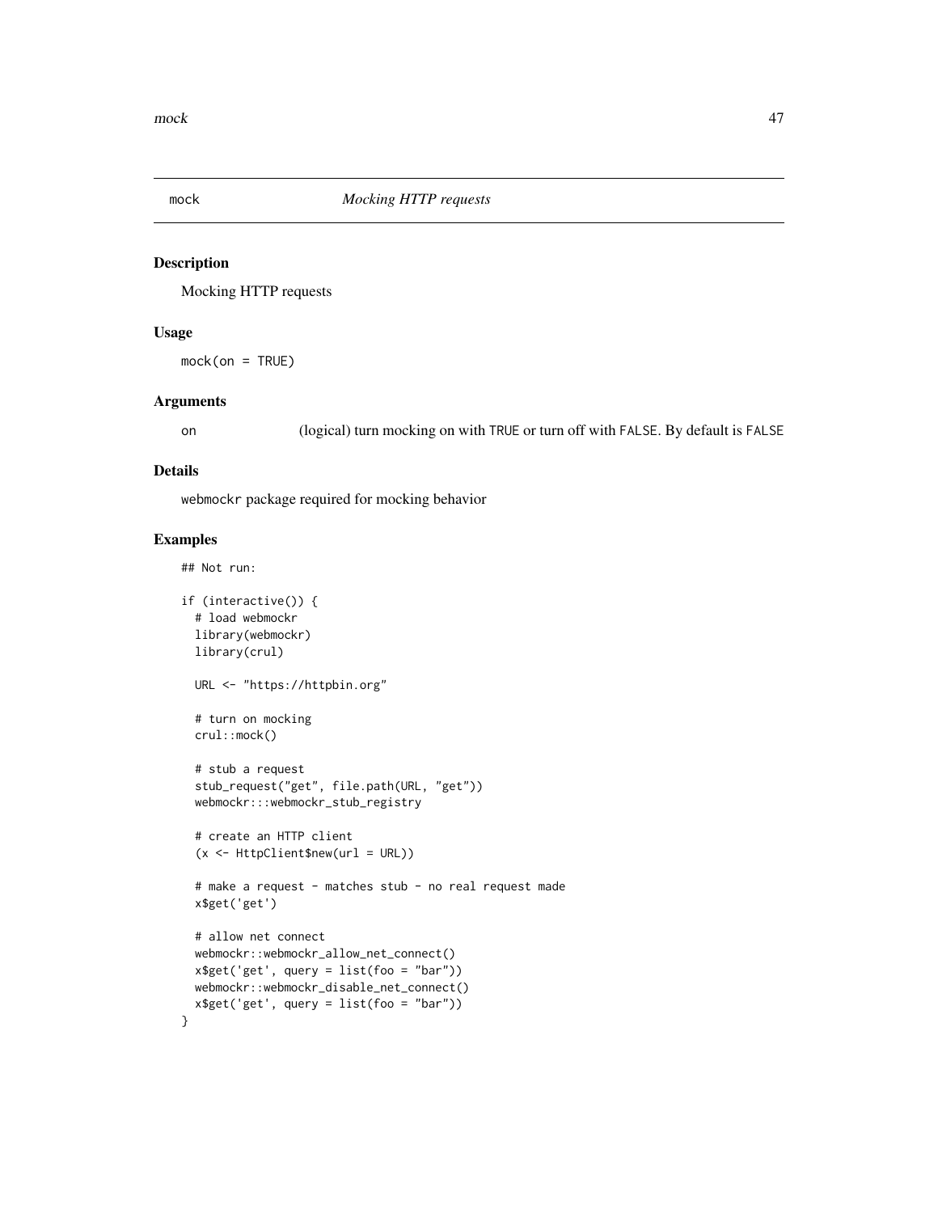## mock — *Mocking HTTP requests*

### Description

Mocking HTTP requests

### Usage

```
mock(on = TRUE)
```

### Arguments

| | |
|---|---|
| on | (logical) turn mocking on with TRUE or turn off with FALSE. By default is FALSE |

### Details

webmockr package required for mocking behavior

### Examples

```
## Not run:

if (interactive()) {
  # load webmockr
  library(webmockr)
  library(crul)

  URL <- "https://httpbin.org"

  # turn on mocking
  crul::mock()

  # stub a request
  stub_request("get", file.path(URL, "get"))
  webmockr:::webmockr_stub_registry

  # create an HTTP client
  (x <- HttpClient$new(url = URL))

  # make a request - matches stub - no real request made
  x$get('get')

  # allow net connect
  webmockr::webmockr_allow_net_connect()
  x$get('get', query = list(foo = "bar"))
  webmockr::webmockr_disable_net_connect()
  x$get('get', query = list(foo = "bar"))
}
```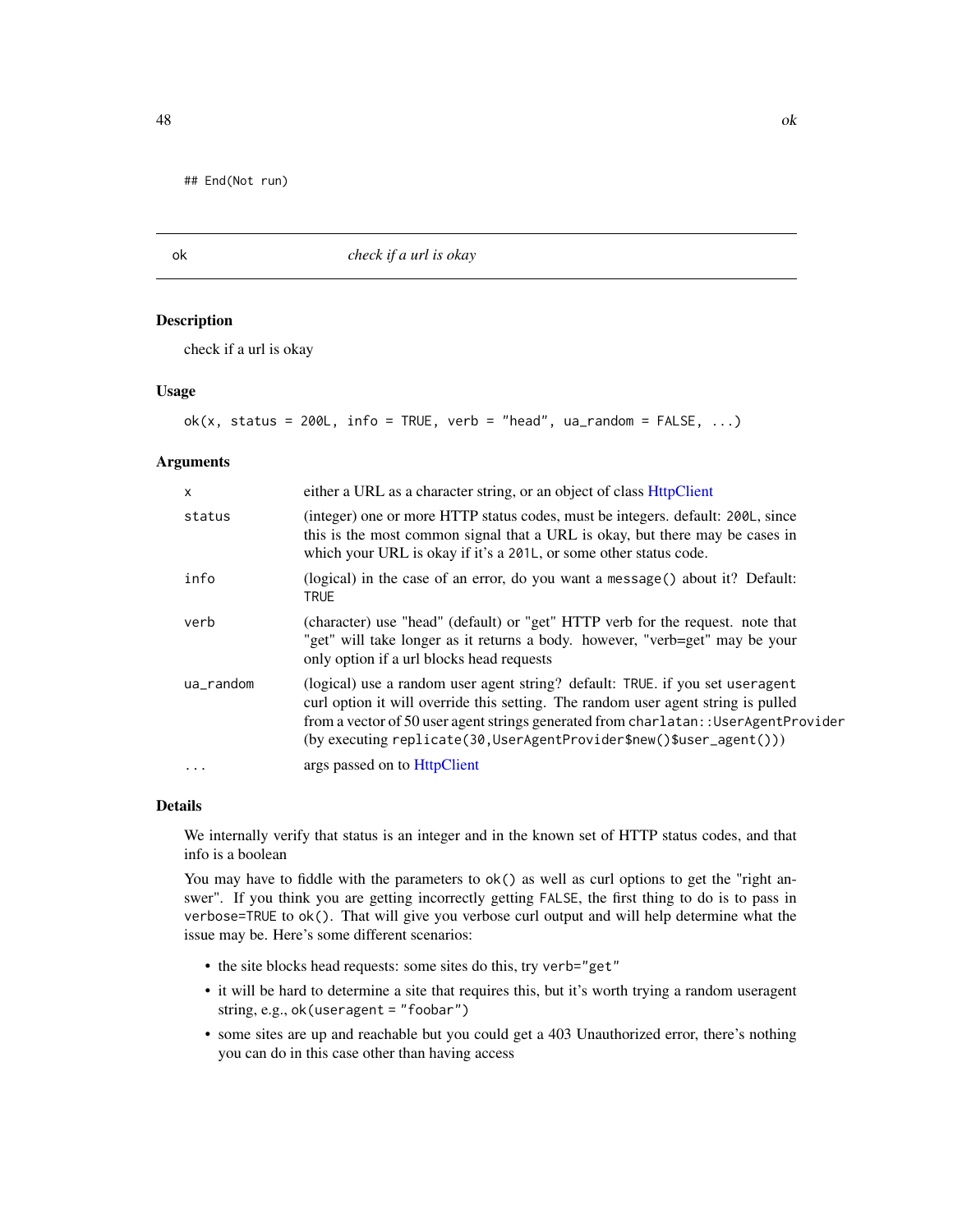```
## End(Not run)
```

## ok — *check if a url is okay*

### Description

check if a url is okay

### Usage

```
ok(x, status = 200L, info = TRUE, verb = "head", ua_random = FALSE, ...)
```

### Arguments

| | |
|---|---|
| `x` | either a URL as a character string, or an object of class HttpClient |
| `status` | (integer) one or more HTTP status codes, must be integers. default: `200L`, since this is the most common signal that a URL is okay, but there may be cases in which your URL is okay if it's a `201L`, or some other status code. |
| `info` | (logical) in the case of an error, do you want a `message()` about it? Default: `TRUE` |
| `verb` | (character) use "head" (default) or "get" HTTP verb for the request. note that "get" will take longer as it returns a body. however, "verb=get" may be your only option if a url blocks head requests |
| `ua_random` | (logical) use a random user agent string? default: `TRUE`. if you set `useragent` curl option it will override this setting. The random user agent string is pulled from a vector of 50 user agent strings generated from `charlatan::UserAgentProvider` (by executing `replicate(30,UserAgentProvider$new()$user_agent())`) |
| `...` | args passed on to HttpClient |

### Details

We internally verify that status is an integer and in the known set of HTTP status codes, and that info is a boolean

You may have to fiddle with the parameters to `ok()` as well as curl options to get the "right answer". If you think you are getting incorrectly getting `FALSE`, the first thing to do is to pass in `verbose=TRUE` to `ok()`. That will give you verbose curl output and will help determine what the issue may be. Here's some different scenarios:

- the site blocks head requests: some sites do this, try `verb="get"`
- it will be hard to determine a site that requires this, but it's worth trying a random useragent string, e.g., `ok(useragent = "foobar")`
- some sites are up and reachable but you could get a 403 Unauthorized error, there's nothing you can do in this case other than having access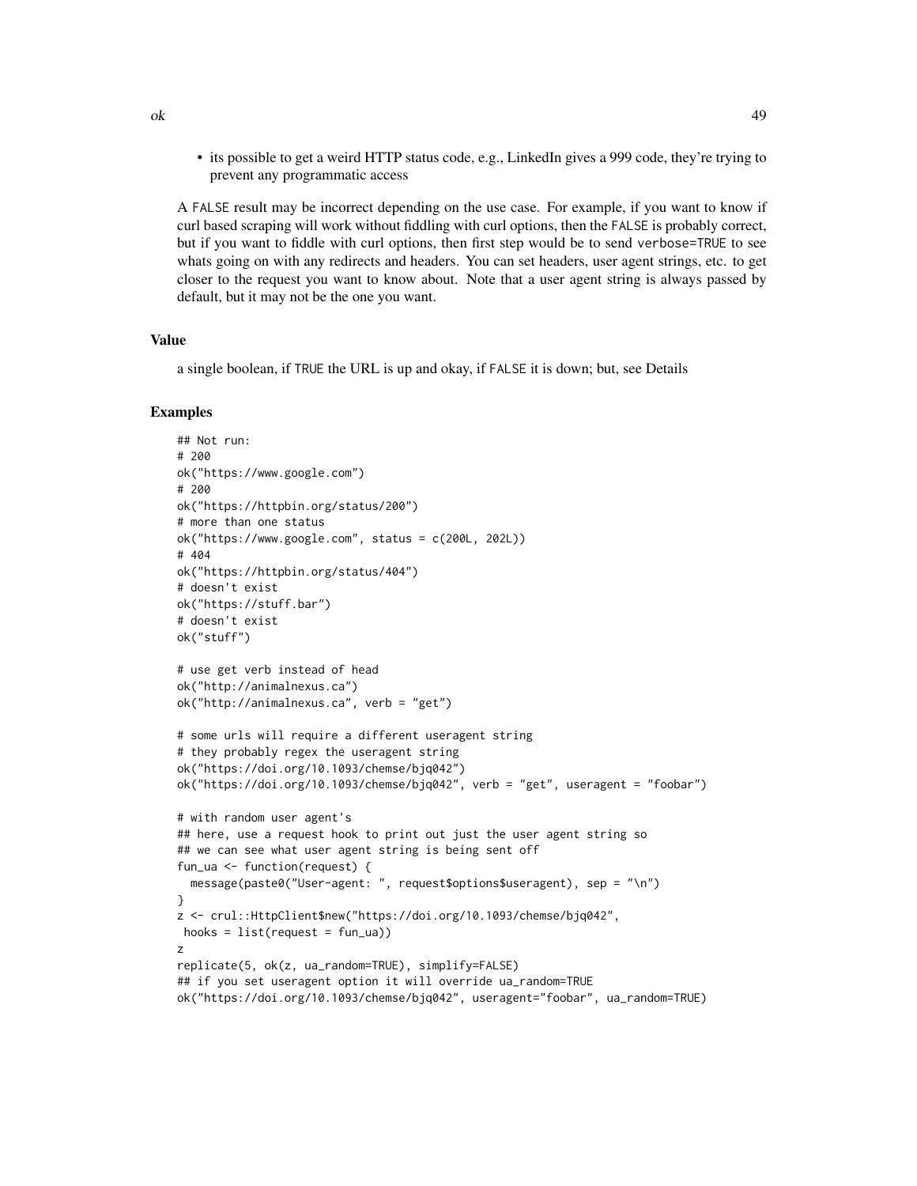- its possible to get a weird HTTP status code, e.g., LinkedIn gives a 999 code, they're trying to prevent any programmatic access

A FALSE result may be incorrect depending on the use case. For example, if you want to know if curl based scraping will work without fiddling with curl options, then the FALSE is probably correct, but if you want to fiddle with curl options, then first step would be to send verbose=TRUE to see whats going on with any redirects and headers. You can set headers, user agent strings, etc. to get closer to the request you want to know about. Note that a user agent string is always passed by default, but it may not be the one you want.

### Value

a single boolean, if TRUE the URL is up and okay, if FALSE it is down; but, see Details

### Examples

```
## Not run:
# 200
ok("https://www.google.com")
# 200
ok("https://httpbin.org/status/200")
# more than one status
ok("https://www.google.com", status = c(200L, 202L))
# 404
ok("https://httpbin.org/status/404")
# doesn't exist
ok("https://stuff.bar")
# doesn't exist
ok("stuff")

# use get verb instead of head
ok("http://animalnexus.ca")
ok("http://animalnexus.ca", verb = "get")

# some urls will require a different useragent string
# they probably regex the useragent string
ok("https://doi.org/10.1093/chemse/bjq042")
ok("https://doi.org/10.1093/chemse/bjq042", verb = "get", useragent = "foobar")

# with random user agent's
## here, use a request hook to print out just the user agent string so
## we can see what user agent string is being sent off
fun_ua <- function(request) {
  message(paste0("User-agent: ", request$options$useragent), sep = "\n")
}
z <- crul::HttpClient$new("https://doi.org/10.1093/chemse/bjq042",
 hooks = list(request = fun_ua))
z
replicate(5, ok(z, ua_random=TRUE), simplify=FALSE)
## if you set useragent option it will override ua_random=TRUE
ok("https://doi.org/10.1093/chemse/bjq042", useragent="foobar", ua_random=TRUE)
```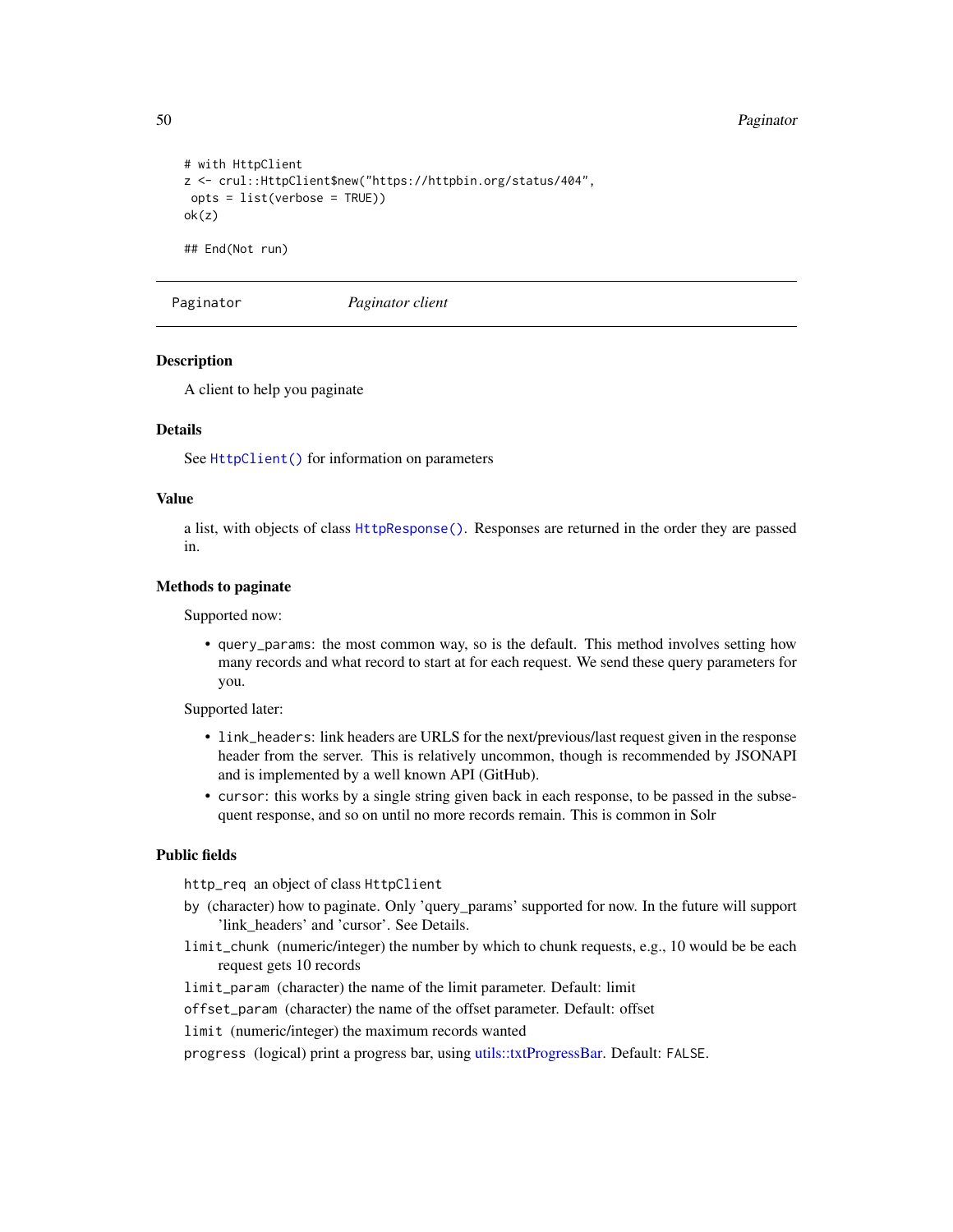```
# with HttpClient
z <- crul::HttpClient$new("https://httpbin.org/status/404",
 opts = list(verbose = TRUE))
ok(z)

## End(Not run)
```

---

Paginator *Paginator client*

---

### Description

A client to help you paginate

### Details

See HttpClient() for information on parameters

### Value

a list, with objects of class HttpResponse(). Responses are returned in the order they are passed in.

### Methods to paginate

Supported now:

- query_params: the most common way, so is the default. This method involves setting how many records and what record to start at for each request. We send these query parameters for you.

Supported later:

- link_headers: link headers are URLS for the next/previous/last request given in the response header from the server. This is relatively uncommon, though is recommended by JSONAPI and is implemented by a well known API (GitHub).
- cursor: this works by a single string given back in each response, to be passed in the subsequent response, and so on until no more records remain. This is common in Solr

### Public fields

http_req an object of class HttpClient

by (character) how to paginate. Only 'query_params' supported for now. In the future will support 'link_headers' and 'cursor'. See Details.

limit_chunk (numeric/integer) the number by which to chunk requests, e.g., 10 would be be each request gets 10 records

limit_param (character) the name of the limit parameter. Default: limit

offset_param (character) the name of the offset parameter. Default: offset

limit (numeric/integer) the maximum records wanted

progress (logical) print a progress bar, using utils::txtProgressBar. Default: FALSE.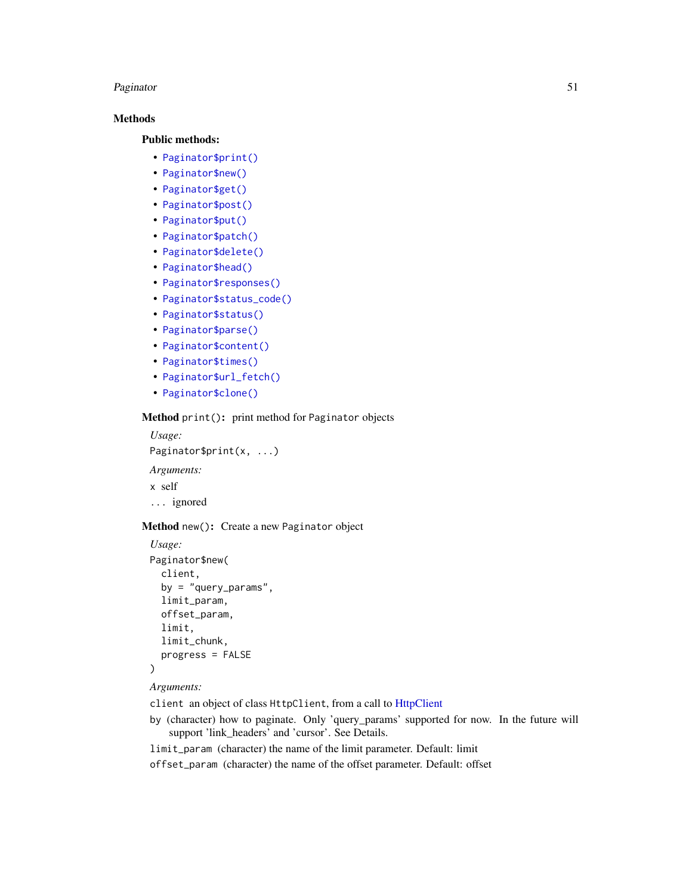### Methods

#### Public methods:

- `Paginator$print()`
- `Paginator$new()`
- `Paginator$get()`
- `Paginator$post()`
- `Paginator$put()`
- `Paginator$patch()`
- `Paginator$delete()`
- `Paginator$head()`
- `Paginator$responses()`
- `Paginator$status_code()`
- `Paginator$status()`
- `Paginator$parse()`
- `Paginator$content()`
- `Paginator$times()`
- `Paginator$url_fetch()`
- `Paginator$clone()`

**Method** `print()`**:** print method for `Paginator` objects

*Usage:*

```
Paginator$print(x, ...)
```

*Arguments:*

`x` self

`...` ignored

**Method** `new()`**:** Create a new `Paginator` object

*Usage:*

```
Paginator$new(
  client,
  by = "query_params",
  limit_param,
  offset_param,
  limit,
  limit_chunk,
  progress = FALSE
)
```

*Arguments:*

`client` an object of class `HttpClient`, from a call to HttpClient

`by` (character) how to paginate. Only 'query_params' supported for now. In the future will support 'link_headers' and 'cursor'. See Details.

`limit_param` (character) the name of the limit parameter. Default: limit

`offset_param` (character) the name of the offset parameter. Default: offset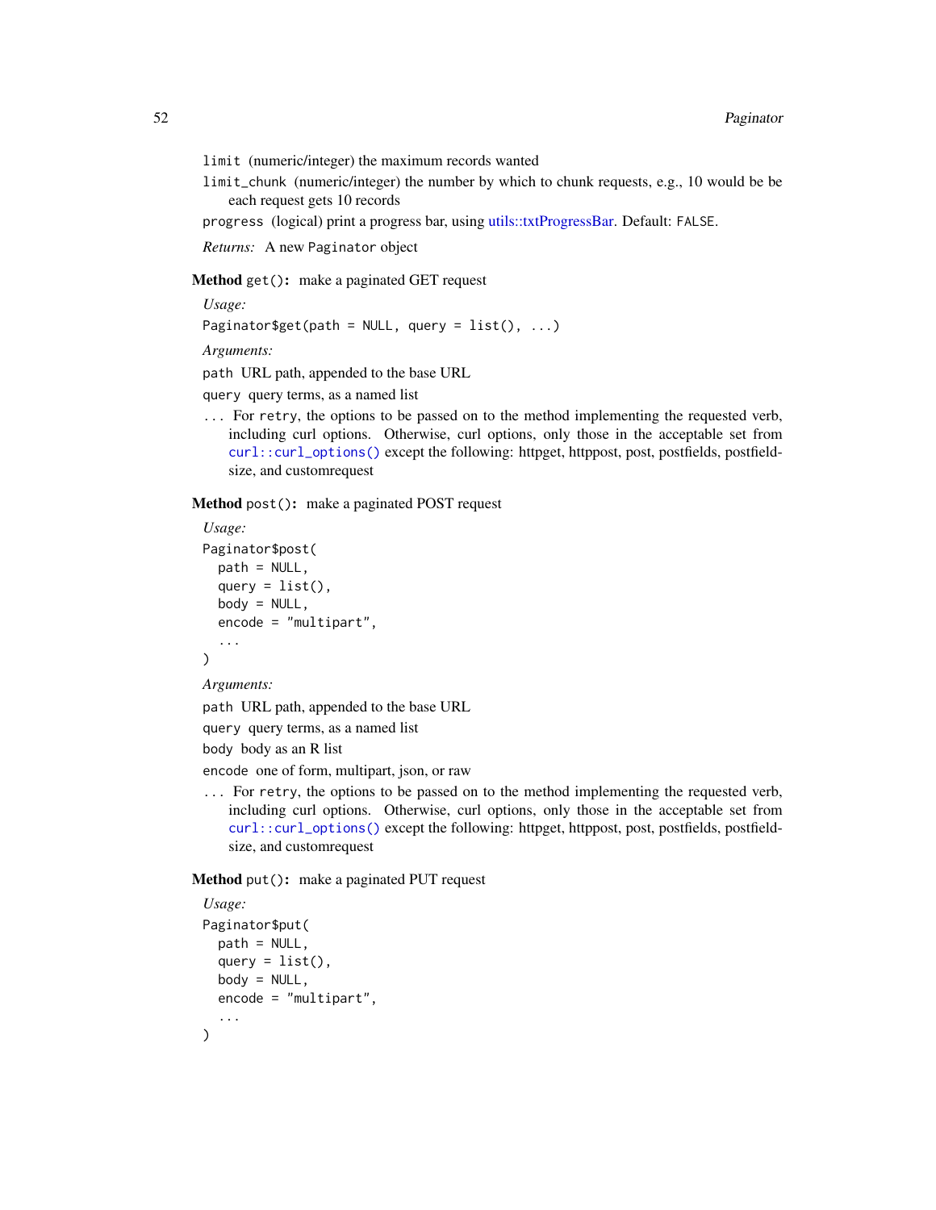`limit` (numeric/integer) the maximum records wanted

`limit_chunk` (numeric/integer) the number by which to chunk requests, e.g., 10 would be be each request gets 10 records

`progress` (logical) print a progress bar, using utils::txtProgressBar. Default: `FALSE`.

*Returns:* A new `Paginator` object

**Method** `get()`**:** make a paginated GET request

*Usage:*

```
Paginator$get(path = NULL, query = list(), ...)
```

*Arguments:*

`path` URL path, appended to the base URL

`query` query terms, as a named list

`...` For `retry`, the options to be passed on to the method implementing the requested verb, including curl options. Otherwise, curl options, only those in the acceptable set from `curl::curl_options()` except the following: httpget, httppost, post, postfields, postfieldsize, and customrequest

**Method** `post()`**:** make a paginated POST request

*Usage:*

```
Paginator$post(
  path = NULL,
  query = list(),
  body = NULL,
  encode = "multipart",
  ...
)
```

*Arguments:*

`path` URL path, appended to the base URL

`query` query terms, as a named list

`body` body as an R list

`encode` one of form, multipart, json, or raw

`...` For `retry`, the options to be passed on to the method implementing the requested verb, including curl options. Otherwise, curl options, only those in the acceptable set from `curl::curl_options()` except the following: httpget, httppost, post, postfields, postfieldsize, and customrequest

**Method** `put()`**:** make a paginated PUT request

*Usage:*

```
Paginator$put(
  path = NULL,
  query = list(),
  body = NULL,
  encode = "multipart",
  ...
)
```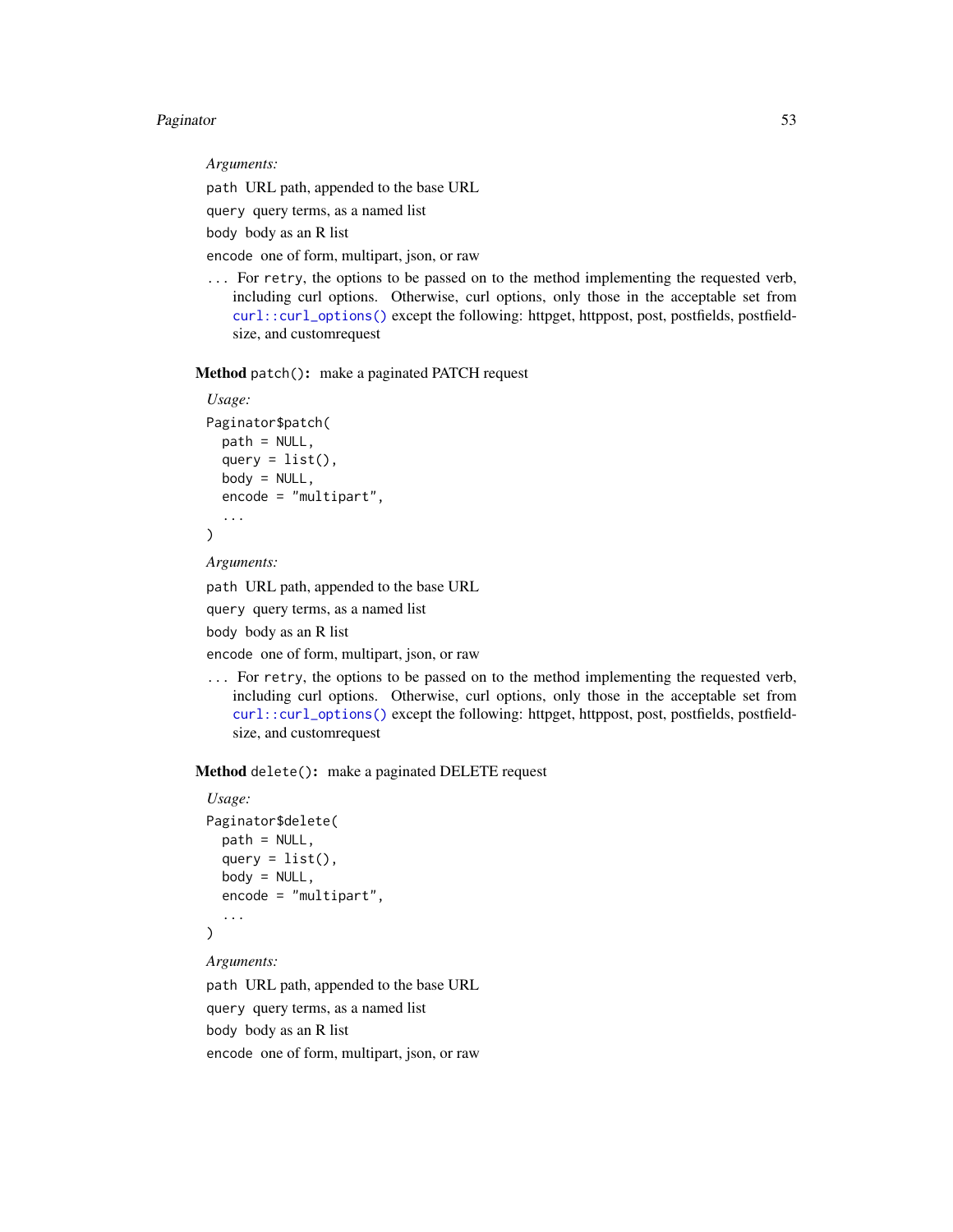*Arguments:*

`path` URL path, appended to the base URL

`query` query terms, as a named list

`body` body as an R list

`encode` one of form, multipart, json, or raw

`...` For `retry`, the options to be passed on to the method implementing the requested verb, including curl options. Otherwise, curl options, only those in the acceptable set from `curl::curl_options()` except the following: httpget, httppost, post, postfields, postfieldsize, and customrequest

**Method** `patch()`**:** make a paginated PATCH request

*Usage:*

```
Paginator$patch(
  path = NULL,
  query = list(),
  body = NULL,
  encode = "multipart",
  ...
)
```

*Arguments:*

`path` URL path, appended to the base URL

`query` query terms, as a named list

`body` body as an R list

`encode` one of form, multipart, json, or raw

`...` For `retry`, the options to be passed on to the method implementing the requested verb, including curl options. Otherwise, curl options, only those in the acceptable set from `curl::curl_options()` except the following: httpget, httppost, post, postfields, postfieldsize, and customrequest

**Method** `delete()`**:** make a paginated DELETE request

*Usage:*

```
Paginator$delete(
  path = NULL,
  query = list(),
  body = NULL,
  encode = "multipart",
  ...
)
```

*Arguments:*

`path` URL path, appended to the base URL

`query` query terms, as a named list

`body` body as an R list

`encode` one of form, multipart, json, or raw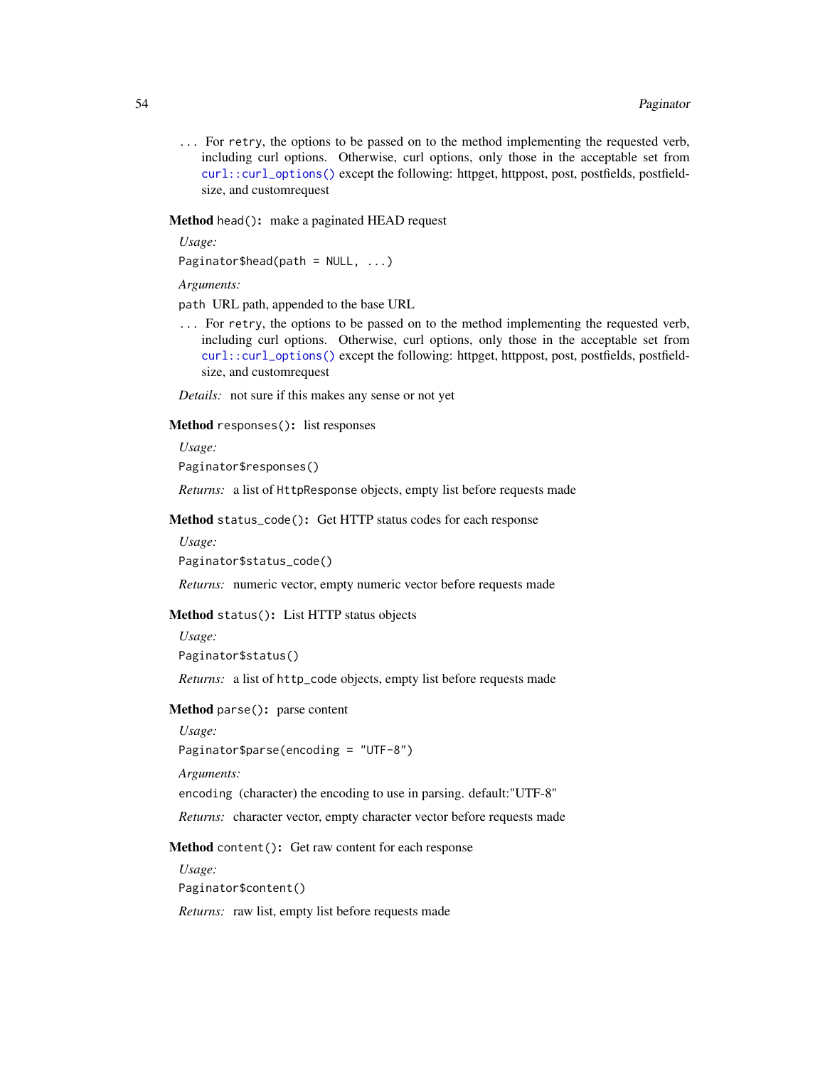... For retry, the options to be passed on to the method implementing the requested verb, including curl options. Otherwise, curl options, only those in the acceptable set from `curl::curl_options()` except the following: httpget, httppost, post, postfields, postfieldsize, and customrequest

**Method** `head()`**:** make a paginated HEAD request

*Usage:*

```
Paginator$head(path = NULL, ...)
```

*Arguments:*

`path` URL path, appended to the base URL

... For retry, the options to be passed on to the method implementing the requested verb, including curl options. Otherwise, curl options, only those in the acceptable set from `curl::curl_options()` except the following: httpget, httppost, post, postfields, postfieldsize, and customrequest

*Details:* not sure if this makes any sense or not yet

**Method** `responses()`**:** list responses

*Usage:*

```
Paginator$responses()
```

*Returns:* a list of `HttpResponse` objects, empty list before requests made

**Method** `status_code()`**:** Get HTTP status codes for each response

*Usage:*

```
Paginator$status_code()
```

*Returns:* numeric vector, empty numeric vector before requests made

**Method** `status()`**:** List HTTP status objects

*Usage:*

```
Paginator$status()
```

*Returns:* a list of `http_code` objects, empty list before requests made

**Method** `parse()`**:** parse content

*Usage:*

```
Paginator$parse(encoding = "UTF-8")
```

*Arguments:*

`encoding` (character) the encoding to use in parsing. default:"UTF-8"

*Returns:* character vector, empty character vector before requests made

**Method** `content()`**:** Get raw content for each response

*Usage:*

```
Paginator$content()
```

*Returns:* raw list, empty list before requests made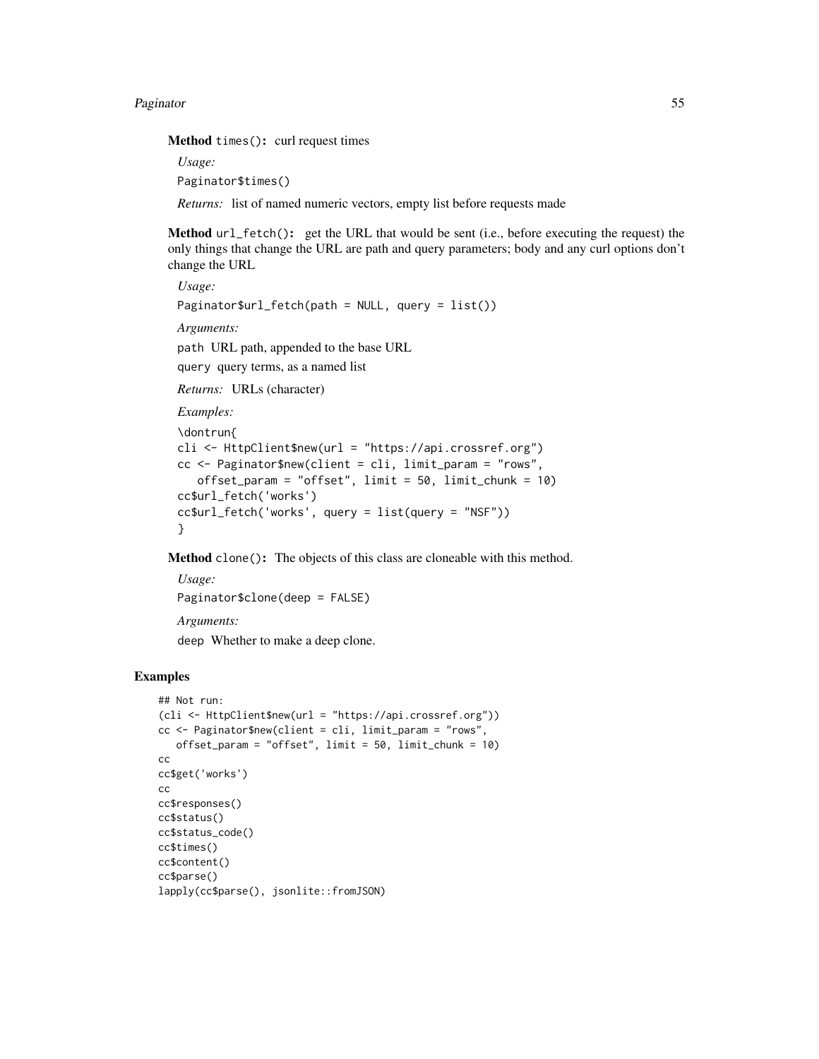**Method** `times()`: curl request times

*Usage:*

```
Paginator$times()
```

*Returns:* list of named numeric vectors, empty list before requests made

**Method** `url_fetch()`: get the URL that would be sent (i.e., before executing the request) the only things that change the URL are path and query parameters; body and any curl options don't change the URL

*Usage:*

```
Paginator$url_fetch(path = NULL, query = list())
```

*Arguments:*

`path` URL path, appended to the base URL

`query` query terms, as a named list

*Returns:* URLs (character)

*Examples:*

```
\dontrun{
cli <- HttpClient$new(url = "https://api.crossref.org")
cc <- Paginator$new(client = cli, limit_param = "rows",
   offset_param = "offset", limit = 50, limit_chunk = 10)
cc$url_fetch('works')
cc$url_fetch('works', query = list(query = "NSF"))
}
```

**Method** `clone()`: The objects of this class are cloneable with this method.

*Usage:*

```
Paginator$clone(deep = FALSE)
```

*Arguments:*

`deep` Whether to make a deep clone.

## Examples

```
## Not run:
(cli <- HttpClient$new(url = "https://api.crossref.org"))
cc <- Paginator$new(client = cli, limit_param = "rows",
   offset_param = "offset", limit = 50, limit_chunk = 10)
cc
cc$get('works')
cc
cc$responses()
cc$status()
cc$status_code()
cc$times()
cc$content()
cc$parse()
lapply(cc$parse(), jsonlite::fromJSON)
```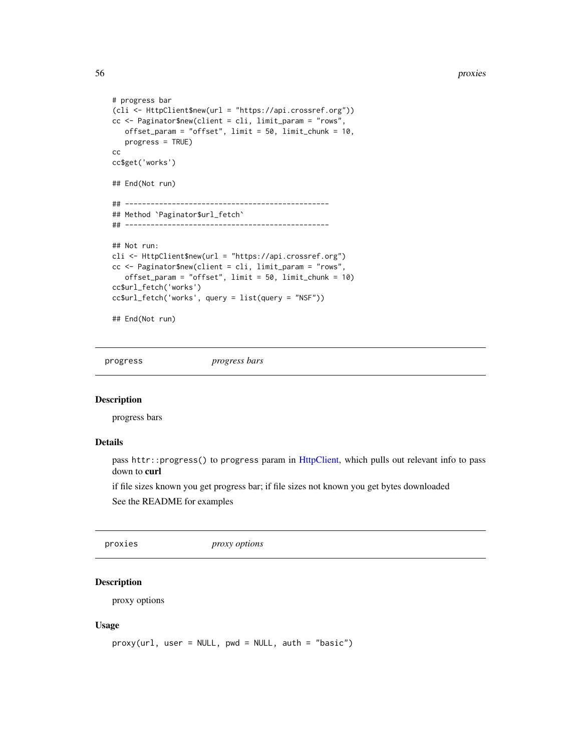```
# progress bar
(cli <- HttpClient$new(url = "https://api.crossref.org"))
cc <- Paginator$new(client = cli, limit_param = "rows",
   offset_param = "offset", limit = 50, limit_chunk = 10,
   progress = TRUE)
cc
cc$get('works')

## End(Not run)

## ------------------------------------------------
## Method `Paginator$url_fetch`
## ------------------------------------------------

## Not run:
cli <- HttpClient$new(url = "https://api.crossref.org")
cc <- Paginator$new(client = cli, limit_param = "rows",
   offset_param = "offset", limit = 50, limit_chunk = 10)
cc$url_fetch('works')
cc$url_fetch('works', query = list(query = "NSF"))

## End(Not run)
```

## progress — *progress bars*

### Description

progress bars

### Details

pass `httr::progress()` to `progress` param in HttpClient, which pulls out relevant info to pass down to **curl**

if file sizes known you get progress bar; if file sizes not known you get bytes downloaded

See the README for examples

## proxies — *proxy options*

### Description

proxy options

### Usage

```
proxy(url, user = NULL, pwd = NULL, auth = "basic")
```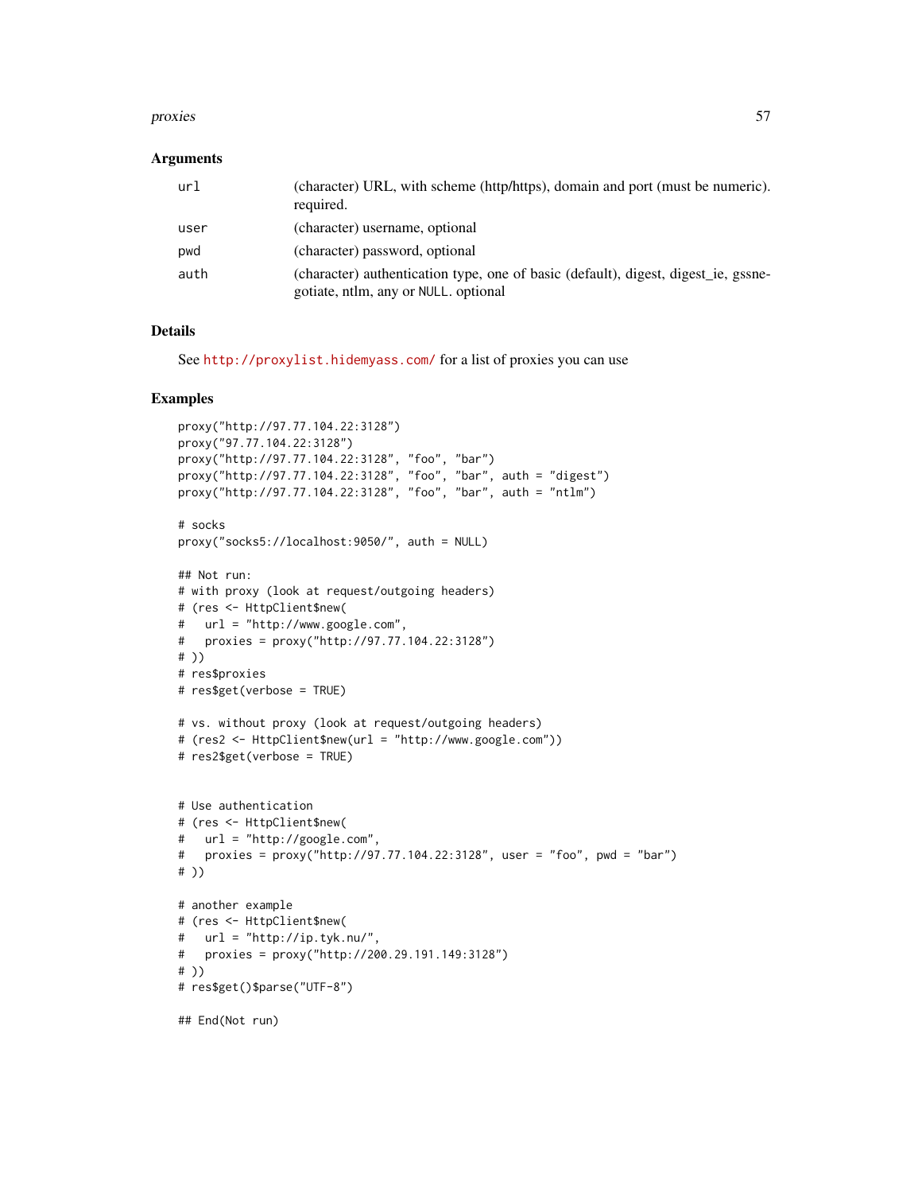### Arguments

| | |
|---|---|
| url | (character) URL, with scheme (http/https), domain and port (must be numeric). required. |
| user | (character) username, optional |
| pwd | (character) password, optional |
| auth | (character) authentication type, one of basic (default), digest, digest_ie, gssnegotiate, ntlm, any or NULL. optional |

### Details

See http://proxylist.hidemyass.com/ for a list of proxies you can use

### Examples

```
proxy("http://97.77.104.22:3128")
proxy("97.77.104.22:3128")
proxy("http://97.77.104.22:3128", "foo", "bar")
proxy("http://97.77.104.22:3128", "foo", "bar", auth = "digest")
proxy("http://97.77.104.22:3128", "foo", "bar", auth = "ntlm")

# socks
proxy("socks5://localhost:9050/", auth = NULL)

## Not run:
# with proxy (look at request/outgoing headers)
# (res <- HttpClient$new(
#   url = "http://www.google.com",
#   proxies = proxy("http://97.77.104.22:3128")
# ))
# res$proxies
# res$get(verbose = TRUE)

# vs. without proxy (look at request/outgoing headers)
# (res2 <- HttpClient$new(url = "http://www.google.com"))
# res2$get(verbose = TRUE)


# Use authentication
# (res <- HttpClient$new(
#   url = "http://google.com",
#   proxies = proxy("http://97.77.104.22:3128", user = "foo", pwd = "bar")
# ))

# another example
# (res <- HttpClient$new(
#   url = "http://ip.tyk.nu/",
#   proxies = proxy("http://200.29.191.149:3128")
# ))
# res$get()$parse("UTF-8")

## End(Not run)
```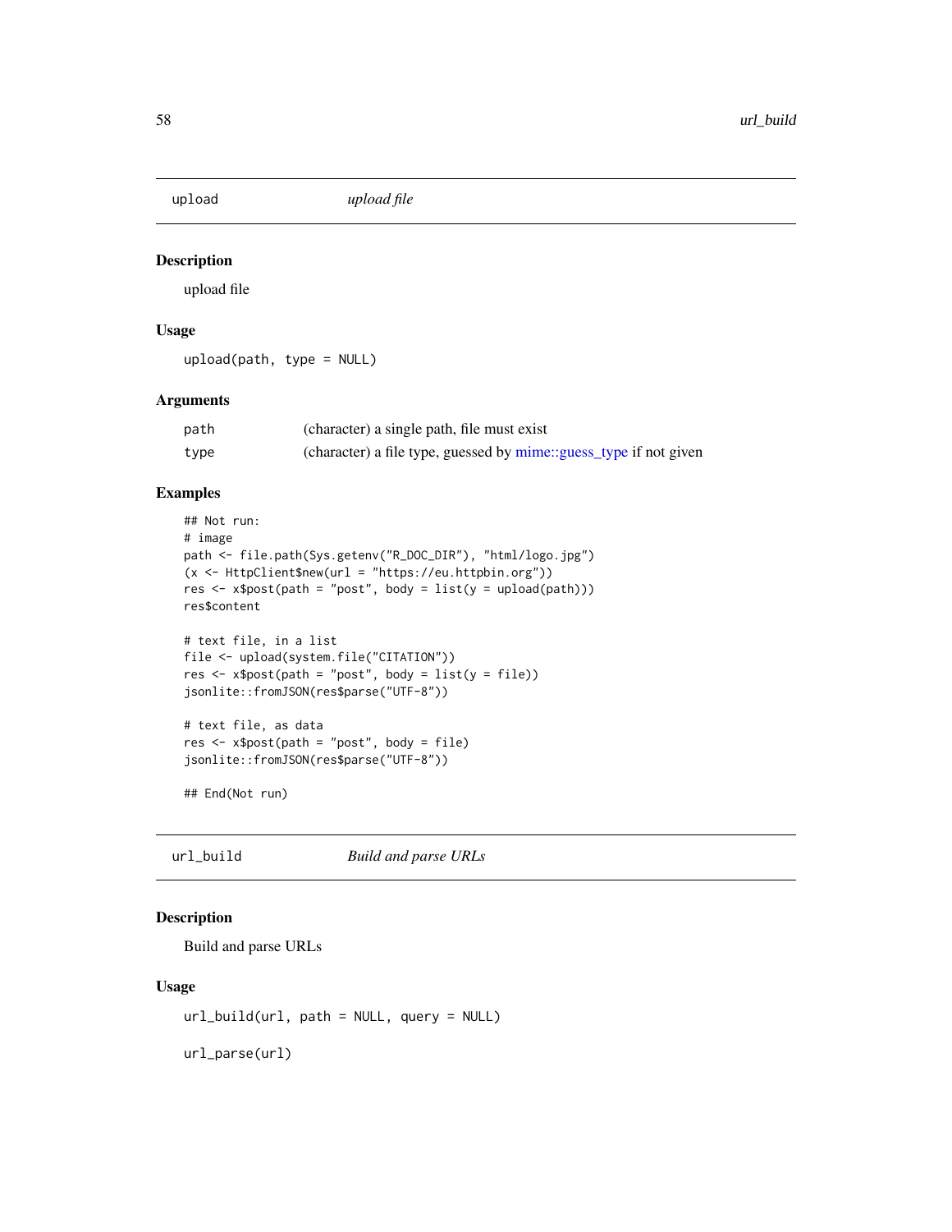## upload — *upload file*

### Description

upload file

### Usage

```
upload(path, type = NULL)
```

### Arguments

| | |
|---|---|
| path | (character) a single path, file must exist |
| type | (character) a file type, guessed by mime::guess_type if not given |

### Examples

```
## Not run:
# image
path <- file.path(Sys.getenv("R_DOC_DIR"), "html/logo.jpg")
(x <- HttpClient$new(url = "https://eu.httpbin.org"))
res <- x$post(path = "post", body = list(y = upload(path)))
res$content

# text file, in a list
file <- upload(system.file("CITATION"))
res <- x$post(path = "post", body = list(y = file))
jsonlite::fromJSON(res$parse("UTF-8"))

# text file, as data
res <- x$post(path = "post", body = file)
jsonlite::fromJSON(res$parse("UTF-8"))

## End(Not run)
```

## url_build — *Build and parse URLs*

### Description

Build and parse URLs

### Usage

```
url_build(url, path = NULL, query = NULL)

url_parse(url)
```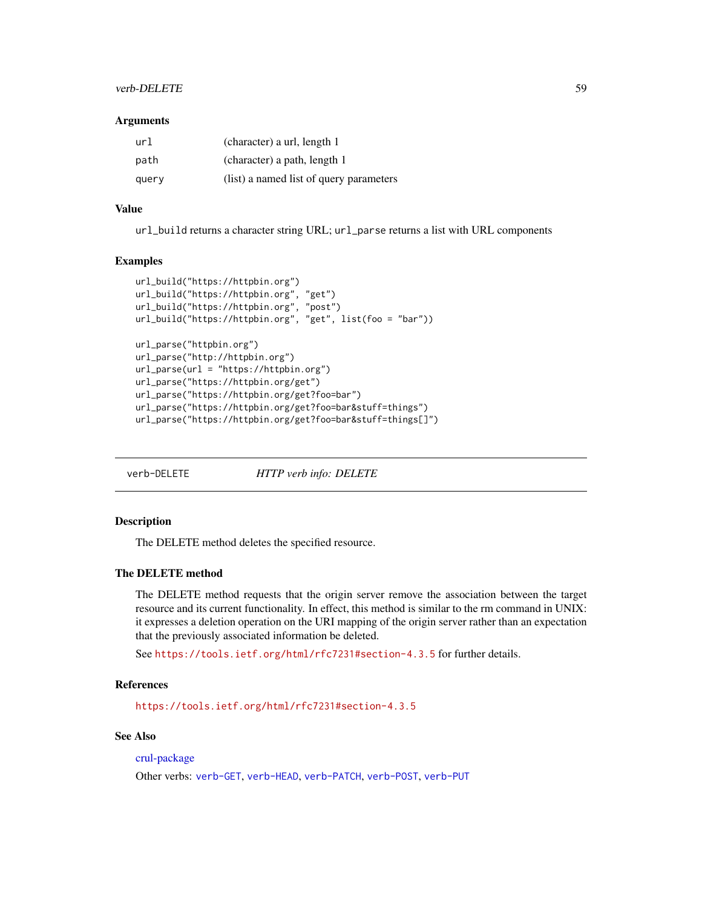### Arguments

| | |
|---|---|
| url | (character) a url, length 1 |
| path | (character) a path, length 1 |
| query | (list) a named list of query parameters |

### Value

url_build returns a character string URL; url_parse returns a list with URL components

### Examples

```
url_build("https://httpbin.org")
url_build("https://httpbin.org", "get")
url_build("https://httpbin.org", "post")
url_build("https://httpbin.org", "get", list(foo = "bar"))

url_parse("httpbin.org")
url_parse("http://httpbin.org")
url_parse(url = "https://httpbin.org")
url_parse("https://httpbin.org/get")
url_parse("https://httpbin.org/get?foo=bar")
url_parse("https://httpbin.org/get?foo=bar&stuff=things")
url_parse("https://httpbin.org/get?foo=bar&stuff=things[]")
```

---

## verb-DELETE — *HTTP verb info: DELETE*

---

### Description

The DELETE method deletes the specified resource.

### The DELETE method

The DELETE method requests that the origin server remove the association between the target resource and its current functionality. In effect, this method is similar to the rm command in UNIX: it expresses a deletion operation on the URI mapping of the origin server rather than an expectation that the previously associated information be deleted.

See https://tools.ietf.org/html/rfc7231#section-4.3.5 for further details.

### References

https://tools.ietf.org/html/rfc7231#section-4.3.5

### See Also

crul-package

Other verbs: verb-GET, verb-HEAD, verb-PATCH, verb-POST, verb-PUT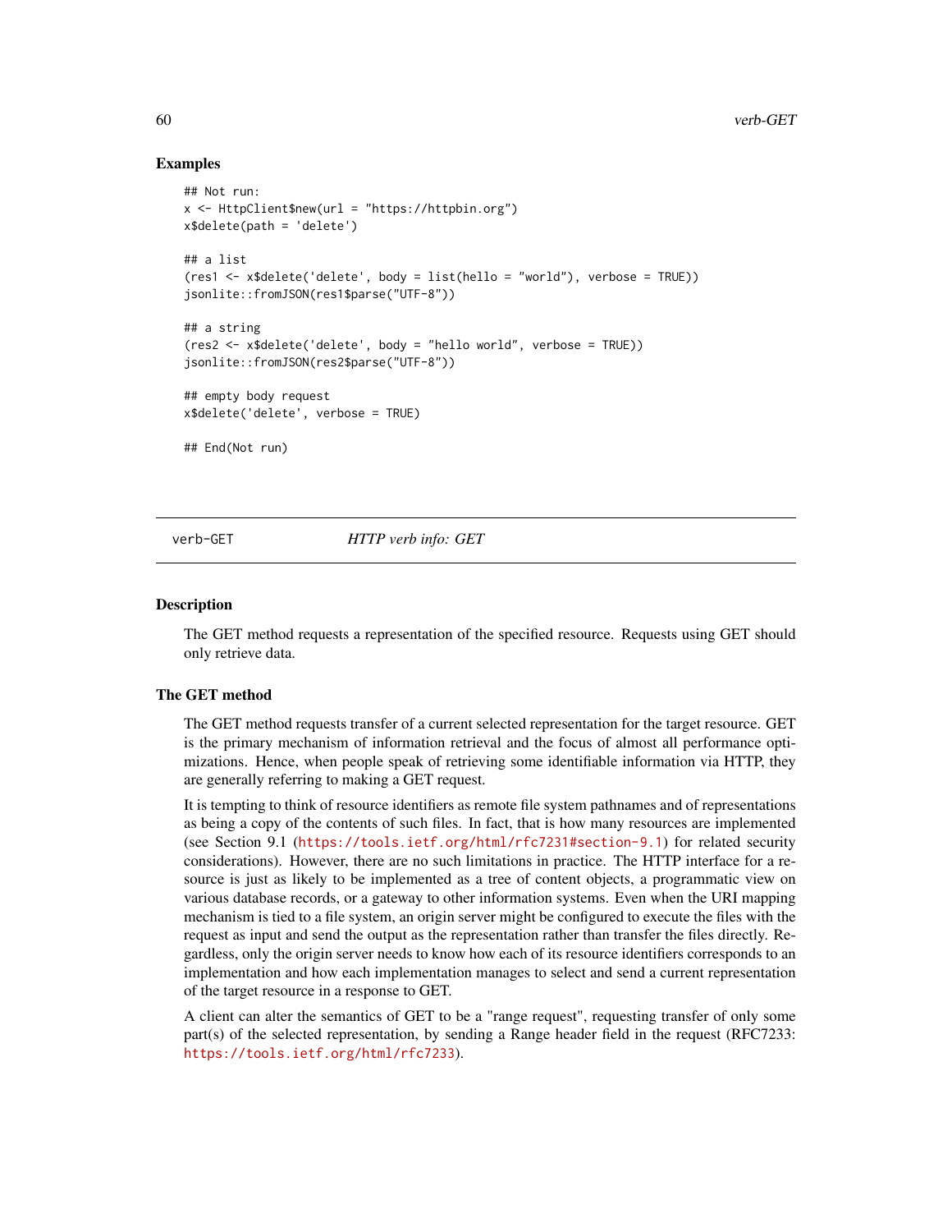### Examples

```
## Not run:
x <- HttpClient$new(url = "https://httpbin.org")
x$delete(path = 'delete')

## a list
(res1 <- x$delete('delete', body = list(hello = "world"), verbose = TRUE))
jsonlite::fromJSON(res1$parse("UTF-8"))

## a string
(res2 <- x$delete('delete', body = "hello world", verbose = TRUE))
jsonlite::fromJSON(res2$parse("UTF-8"))

## empty body request
x$delete('delete', verbose = TRUE)

## End(Not run)
```

---

## verb-GET — *HTTP verb info: GET*

---

### Description

The GET method requests a representation of the specified resource. Requests using GET should only retrieve data.

### The GET method

The GET method requests transfer of a current selected representation for the target resource. GET is the primary mechanism of information retrieval and the focus of almost all performance optimizations. Hence, when people speak of retrieving some identifiable information via HTTP, they are generally referring to making a GET request.

It is tempting to think of resource identifiers as remote file system pathnames and of representations as being a copy of the contents of such files. In fact, that is how many resources are implemented (see Section 9.1 (https://tools.ietf.org/html/rfc7231#section-9.1) for related security considerations). However, there are no such limitations in practice. The HTTP interface for a resource is just as likely to be implemented as a tree of content objects, a programmatic view on various database records, or a gateway to other information systems. Even when the URI mapping mechanism is tied to a file system, an origin server might be configured to execute the files with the request as input and send the output as the representation rather than transfer the files directly. Regardless, only the origin server needs to know how each of its resource identifiers corresponds to an implementation and how each implementation manages to select and send a current representation of the target resource in a response to GET.

A client can alter the semantics of GET to be a "range request", requesting transfer of only some part(s) of the selected representation, by sending a Range header field in the request (RFC7233: https://tools.ietf.org/html/rfc7233).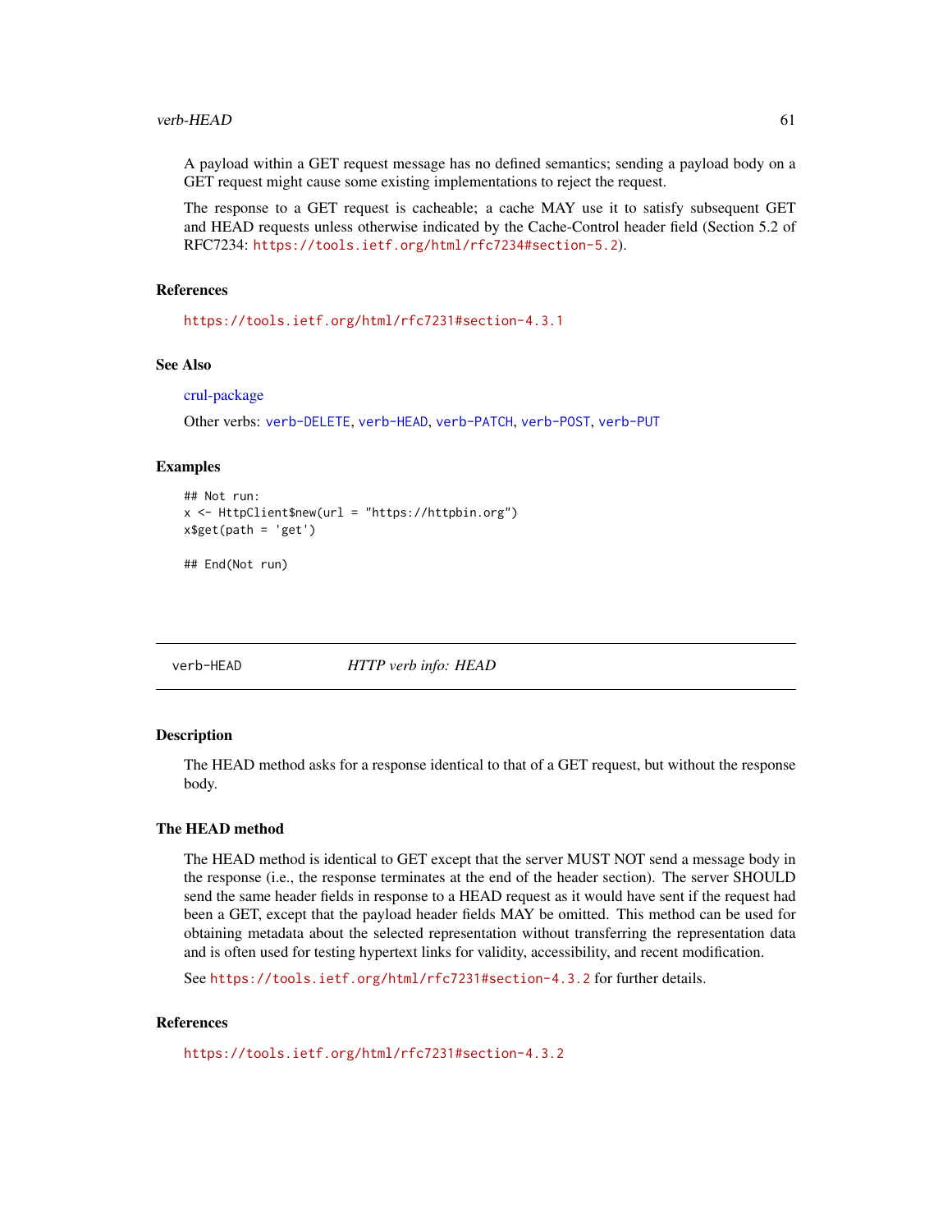A payload within a GET request message has no defined semantics; sending a payload body on a GET request might cause some existing implementations to reject the request.

The response to a GET request is cacheable; a cache MAY use it to satisfy subsequent GET and HEAD requests unless otherwise indicated by the Cache-Control header field (Section 5.2 of RFC7234: https://tools.ietf.org/html/rfc7234#section-5.2).

### References

https://tools.ietf.org/html/rfc7231#section-4.3.1

### See Also

crul-package

Other verbs: verb-DELETE, verb-HEAD, verb-PATCH, verb-POST, verb-PUT

### Examples

```
## Not run:
x <- HttpClient$new(url = "https://httpbin.org")
x$get(path = 'get')

## End(Not run)
```

---

## verb-HEAD *HTTP verb info: HEAD*

---

### Description

The HEAD method asks for a response identical to that of a GET request, but without the response body.

### The HEAD method

The HEAD method is identical to GET except that the server MUST NOT send a message body in the response (i.e., the response terminates at the end of the header section). The server SHOULD send the same header fields in response to a HEAD request as it would have sent if the request had been a GET, except that the payload header fields MAY be omitted. This method can be used for obtaining metadata about the selected representation without transferring the representation data and is often used for testing hypertext links for validity, accessibility, and recent modification.

See https://tools.ietf.org/html/rfc7231#section-4.3.2 for further details.

### References

https://tools.ietf.org/html/rfc7231#section-4.3.2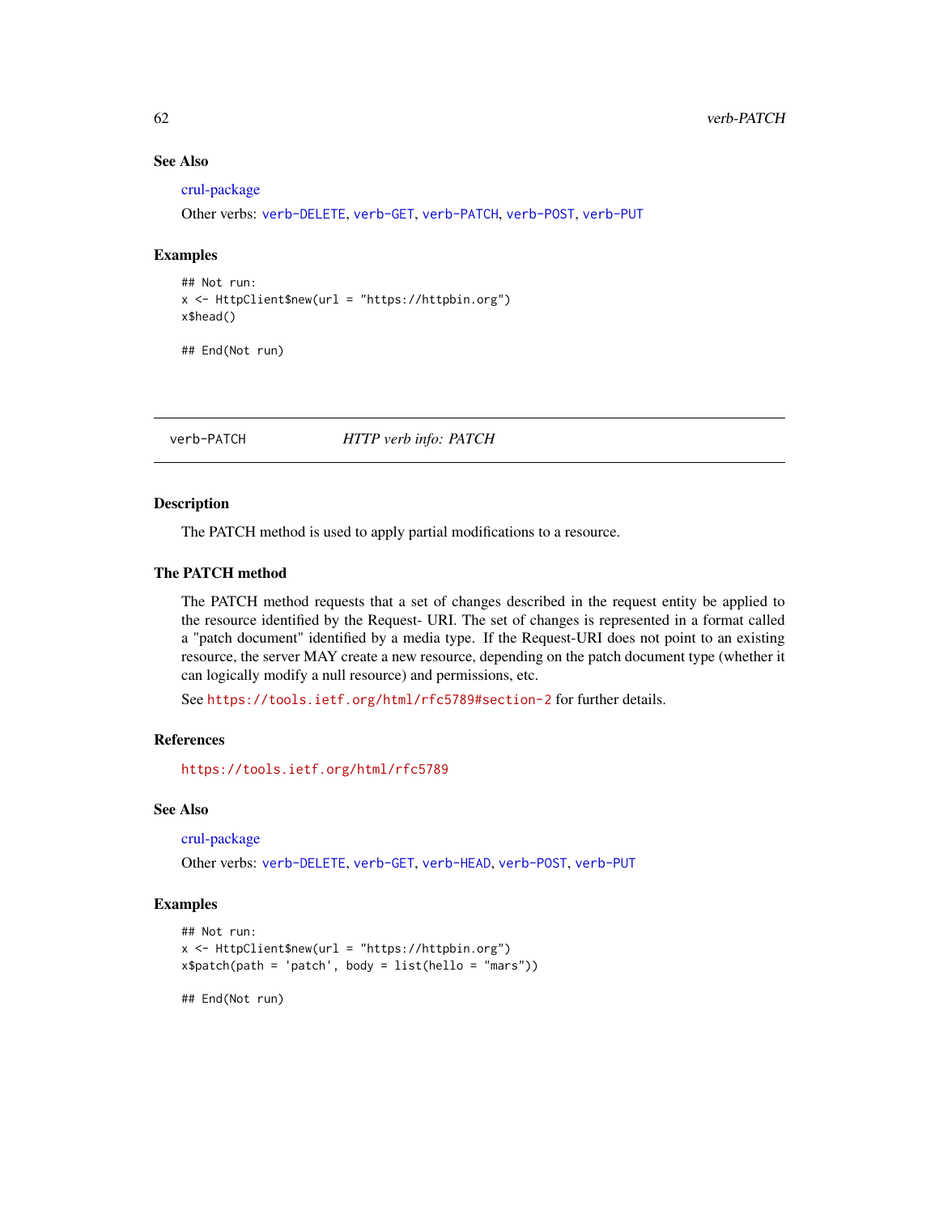### See Also

crul-package

Other verbs: verb-DELETE, verb-GET, verb-PATCH, verb-POST, verb-PUT

### Examples

```
## Not run:
x <- HttpClient$new(url = "https://httpbin.org")
x$head()

## End(Not run)
```

---

## verb-PATCH — *HTTP verb info: PATCH*

---

### Description

The PATCH method is used to apply partial modifications to a resource.

### The PATCH method

The PATCH method requests that a set of changes described in the request entity be applied to the resource identified by the Request- URI. The set of changes is represented in a format called a "patch document" identified by a media type. If the Request-URI does not point to an existing resource, the server MAY create a new resource, depending on the patch document type (whether it can logically modify a null resource) and permissions, etc.

See https://tools.ietf.org/html/rfc5789#section-2 for further details.

### References

https://tools.ietf.org/html/rfc5789

### See Also

crul-package

Other verbs: verb-DELETE, verb-GET, verb-HEAD, verb-POST, verb-PUT

### Examples

```
## Not run:
x <- HttpClient$new(url = "https://httpbin.org")
x$patch(path = 'patch', body = list(hello = "mars"))

## End(Not run)
```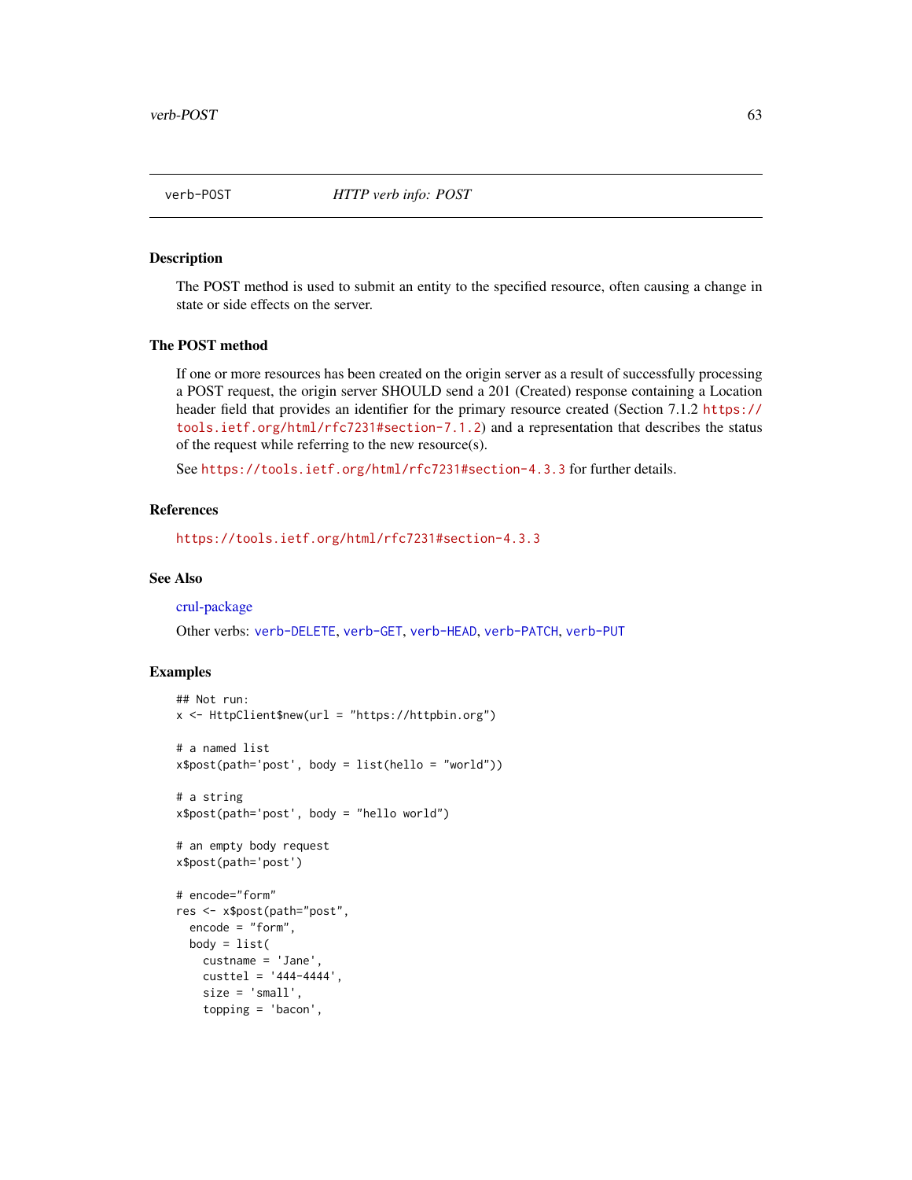## verb-POST    *HTTP verb info: POST*

### Description

The POST method is used to submit an entity to the specified resource, often causing a change in state or side effects on the server.

### The POST method

If one or more resources has been created on the origin server as a result of successfully processing a POST request, the origin server SHOULD send a 201 (Created) response containing a Location header field that provides an identifier for the primary resource created (Section 7.1.2 https://tools.ietf.org/html/rfc7231#section-7.1.2) and a representation that describes the status of the request while referring to the new resource(s).

See https://tools.ietf.org/html/rfc7231#section-4.3.3 for further details.

### References

https://tools.ietf.org/html/rfc7231#section-4.3.3

### See Also

crul-package

Other verbs: verb-DELETE, verb-GET, verb-HEAD, verb-PATCH, verb-PUT

### Examples

```
## Not run:
x <- HttpClient$new(url = "https://httpbin.org")

# a named list
x$post(path='post', body = list(hello = "world"))

# a string
x$post(path='post', body = "hello world")

# an empty body request
x$post(path='post')

# encode="form"
res <- x$post(path="post",
  encode = "form",
  body = list(
    custname = 'Jane',
    custtel = '444-4444',
    size = 'small',
    topping = 'bacon',
```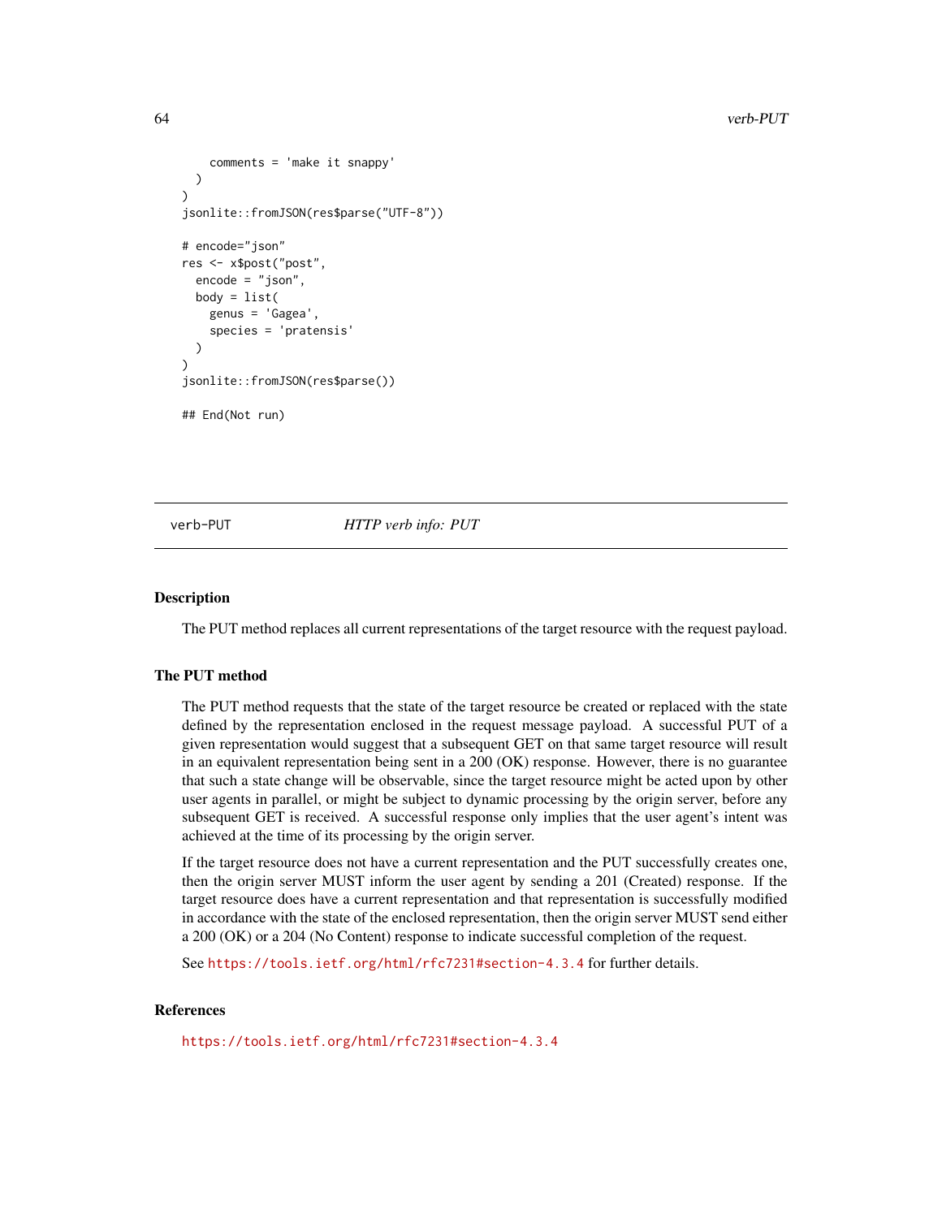```
    comments = 'make it snappy'
  )
)
jsonlite::fromJSON(res$parse("UTF-8"))

# encode="json"
res <- x$post("post",
  encode = "json",
  body = list(
    genus = 'Gagea',
    species = 'pratensis'
  )
)
jsonlite::fromJSON(res$parse())

## End(Not run)
```

---

verb-PUT *HTTP verb info: PUT*

---

## Description

The PUT method replaces all current representations of the target resource with the request payload.

## The PUT method

The PUT method requests that the state of the target resource be created or replaced with the state defined by the representation enclosed in the request message payload. A successful PUT of a given representation would suggest that a subsequent GET on that same target resource will result in an equivalent representation being sent in a 200 (OK) response. However, there is no guarantee that such a state change will be observable, since the target resource might be acted upon by other user agents in parallel, or might be subject to dynamic processing by the origin server, before any subsequent GET is received. A successful response only implies that the user agent's intent was achieved at the time of its processing by the origin server.

If the target resource does not have a current representation and the PUT successfully creates one, then the origin server MUST inform the user agent by sending a 201 (Created) response. If the target resource does have a current representation and that representation is successfully modified in accordance with the state of the enclosed representation, then the origin server MUST send either a 200 (OK) or a 204 (No Content) response to indicate successful completion of the request.

See https://tools.ietf.org/html/rfc7231#section-4.3.4 for further details.

## References

https://tools.ietf.org/html/rfc7231#section-4.3.4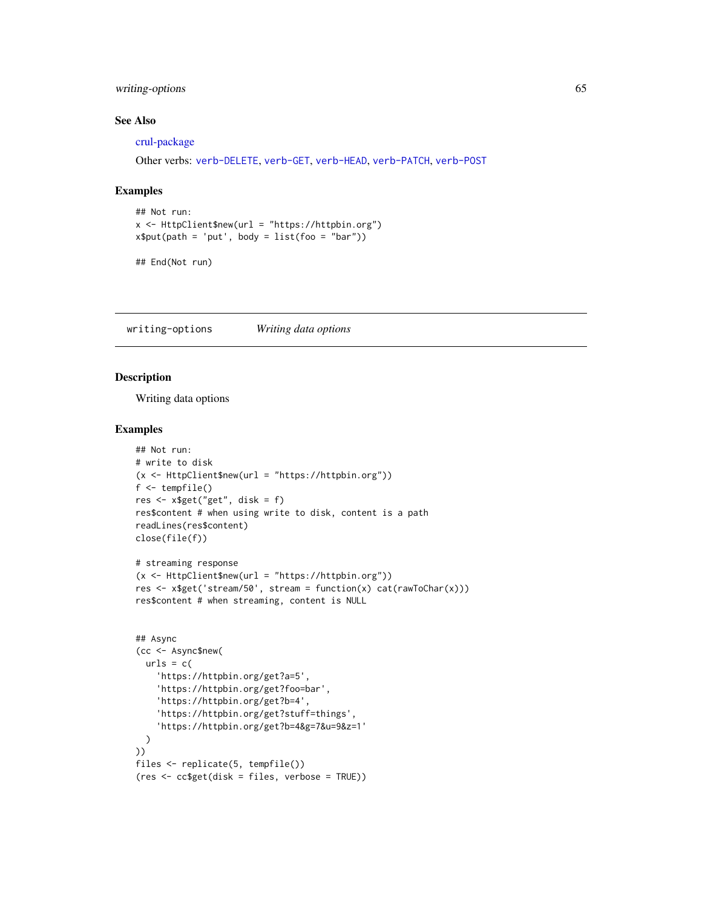## See Also

crul-package

Other verbs: `verb-DELETE`, `verb-GET`, `verb-HEAD`, `verb-PATCH`, `verb-POST`

## Examples

```
## Not run:
x <- HttpClient$new(url = "https://httpbin.org")
x$put(path = 'put', body = list(foo = "bar"))

## End(Not run)
```

---

# writing-options — *Writing data options*

## Description

Writing data options

## Examples

```
## Not run:
# write to disk
(x <- HttpClient$new(url = "https://httpbin.org"))
f <- tempfile()
res <- x$get("get", disk = f)
res$content # when using write to disk, content is a path
readLines(res$content)
close(file(f))

# streaming response
(x <- HttpClient$new(url = "https://httpbin.org"))
res <- x$get('stream/50', stream = function(x) cat(rawToChar(x)))
res$content # when streaming, content is NULL


## Async
(cc <- Async$new(
  urls = c(
    'https://httpbin.org/get?a=5',
    'https://httpbin.org/get?foo=bar',
    'https://httpbin.org/get?b=4',
    'https://httpbin.org/get?stuff=things',
    'https://httpbin.org/get?b=4&g=7&u=9&z=1'
  )
))
files <- replicate(5, tempfile())
(res <- cc$get(disk = files, verbose = TRUE))
```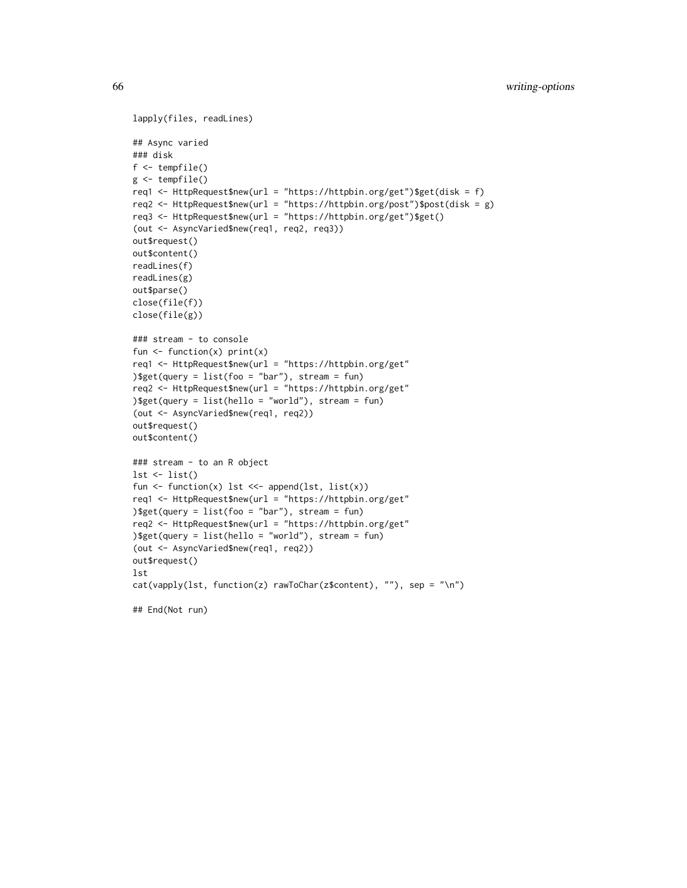```
lapply(files, readLines)

## Async varied
### disk
f <- tempfile()
g <- tempfile()
req1 <- HttpRequest$new(url = "https://httpbin.org/get")$get(disk = f)
req2 <- HttpRequest$new(url = "https://httpbin.org/post")$post(disk = g)
req3 <- HttpRequest$new(url = "https://httpbin.org/get")$get()
(out <- AsyncVaried$new(req1, req2, req3))
out$request()
out$content()
readLines(f)
readLines(g)
out$parse()
close(file(f))
close(file(g))

### stream - to console
fun <- function(x) print(x)
req1 <- HttpRequest$new(url = "https://httpbin.org/get"
)$get(query = list(foo = "bar"), stream = fun)
req2 <- HttpRequest$new(url = "https://httpbin.org/get"
)$get(query = list(hello = "world"), stream = fun)
(out <- AsyncVaried$new(req1, req2))
out$request()
out$content()

### stream - to an R object
lst <- list()
fun <- function(x) lst <<- append(lst, list(x))
req1 <- HttpRequest$new(url = "https://httpbin.org/get"
)$get(query = list(foo = "bar"), stream = fun)
req2 <- HttpRequest$new(url = "https://httpbin.org/get"
)$get(query = list(hello = "world"), stream = fun)
(out <- AsyncVaried$new(req1, req2))
out$request()
lst
cat(vapply(lst, function(z) rawToChar(z$content), ""), sep = "\n")

## End(Not run)
```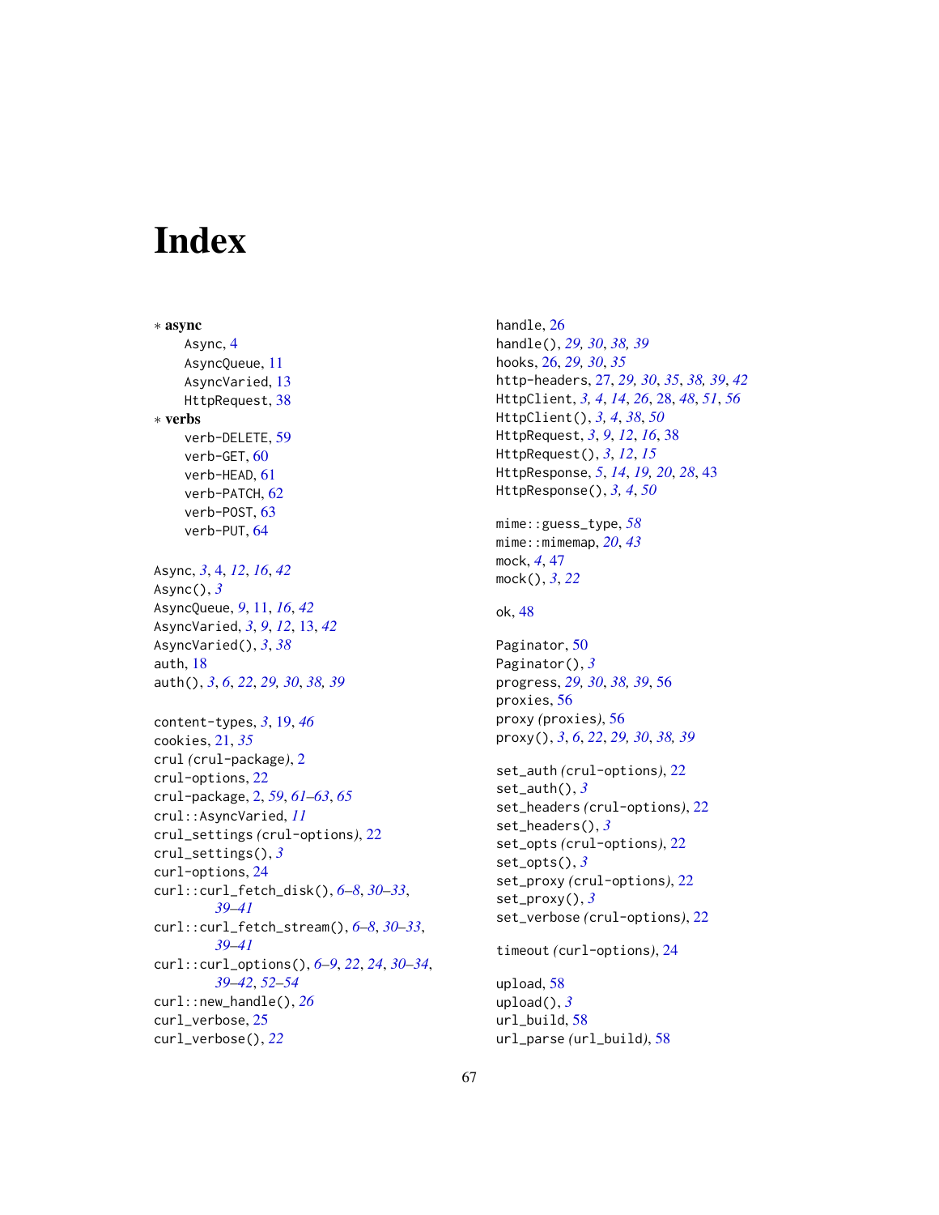# Index

∗ **async**
- Async, 4
- AsyncQueue, 11
- AsyncVaried, 13
- HttpRequest, 38

∗ **verbs**
- verb-DELETE, 59
- verb-GET, 60
- verb-HEAD, 61
- verb-PATCH, 62
- verb-POST, 63
- verb-PUT, 64

Async, *3*, 4, *12*, *16*, *42*
Async(), *3*
AsyncQueue, *9*, 11, *16*, *42*
AsyncVaried, *3*, *9*, *12*, 13, *42*
AsyncVaried(), *3*, *38*
auth, 18
auth(), *3*, *6*, *22*, *29, 30*, *38, 39*

content-types, *3*, 19, *46*
cookies, 21, *35*
crul *(crul-package)*, 2
crul-options, 22
crul-package, 2, *59*, *61–63*, *65*
crul::AsyncVaried, *11*
crul_settings *(crul-options)*, 22
crul_settings(), *3*
curl-options, 24
curl::curl_fetch_disk(), *6–8*, *30–33*, *39–41*
curl::curl_fetch_stream(), *6–8*, *30–33*, *39–41*
curl::curl_options(), *6–9*, *22*, *24*, *30–34*, *39–42*, *52–54*
curl::new_handle(), *26*
curl_verbose, 25
curl_verbose(), *22*

handle, 26
handle(), *29, 30*, *38, 39*
hooks, 26, *29, 30*, *35*
http-headers, 27, *29, 30*, *35*, *38, 39*, *42*
HttpClient, *3, 4*, *14*, *26*, 28, *48*, *51*, *56*
HttpClient(), *3, 4*, *38*, *50*
HttpRequest, *3*, *9*, *12*, *16*, 38
HttpRequest(), *3*, *12*, *15*
HttpResponse, *5*, *14*, *19, 20*, *28*, 43
HttpResponse(), *3, 4*, *50*

mime::guess_type, *58*
mime::mimemap, *20*, *43*
mock, *4*, 47
mock(), *3*, *22*

ok, 48

Paginator, 50
Paginator(), *3*
progress, *29, 30*, *38, 39*, 56
proxies, 56
proxy *(proxies)*, 56
proxy(), *3*, *6*, *22*, *29, 30*, *38, 39*

set_auth *(crul-options)*, 22
set_auth(), *3*
set_headers *(crul-options)*, 22
set_headers(), *3*
set_opts *(crul-options)*, 22
set_opts(), *3*
set_proxy *(crul-options)*, 22
set_proxy(), *3*
set_verbose *(crul-options)*, 22

timeout *(curl-options)*, 24

upload, 58
upload(), *3*
url_build, 58
url_parse *(url_build)*, 58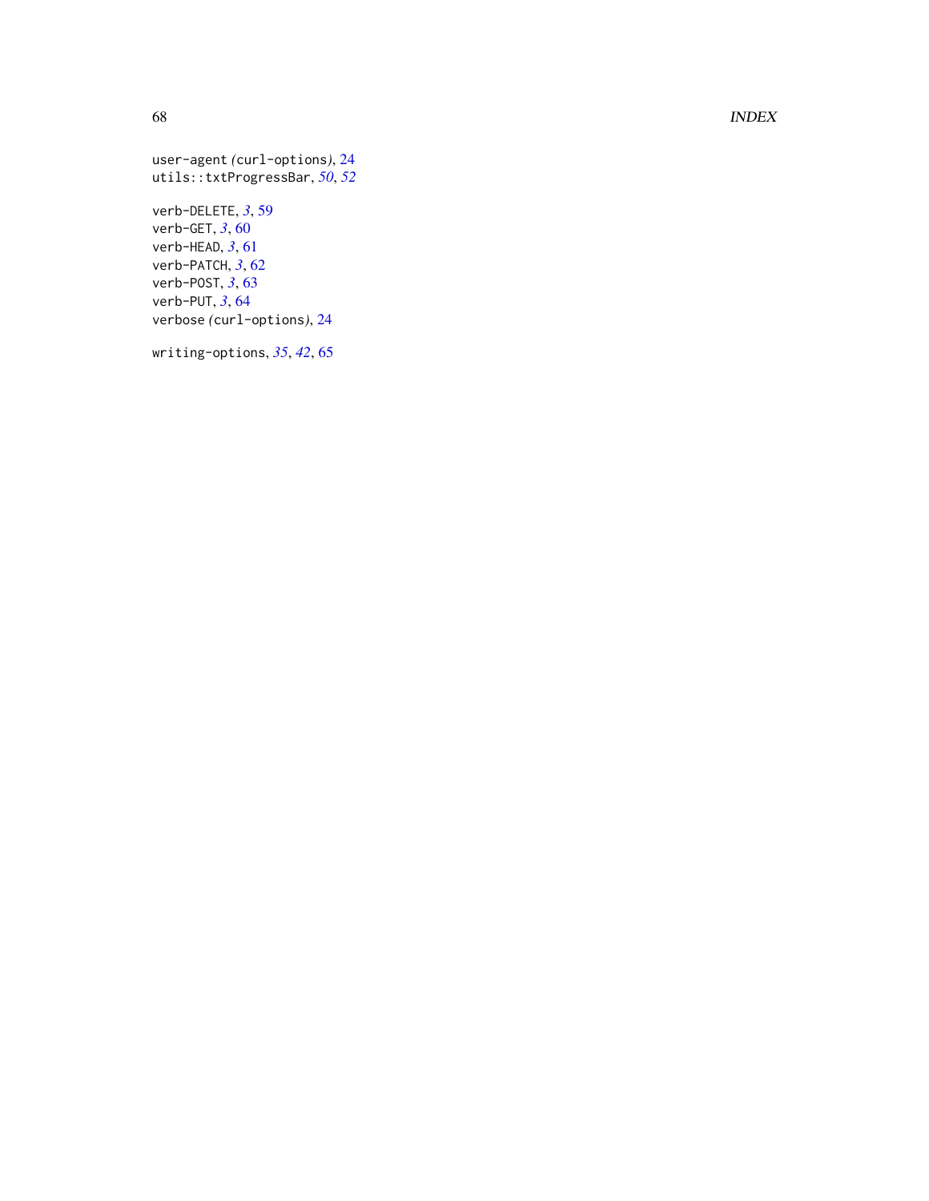user-agent (curl-options), 24
utils::txtProgressBar, *50*, *52*

verb-DELETE, *3*, 59
verb-GET, *3*, 60
verb-HEAD, *3*, 61
verb-PATCH, *3*, 62
verb-POST, *3*, 63
verb-PUT, *3*, 64
verbose (curl-options), 24

writing-options, *35*, *42*, 65